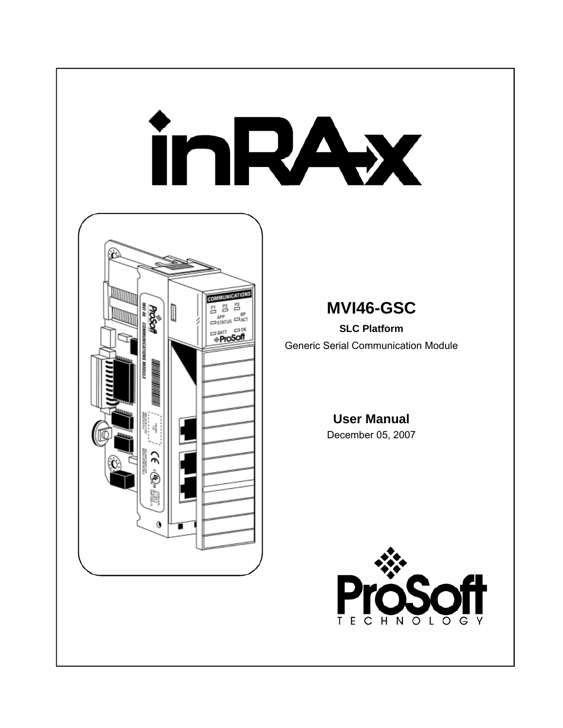# inRAx

# MVI46-GSC

**SLC Platform**

Generic Serial Communication Module

## User Manual

December 05, 2007

ProSoft TECHNOLOGY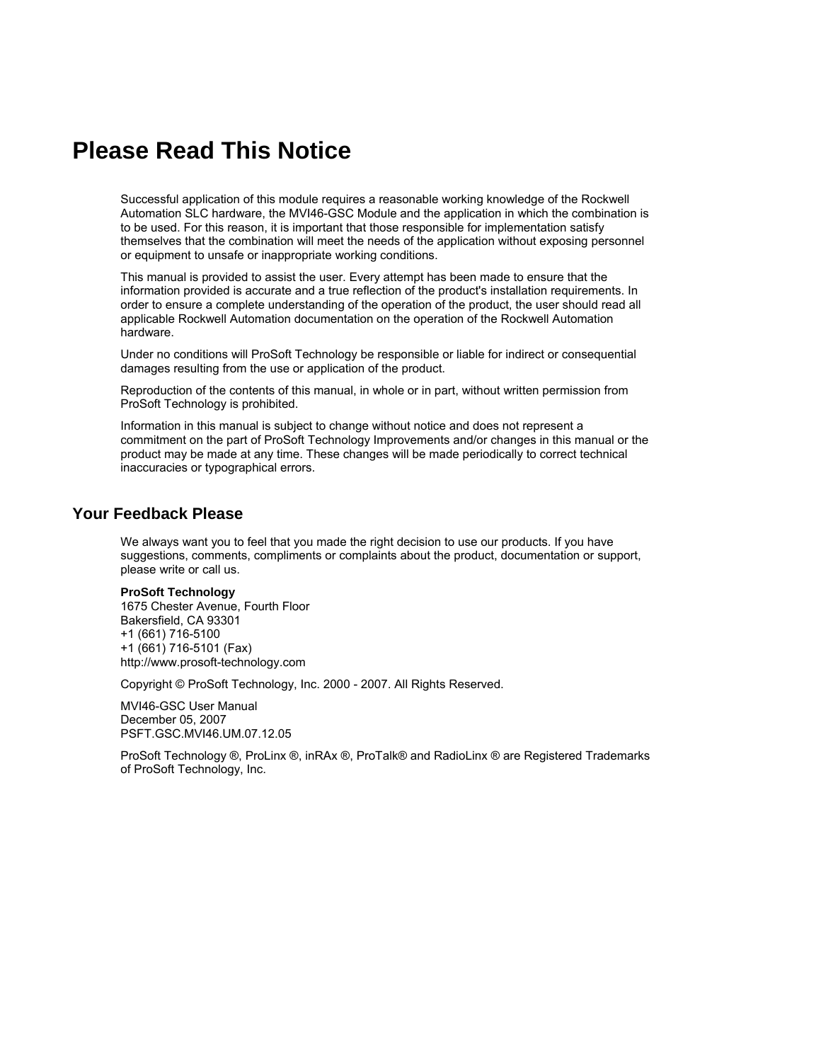# Please Read This Notice

Successful application of this module requires a reasonable working knowledge of the Rockwell Automation SLC hardware, the MVI46-GSC Module and the application in which the combination is to be used. For this reason, it is important that those responsible for implementation satisfy themselves that the combination will meet the needs of the application without exposing personnel or equipment to unsafe or inappropriate working conditions.

This manual is provided to assist the user. Every attempt has been made to ensure that the information provided is accurate and a true reflection of the product's installation requirements. In order to ensure a complete understanding of the operation of the product, the user should read all applicable Rockwell Automation documentation on the operation of the Rockwell Automation hardware.

Under no conditions will ProSoft Technology be responsible or liable for indirect or consequential damages resulting from the use or application of the product.

Reproduction of the contents of this manual, in whole or in part, without written permission from ProSoft Technology is prohibited.

Information in this manual is subject to change without notice and does not represent a commitment on the part of ProSoft Technology Improvements and/or changes in this manual or the product may be made at any time. These changes will be made periodically to correct technical inaccuracies or typographical errors.

## Your Feedback Please

We always want you to feel that you made the right decision to use our products. If you have suggestions, comments, compliments or complaints about the product, documentation or support, please write or call us.

**ProSoft Technology**
1675 Chester Avenue, Fourth Floor
Bakersfield, CA 93301
+1 (661) 716-5100
+1 (661) 716-5101 (Fax)
http://www.prosoft-technology.com

Copyright © ProSoft Technology, Inc. 2000 - 2007. All Rights Reserved.

MVI46-GSC User Manual
December 05, 2007
PSFT.GSC.MVI46.UM.07.12.05

ProSoft Technology ®, ProLinx ®, inRAx ®, ProTalk® and RadioLinx ® are Registered Trademarks of ProSoft Technology, Inc.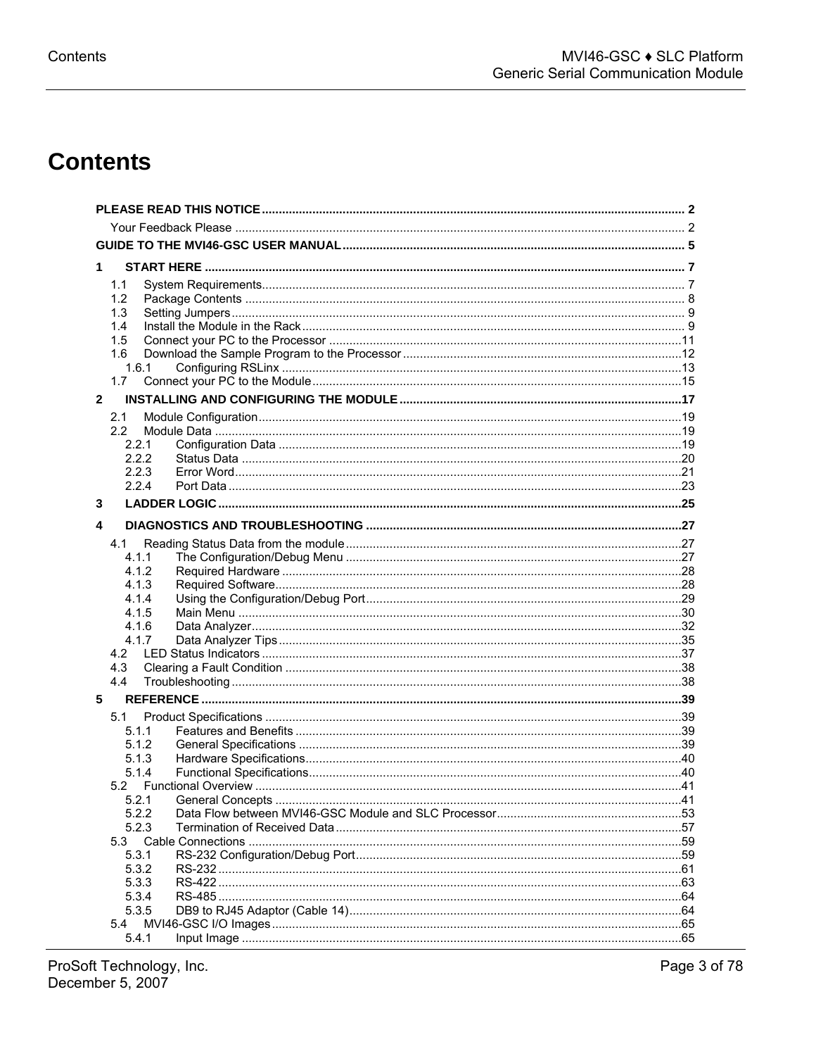# Contents

PLEASE READ THIS NOTICE ........ 2
- Your Feedback Please ........ 2

GUIDE TO THE MVI46-GSC USER MANUAL ........ 5

1 START HERE ........ 7
- 1.1 System Requirements ........ 7
- 1.2 Package Contents ........ 8
- 1.3 Setting Jumpers ........ 9
- 1.4 Install the Module in the Rack ........ 9
- 1.5 Connect your PC to the Processor ........ 11
- 1.6 Download the Sample Program to the Processor ........ 12
  - 1.6.1 Configuring RSLinx ........ 13
- 1.7 Connect your PC to the Module ........ 15

2 INSTALLING AND CONFIGURING THE MODULE ........ 17
- 2.1 Module Configuration ........ 19
- 2.2 Module Data ........ 19
  - 2.2.1 Configuration Data ........ 19
  - 2.2.2 Status Data ........ 20
  - 2.2.3 Error Word ........ 21
  - 2.2.4 Port Data ........ 23

3 LADDER LOGIC ........ 25

4 DIAGNOSTICS AND TROUBLESHOOTING ........ 27
- 4.1 Reading Status Data from the module ........ 27
  - 4.1.1 The Configuration/Debug Menu ........ 27
  - 4.1.2 Required Hardware ........ 28
  - 4.1.3 Required Software ........ 28
  - 4.1.4 Using the Configuration/Debug Port ........ 29
  - 4.1.5 Main Menu ........ 30
  - 4.1.6 Data Analyzer ........ 32
  - 4.1.7 Data Analyzer Tips ........ 35
- 4.2 LED Status Indicators ........ 37
- 4.3 Clearing a Fault Condition ........ 38
- 4.4 Troubleshooting ........ 38

5 REFERENCE ........ 39
- 5.1 Product Specifications ........ 39
  - 5.1.1 Features and Benefits ........ 39
  - 5.1.2 General Specifications ........ 39
  - 5.1.3 Hardware Specifications ........ 40
  - 5.1.4 Functional Specifications ........ 40
- 5.2 Functional Overview ........ 41
  - 5.2.1 General Concepts ........ 41
  - 5.2.2 Data Flow between MVI46-GSC Module and SLC Processor ........ 53
  - 5.2.3 Termination of Received Data ........ 57
- 5.3 Cable Connections ........ 59
  - 5.3.1 RS-232 Configuration/Debug Port ........ 59
  - 5.3.2 RS-232 ........ 61
  - 5.3.3 RS-422 ........ 63
  - 5.3.4 RS-485 ........ 64
  - 5.3.5 DB9 to RJ45 Adaptor (Cable 14) ........ 64
- 5.4 MVI46-GSC I/O Images ........ 65
  - 5.4.1 Input Image ........ 65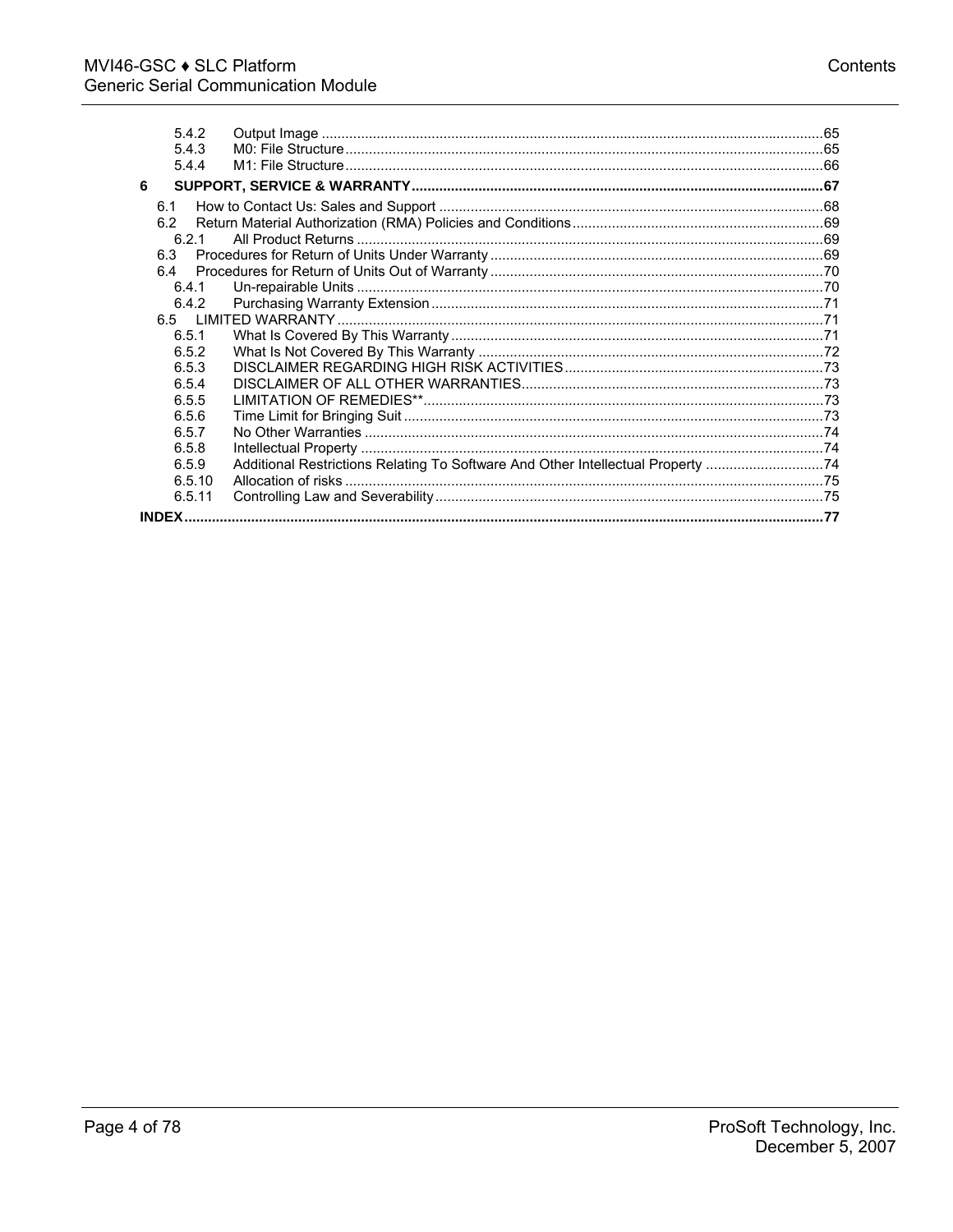5.4.2 Output Image ....65
5.4.3 M0: File Structure ....65
5.4.4 M1: File Structure ....66

**6 SUPPORT, SERVICE & WARRANTY ....67**

6.1 How to Contact Us: Sales and Support ....68
6.2 Return Material Authorization (RMA) Policies and Conditions ....69
6.2.1 All Product Returns ....69
6.3 Procedures for Return of Units Under Warranty ....69
6.4 Procedures for Return of Units Out of Warranty ....70
6.4.1 Un-repairable Units ....70
6.4.2 Purchasing Warranty Extension ....71
6.5 LIMITED WARRANTY ....71
6.5.1 What Is Covered By This Warranty ....71
6.5.2 What Is Not Covered By This Warranty ....72
6.5.3 DISCLAIMER REGARDING HIGH RISK ACTIVITIES ....73
6.5.4 DISCLAIMER OF ALL OTHER WARRANTIES ....73
6.5.5 LIMITATION OF REMEDIES** ....73
6.5.6 Time Limit for Bringing Suit ....73
6.5.7 No Other Warranties ....74
6.5.8 Intellectual Property ....74
6.5.9 Additional Restrictions Relating To Software And Other Intellectual Property ....74
6.5.10 Allocation of risks ....75
6.5.11 Controlling Law and Severability ....75

**INDEX ....77**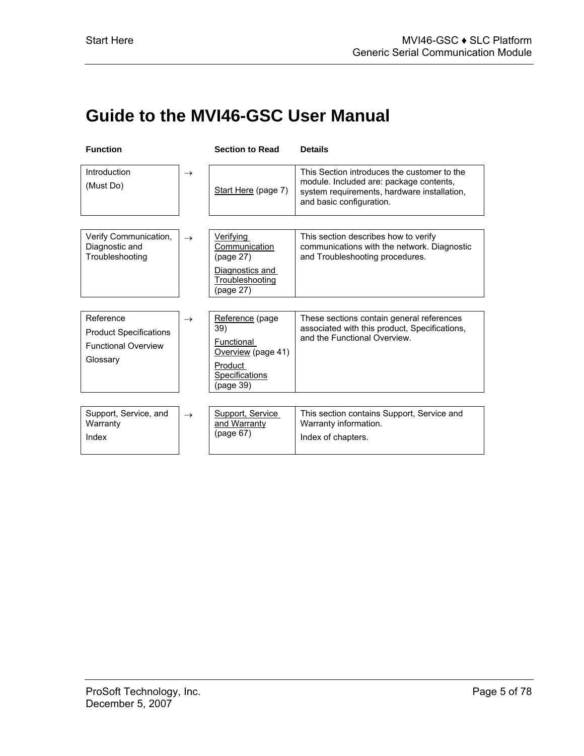# Guide to the MVI46-GSC User Manual

| Function | | Section to Read | Details |
|---|---|---|---|
| Introduction<br>(Must Do) | → | Start Here (page 7) | This Section introduces the customer to the module. Included are: package contents, system requirements, hardware installation, and basic configuration. |
| Verify Communication, Diagnostic and Troubleshooting | → | Verifying Communication (page 27)<br>Diagnostics and Troubleshooting (page 27) | This section describes how to verify communications with the network. Diagnostic and Troubleshooting procedures. |
| Reference<br>Product Specifications<br>Functional Overview<br>Glossary | → | Reference (page 39)<br>Functional Overview (page 41)<br>Product Specifications (page 39) | These sections contain general references associated with this product, Specifications, and the Functional Overview. |
| Support, Service, and Warranty<br>Index | → | Support, Service and Warranty (page 67) | This section contains Support, Service and Warranty information.<br>Index of chapters. |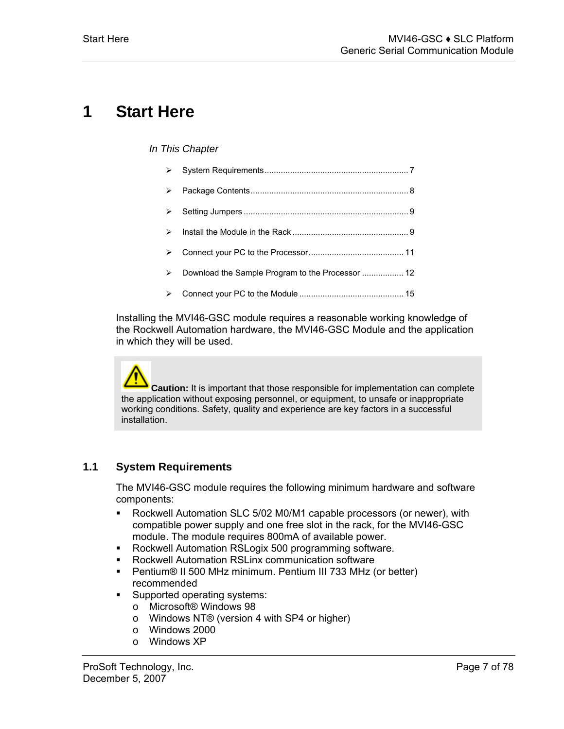# 1 Start Here

*In This Chapter*

- System Requirements ............................................................. 7
- Package Contents ................................................................... 8
- Setting Jumpers ...................................................................... 9
- Install the Module in the Rack ................................................. 9
- Connect your PC to the Processor ......................................... 11
- Download the Sample Program to the Processor .................. 12
- Connect your PC to the Module ............................................. 15

Installing the MVI46-GSC module requires a reasonable working knowledge of the Rockwell Automation hardware, the MVI46-GSC Module and the application in which they will be used.

> **Caution:** It is important that those responsible for implementation can complete the application without exposing personnel, or equipment, to unsafe or inappropriate working conditions. Safety, quality and experience are key factors in a successful installation.

## 1.1 System Requirements

The MVI46-GSC module requires the following minimum hardware and software components:

- Rockwell Automation SLC 5/02 M0/M1 capable processors (or newer), with compatible power supply and one free slot in the rack, for the MVI46-GSC module. The module requires 800mA of available power.
- Rockwell Automation RSLogix 500 programming software.
- Rockwell Automation RSLinx communication software
- Pentium® II 500 MHz minimum. Pentium III 733 MHz (or better) recommended
- Supported operating systems:
  - Microsoft® Windows 98
  - Windows NT® (version 4 with SP4 or higher)
  - Windows 2000
  - Windows XP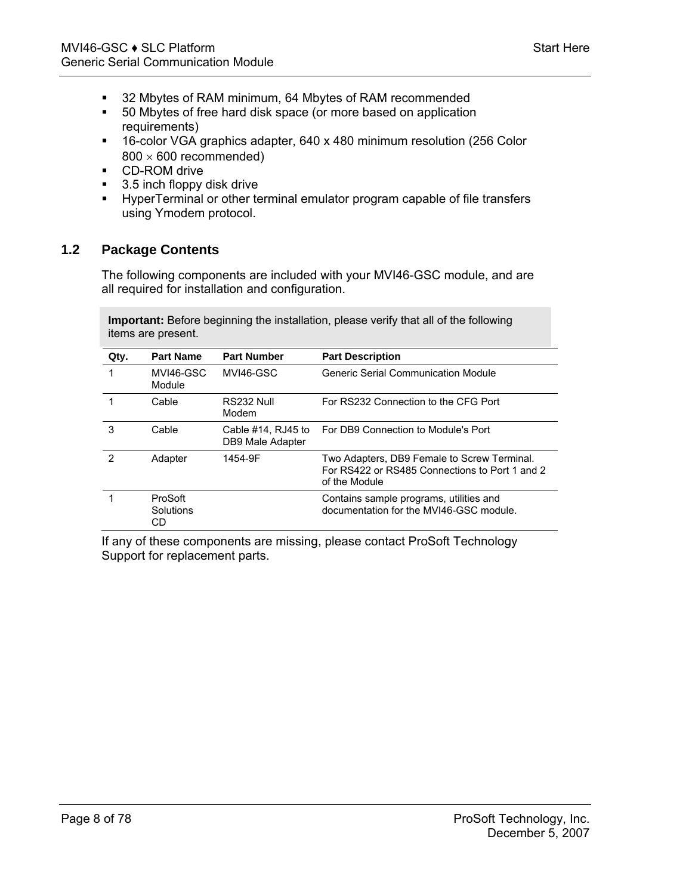- 32 Mbytes of RAM minimum, 64 Mbytes of RAM recommended
- 50 Mbytes of free hard disk space (or more based on application requirements)
- 16-color VGA graphics adapter, 640 x 480 minimum resolution (256 Color 800 × 600 recommended)
- CD-ROM drive
- 3.5 inch floppy disk drive
- HyperTerminal or other terminal emulator program capable of file transfers using Ymodem protocol.

## 1.2 Package Contents

The following components are included with your MVI46-GSC module, and are all required for installation and configuration.

**Important:** Before beginning the installation, please verify that all of the following items are present.

| Qty. | Part Name | Part Number | Part Description |
|---|---|---|---|
| 1 | MVI46-GSC Module | MVI46-GSC | Generic Serial Communication Module |
| 1 | Cable | RS232 Null Modem | For RS232 Connection to the CFG Port |
| 3 | Cable | Cable #14, RJ45 to DB9 Male Adapter | For DB9 Connection to Module's Port |
| 2 | Adapter | 1454-9F | Two Adapters, DB9 Female to Screw Terminal. For RS422 or RS485 Connections to Port 1 and 2 of the Module |
| 1 | ProSoft Solutions CD | | Contains sample programs, utilities and documentation for the MVI46-GSC module. |

If any of these components are missing, please contact ProSoft Technology Support for replacement parts.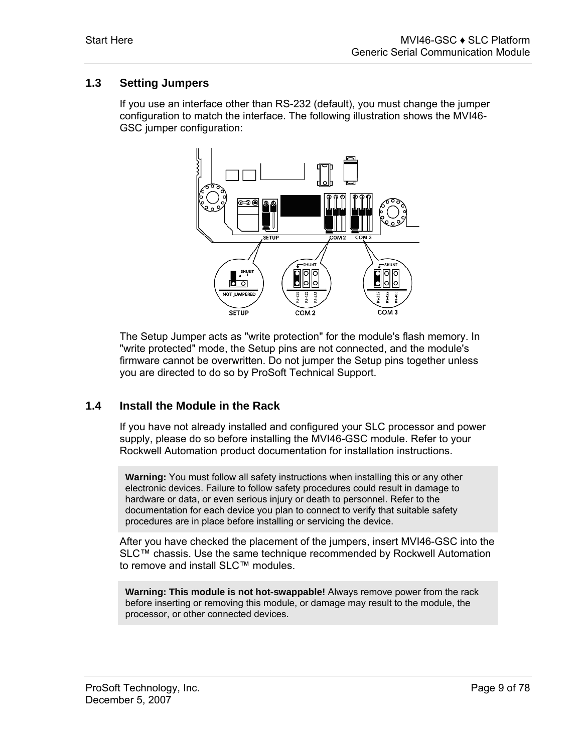## 1.3 Setting Jumpers

If you use an interface other than RS-232 (default), you must change the jumper configuration to match the interface. The following illustration shows the MVI46-GSC jumper configuration:

The Setup Jumper acts as "write protection" for the module's flash memory. In "write protected" mode, the Setup pins are not connected, and the module's firmware cannot be overwritten. Do not jumper the Setup pins together unless you are directed to do so by ProSoft Technical Support.

## 1.4 Install the Module in the Rack

If you have not already installed and configured your SLC processor and power supply, please do so before installing the MVI46-GSC module. Refer to your Rockwell Automation product documentation for installation instructions.

> **Warning:** You must follow all safety instructions when installing this or any other electronic devices. Failure to follow safety procedures could result in damage to hardware or data, or even serious injury or death to personnel. Refer to the documentation for each device you plan to connect to verify that suitable safety procedures are in place before installing or servicing the device.

After you have checked the placement of the jumpers, insert MVI46-GSC into the SLC™ chassis. Use the same technique recommended by Rockwell Automation to remove and install SLC™ modules.

> **Warning: This module is not hot-swappable!** Always remove power from the rack before inserting or removing this module, or damage may result to the module, the processor, or other connected devices.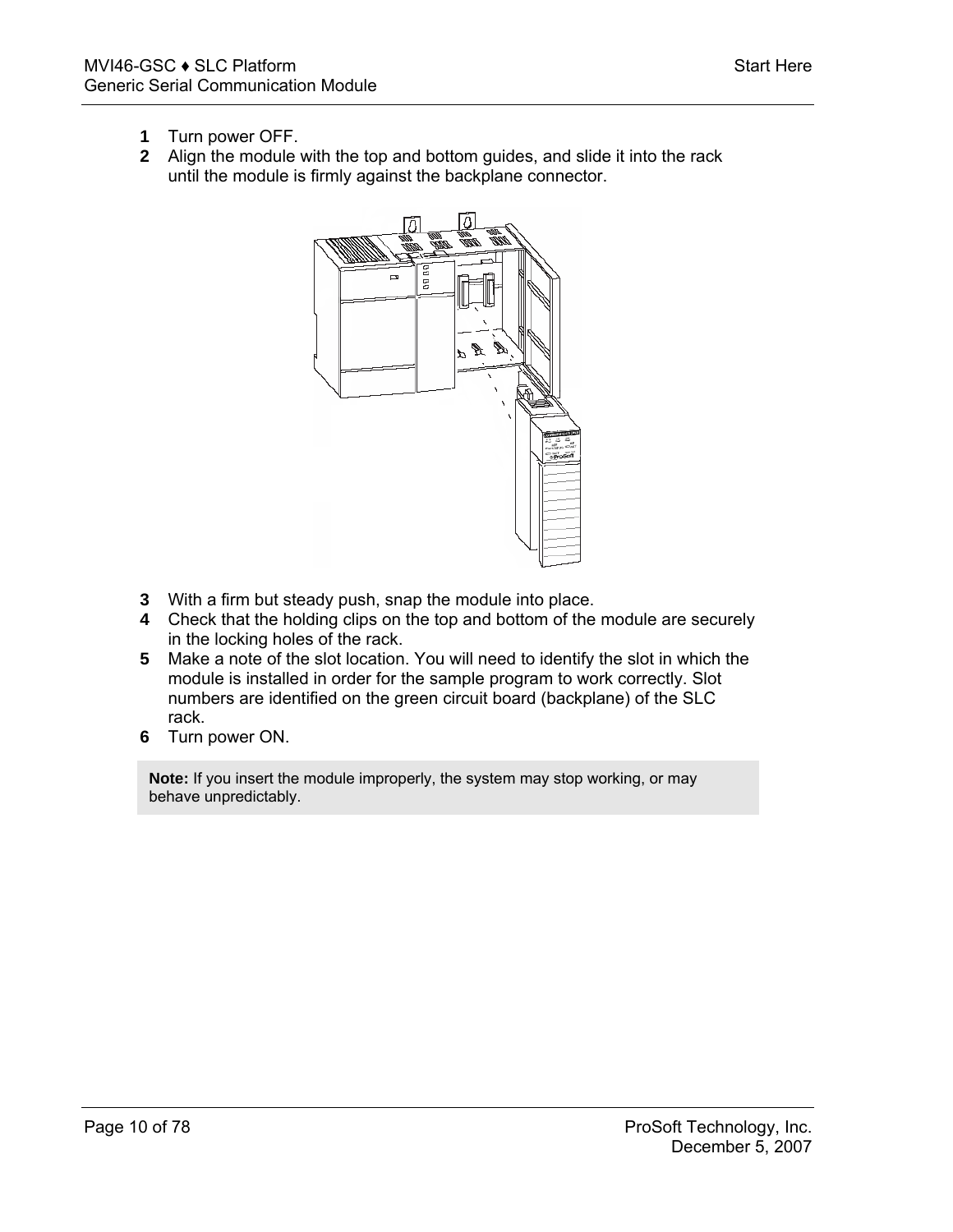1 Turn power OFF.
2 Align the module with the top and bottom guides, and slide it into the rack until the module is firmly against the backplane connector.

3 With a firm but steady push, snap the module into place.
4 Check that the holding clips on the top and bottom of the module are securely in the locking holes of the rack.
5 Make a note of the slot location. You will need to identify the slot in which the module is installed in order for the sample program to work correctly. Slot numbers are identified on the green circuit board (backplane) of the SLC rack.
6 Turn power ON.

**Note:** If you insert the module improperly, the system may stop working, or may behave unpredictably.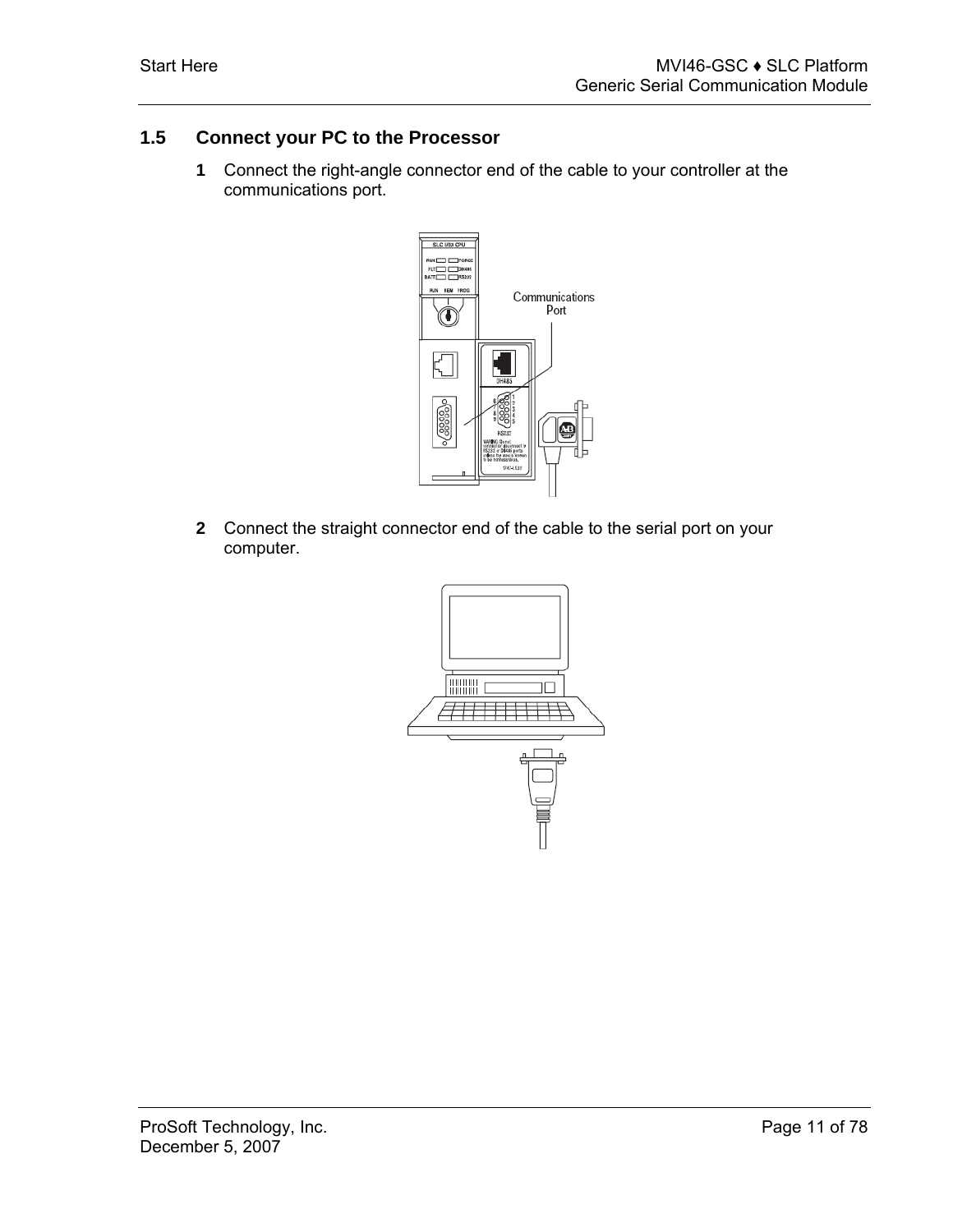## 1.5 Connect your PC to the Processor

1. Connect the right-angle connector end of the cable to your controller at the communications port.

2. Connect the straight connector end of the cable to the serial port on your computer.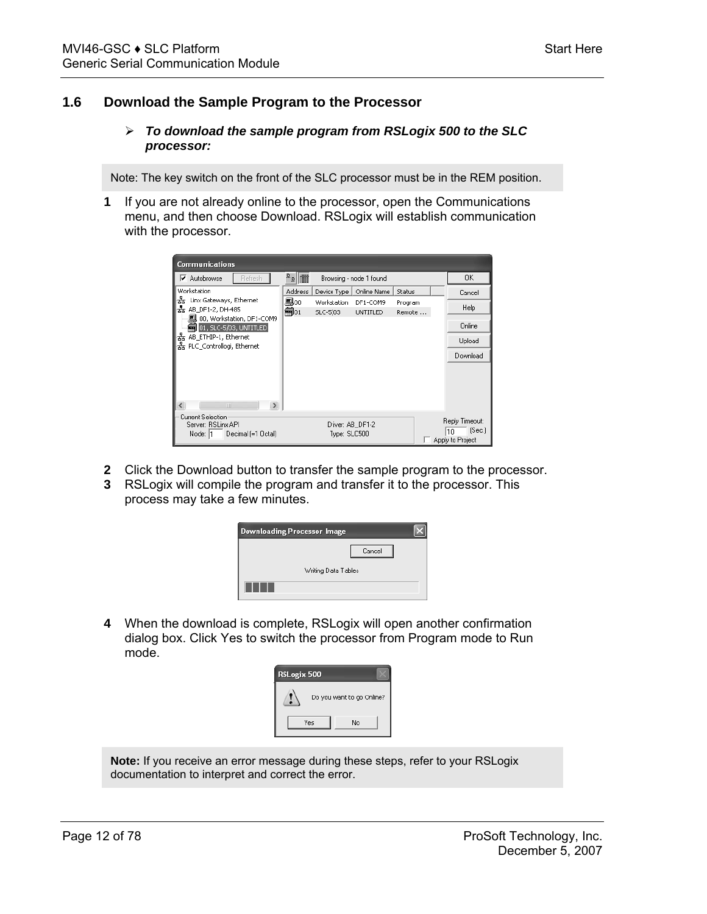## 1.6 Download the Sample Program to the Processor

➢ ***To download the sample program from RSLogix 500 to the SLC processor:***

Note: The key switch on the front of the SLC processor must be in the REM position.

**1** If you are not already online to the processor, open the Communications menu, and then choose Download. RSLogix will establish communication with the processor.

**2** Click the Download button to transfer the sample program to the processor.

**3** RSLogix will compile the program and transfer it to the processor. This process may take a few minutes.

**4** When the download is complete, RSLogix will open another confirmation dialog box. Click Yes to switch the processor from Program mode to Run mode.

**Note:** If you receive an error message during these steps, refer to your RSLogix documentation to interpret and correct the error.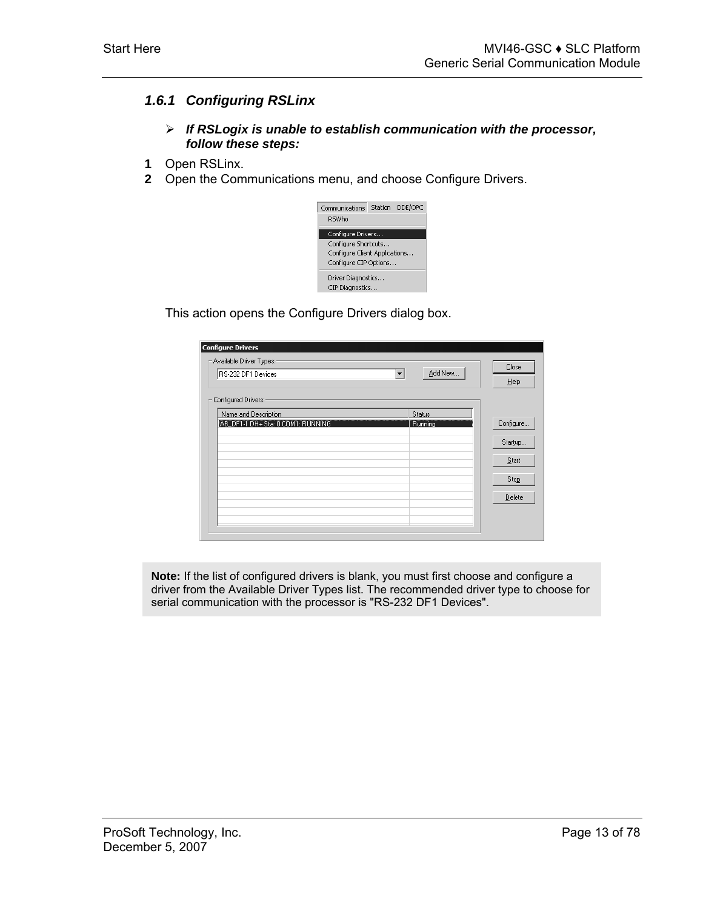### 1.6.1 Configuring RSLinx

➢ ***If RSLogix is unable to establish communication with the processor, follow these steps:***

**1** Open RSLinx.

**2** Open the Communications menu, and choose Configure Drivers.

This action opens the Configure Drivers dialog box.

**Note:** If the list of configured drivers is blank, you must first choose and configure a driver from the Available Driver Types list. The recommended driver type to choose for serial communication with the processor is "RS-232 DF1 Devices".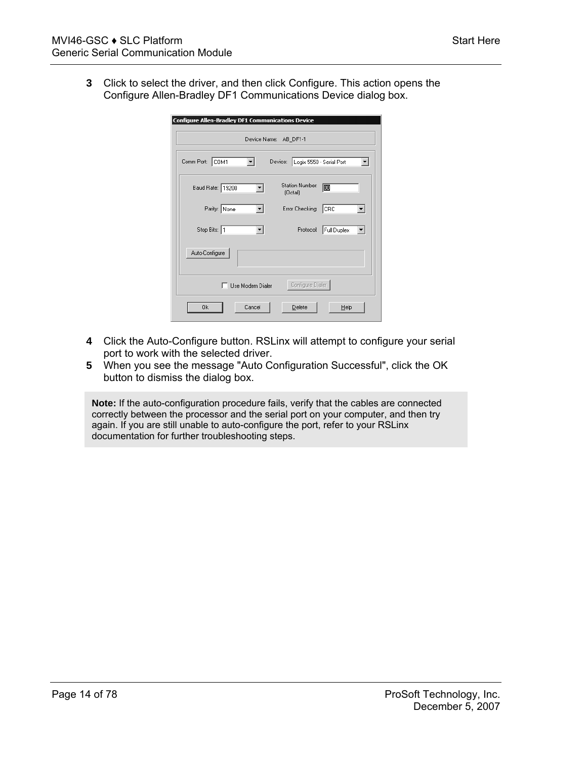3 Click to select the driver, and then click Configure. This action opens the Configure Allen-Bradley DF1 Communications Device dialog box.

4 Click the Auto-Configure button. RSLinx will attempt to configure your serial port to work with the selected driver.
5 When you see the message "Auto Configuration Successful", click the OK button to dismiss the dialog box.

**Note:** If the auto-configuration procedure fails, verify that the cables are connected correctly between the processor and the serial port on your computer, and then try again. If you are still unable to auto-configure the port, refer to your RSLinx documentation for further troubleshooting steps.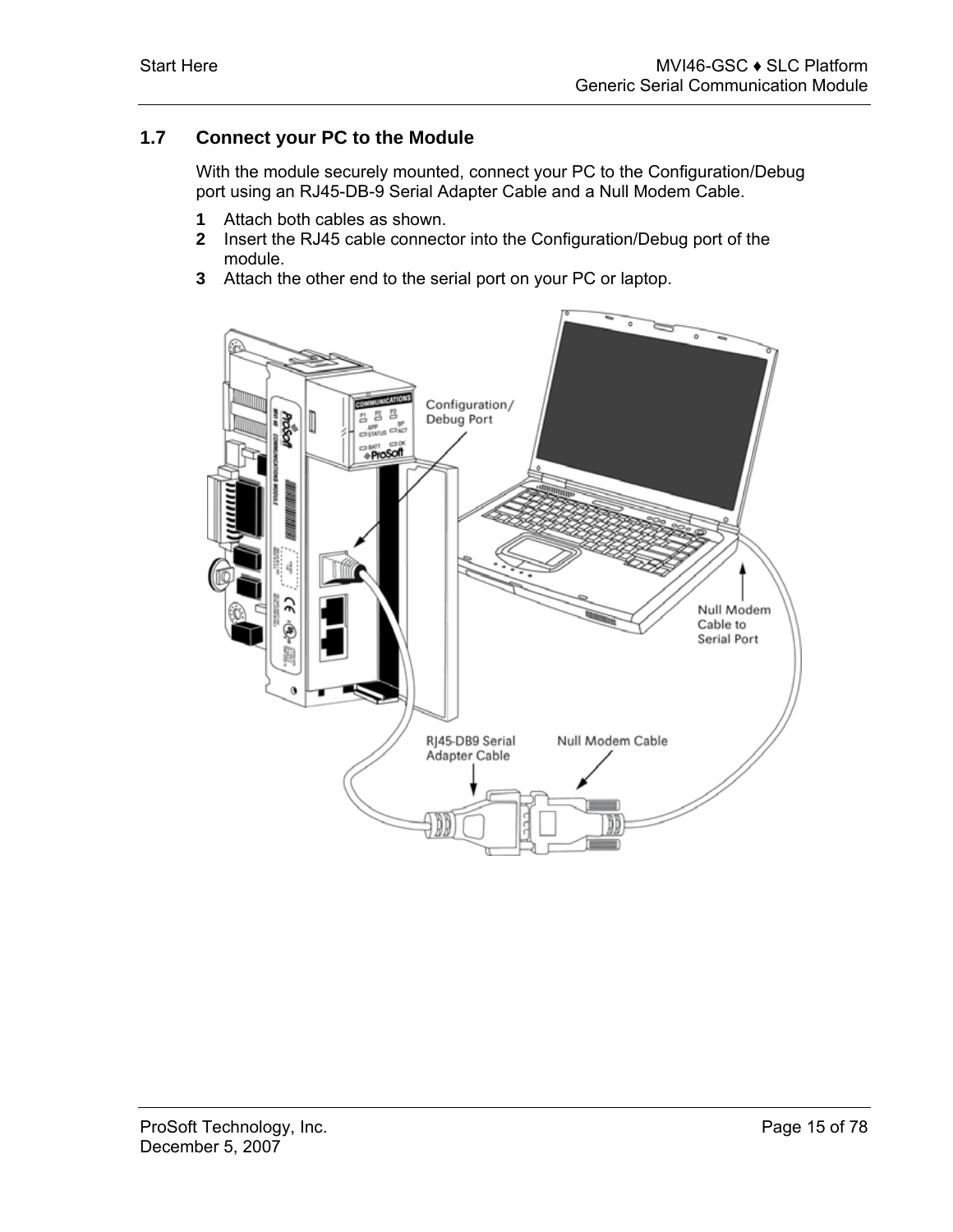## 1.7 Connect your PC to the Module

With the module securely mounted, connect your PC to the Configuration/Debug port using an RJ45-DB-9 Serial Adapter Cable and a Null Modem Cable.

1. Attach both cables as shown.
2. Insert the RJ45 cable connector into the Configuration/Debug port of the module.
3. Attach the other end to the serial port on your PC or laptop.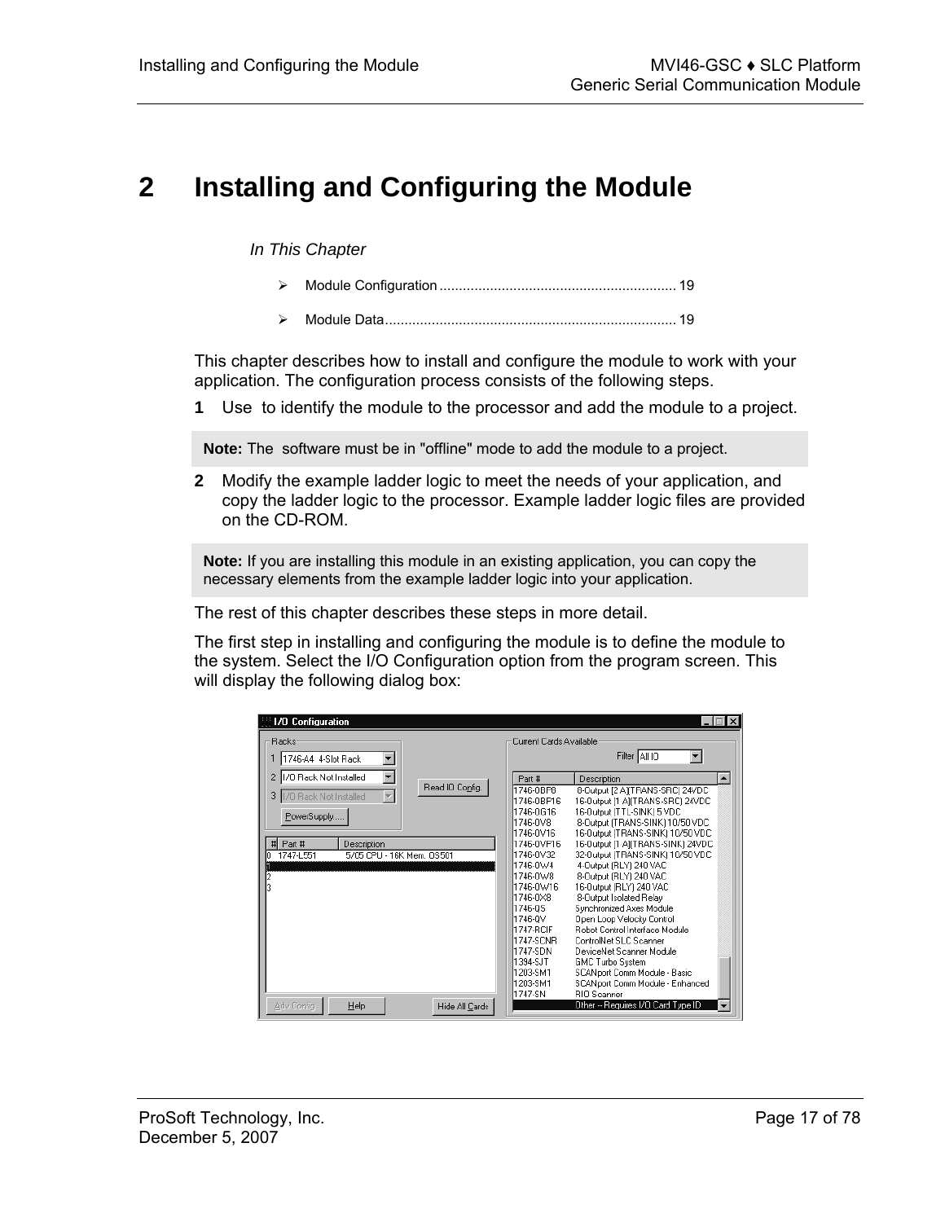# 2 Installing and Configuring the Module

*In This Chapter*

- Module Configuration ............................................................ 19
- Module Data.......................................................................... 19

This chapter describes how to install and configure the module to work with your application. The configuration process consists of the following steps.

**1** Use to identify the module to the processor and add the module to a project.

> **Note:** The software must be in "offline" mode to add the module to a project.

**2** Modify the example ladder logic to meet the needs of your application, and copy the ladder logic to the processor. Example ladder logic files are provided on the CD-ROM.

> **Note:** If you are installing this module in an existing application, you can copy the necessary elements from the example ladder logic into your application.

The rest of this chapter describes these steps in more detail.

The first step in installing and configuring the module is to define the module to the system. Select the I/O Configuration option from the program screen. This will display the following dialog box: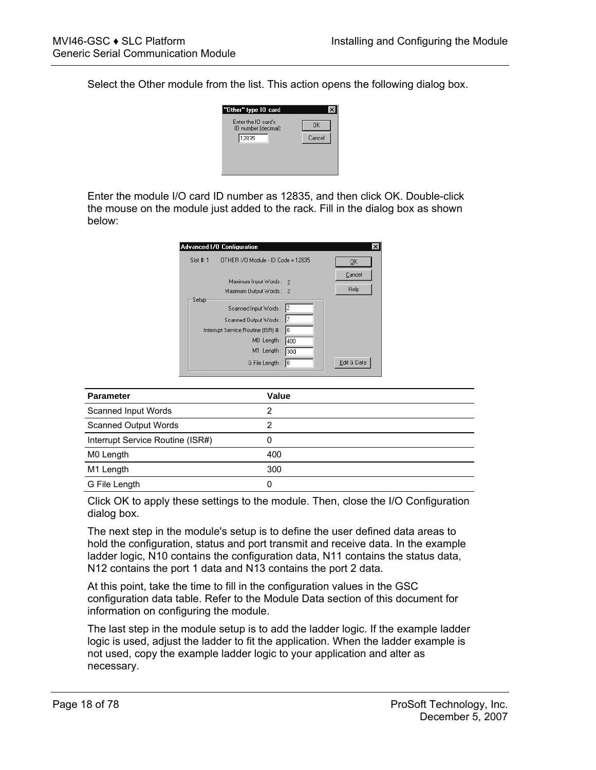Select the Other module from the list. This action opens the following dialog box.

Enter the module I/O card ID number as 12835, and then click OK. Double-click the mouse on the module just added to the rack. Fill in the dialog box as shown below:

| Parameter | Value |
|---|---|
| Scanned Input Words | 2 |
| Scanned Output Words | 2 |
| Interrupt Service Routine (ISR#) | 0 |
| M0 Length | 400 |
| M1 Length | 300 |
| G File Length | 0 |

Click OK to apply these settings to the module. Then, close the I/O Configuration dialog box.

The next step in the module's setup is to define the user defined data areas to hold the configuration, status and port transmit and receive data. In the example ladder logic, N10 contains the configuration data, N11 contains the status data, N12 contains the port 1 data and N13 contains the port 2 data.

At this point, take the time to fill in the configuration values in the GSC configuration data table. Refer to the Module Data section of this document for information on configuring the module.

The last step in the module setup is to add the ladder logic. If the example ladder logic is used, adjust the ladder to fit the application. When the ladder example is not used, copy the example ladder logic to your application and alter as necessary.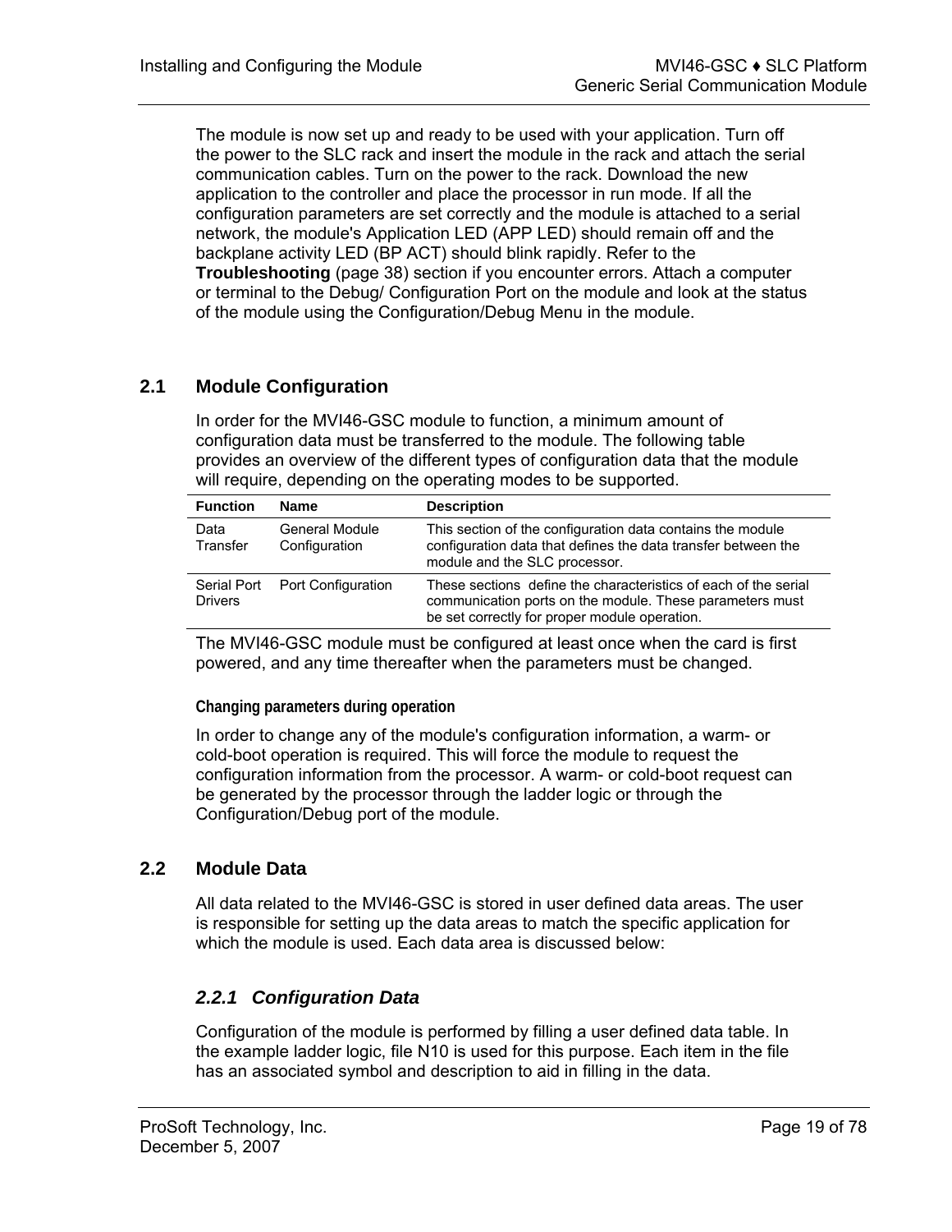The module is now set up and ready to be used with your application. Turn off the power to the SLC rack and insert the module in the rack and attach the serial communication cables. Turn on the power to the rack. Download the new application to the controller and place the processor in run mode. If all the configuration parameters are set correctly and the module is attached to a serial network, the module's Application LED (APP LED) should remain off and the backplane activity LED (BP ACT) should blink rapidly. Refer to the **Troubleshooting** (page 38) section if you encounter errors. Attach a computer or terminal to the Debug/ Configuration Port on the module and look at the status of the module using the Configuration/Debug Menu in the module.

## 2.1 Module Configuration

In order for the MVI46-GSC module to function, a minimum amount of configuration data must be transferred to the module. The following table provides an overview of the different types of configuration data that the module will require, depending on the operating modes to be supported.

| Function | Name | Description |
|---|---|---|
| Data Transfer | General Module Configuration | This section of the configuration data contains the module configuration data that defines the data transfer between the module and the SLC processor. |
| Serial Port Drivers | Port Configuration | These sections define the characteristics of each of the serial communication ports on the module. These parameters must be set correctly for proper module operation. |

The MVI46-GSC module must be configured at least once when the card is first powered, and any time thereafter when the parameters must be changed.

**Changing parameters during operation**

In order to change any of the module's configuration information, a warm- or cold-boot operation is required. This will force the module to request the configuration information from the processor. A warm- or cold-boot request can be generated by the processor through the ladder logic or through the Configuration/Debug port of the module.

## 2.2 Module Data

All data related to the MVI46-GSC is stored in user defined data areas. The user is responsible for setting up the data areas to match the specific application for which the module is used. Each data area is discussed below:

### *2.2.1 Configuration Data*

Configuration of the module is performed by filling a user defined data table. In the example ladder logic, file N10 is used for this purpose. Each item in the file has an associated symbol and description to aid in filling in the data.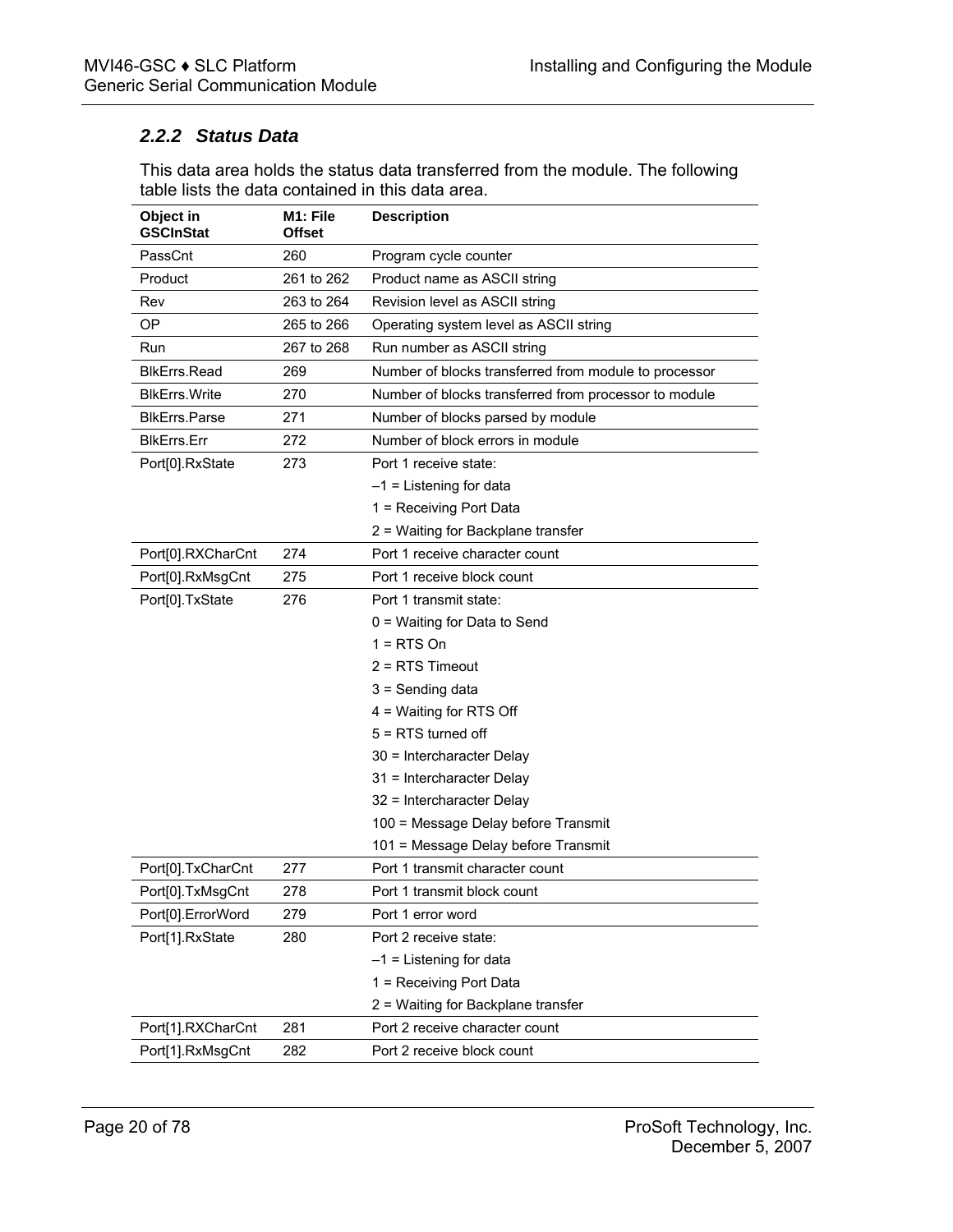### 2.2.2 Status Data

This data area holds the status data transferred from the module. The following table lists the data contained in this data area.

| Object in GSCInStat | M1: File Offset | Description |
|---|---|---|
| PassCnt | 260 | Program cycle counter |
| Product | 261 to 262 | Product name as ASCII string |
| Rev | 263 to 264 | Revision level as ASCII string |
| OP | 265 to 266 | Operating system level as ASCII string |
| Run | 267 to 268 | Run number as ASCII string |
| BlkErrs.Read | 269 | Number of blocks transferred from module to processor |
| BlkErrs.Write | 270 | Number of blocks transferred from processor to module |
| BlkErrs.Parse | 271 | Number of blocks parsed by module |
| BlkErrs.Err | 272 | Number of block errors in module |
| Port[0].RxState | 273 | Port 1 receive state:<br>–1 = Listening for data<br>1 = Receiving Port Data<br>2 = Waiting for Backplane transfer |
| Port[0].RXCharCnt | 274 | Port 1 receive character count |
| Port[0].RxMsgCnt | 275 | Port 1 receive block count |
| Port[0].TxState | 276 | Port 1 transmit state:<br>0 = Waiting for Data to Send<br>1 = RTS On<br>2 = RTS Timeout<br>3 = Sending data<br>4 = Waiting for RTS Off<br>5 = RTS turned off<br>30 = Intercharacter Delay<br>31 = Intercharacter Delay<br>32 = Intercharacter Delay<br>100 = Message Delay before Transmit<br>101 = Message Delay before Transmit |
| Port[0].TxCharCnt | 277 | Port 1 transmit character count |
| Port[0].TxMsgCnt | 278 | Port 1 transmit block count |
| Port[0].ErrorWord | 279 | Port 1 error word |
| Port[1].RxState | 280 | Port 2 receive state:<br>–1 = Listening for data<br>1 = Receiving Port Data<br>2 = Waiting for Backplane transfer |
| Port[1].RXCharCnt | 281 | Port 2 receive character count |
| Port[1].RxMsgCnt | 282 | Port 2 receive block count |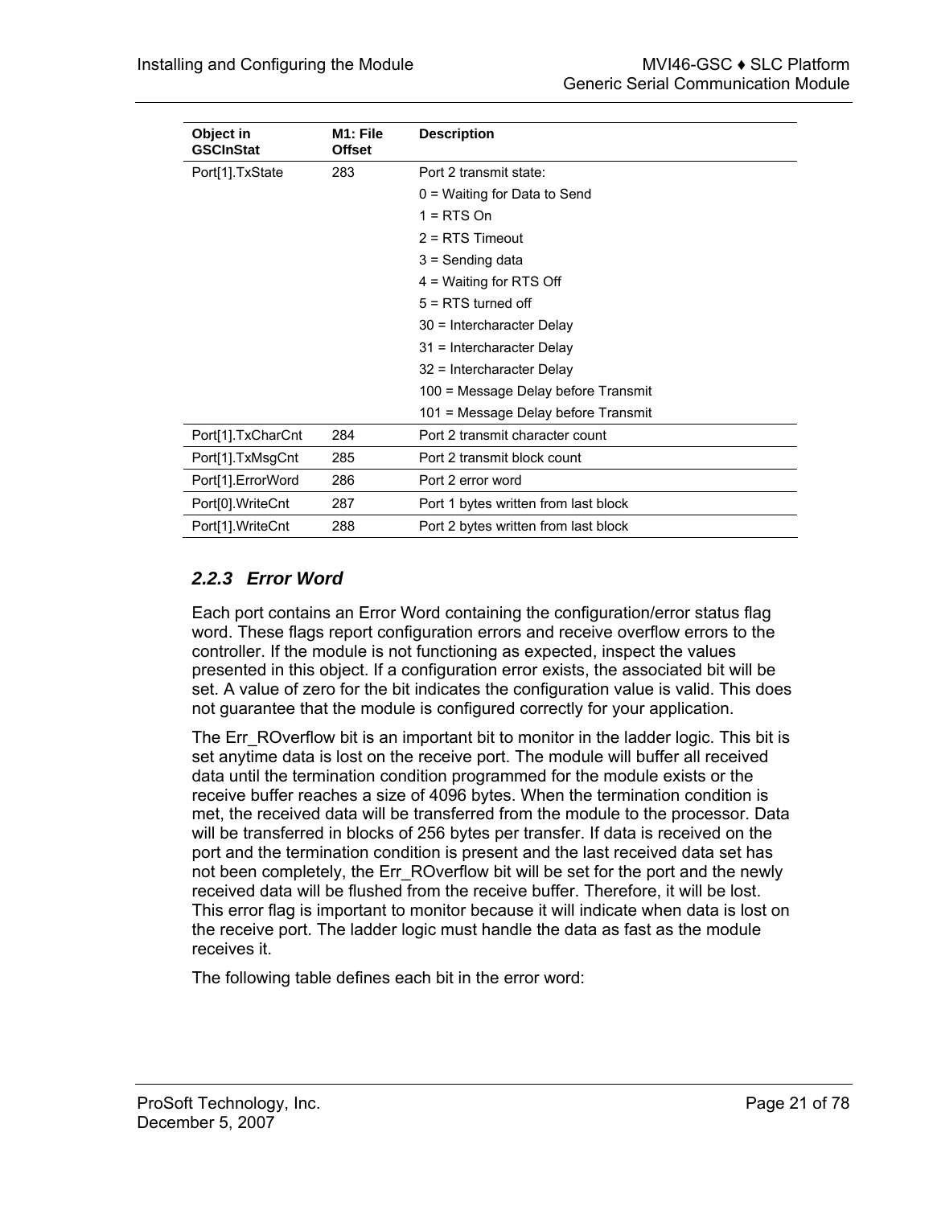| Object in GSCInStat | M1: File Offset | Description |
|---|---|---|
| Port[1].TxState | 283 | Port 2 transmit state:<br>0 = Waiting for Data to Send<br>1 = RTS On<br>2 = RTS Timeout<br>3 = Sending data<br>4 = Waiting for RTS Off<br>5 = RTS turned off<br>30 = Intercharacter Delay<br>31 = Intercharacter Delay<br>32 = Intercharacter Delay<br>100 = Message Delay before Transmit<br>101 = Message Delay before Transmit |
| Port[1].TxCharCnt | 284 | Port 2 transmit character count |
| Port[1].TxMsgCnt | 285 | Port 2 transmit block count |
| Port[1].ErrorWord | 286 | Port 2 error word |
| Port[0].WriteCnt | 287 | Port 1 bytes written from last block |
| Port[1].WriteCnt | 288 | Port 2 bytes written from last block |

### 2.2.3 Error Word

Each port contains an Error Word containing the configuration/error status flag word. These flags report configuration errors and receive overflow errors to the controller. If the module is not functioning as expected, inspect the values presented in this object. If a configuration error exists, the associated bit will be set. A value of zero for the bit indicates the configuration value is valid. This does not guarantee that the module is configured correctly for your application.

The Err_ROverflow bit is an important bit to monitor in the ladder logic. This bit is set anytime data is lost on the receive port. The module will buffer all received data until the termination condition programmed for the module exists or the receive buffer reaches a size of 4096 bytes. When the termination condition is met, the received data will be transferred from the module to the processor. Data will be transferred in blocks of 256 bytes per transfer. If data is received on the port and the termination condition is present and the last received data set has not been completely, the Err_ROverflow bit will be set for the port and the newly received data will be flushed from the receive buffer. Therefore, it will be lost. This error flag is important to monitor because it will indicate when data is lost on the receive port. The ladder logic must handle the data as fast as the module receives it.

The following table defines each bit in the error word: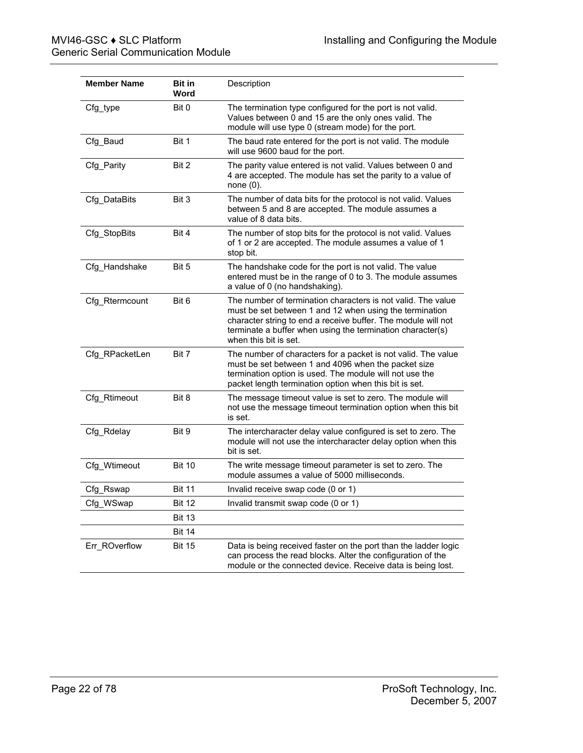| Member Name | Bit in Word | Description |
|---|---|---|
| Cfg_type | Bit 0 | The termination type configured for the port is not valid. Values between 0 and 15 are the only ones valid. The module will use type 0 (stream mode) for the port. |
| Cfg_Baud | Bit 1 | The baud rate entered for the port is not valid. The module will use 9600 baud for the port. |
| Cfg_Parity | Bit 2 | The parity value entered is not valid. Values between 0 and 4 are accepted. The module has set the parity to a value of none (0). |
| Cfg_DataBits | Bit 3 | The number of data bits for the protocol is not valid. Values between 5 and 8 are accepted. The module assumes a value of 8 data bits. |
| Cfg_StopBits | Bit 4 | The number of stop bits for the protocol is not valid. Values of 1 or 2 are accepted. The module assumes a value of 1 stop bit. |
| Cfg_Handshake | Bit 5 | The handshake code for the port is not valid. The value entered must be in the range of 0 to 3. The module assumes a value of 0 (no handshaking). |
| Cfg_Rtermcount | Bit 6 | The number of termination characters is not valid. The value must be set between 1 and 12 when using the termination character string to end a receive buffer. The module will not terminate a buffer when using the termination character(s) when this bit is set. |
| Cfg_RPacketLen | Bit 7 | The number of characters for a packet is not valid. The value must be set between 1 and 4096 when the packet size termination option is used. The module will not use the packet length termination option when this bit is set. |
| Cfg_Rtimeout | Bit 8 | The message timeout value is set to zero. The module will not use the message timeout termination option when this bit is set. |
| Cfg_Rdelay | Bit 9 | The intercharacter delay value configured is set to zero. The module will not use the intercharacter delay option when this bit is set. |
| Cfg_Wtimeout | Bit 10 | The write message timeout parameter is set to zero. The module assumes a value of 5000 milliseconds. |
| Cfg_Rswap | Bit 11 | Invalid receive swap code (0 or 1) |
| Cfg_WSwap | Bit 12 | Invalid transmit swap code (0 or 1) |
| | Bit 13 | |
| | Bit 14 | |
| Err_ROverflow | Bit 15 | Data is being received faster on the port than the ladder logic can process the read blocks. Alter the configuration of the module or the connected device. Receive data is being lost. |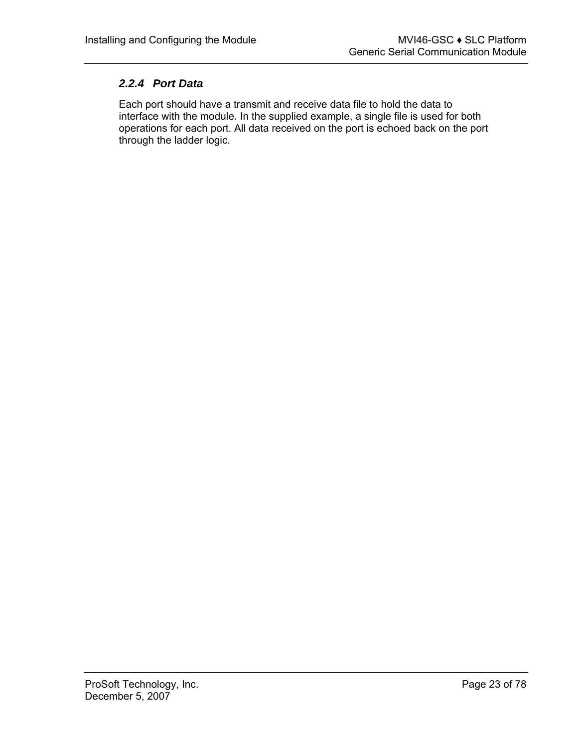### *2.2.4 Port Data*

Each port should have a transmit and receive data file to hold the data to interface with the module. In the supplied example, a single file is used for both operations for each port. All data received on the port is echoed back on the port through the ladder logic.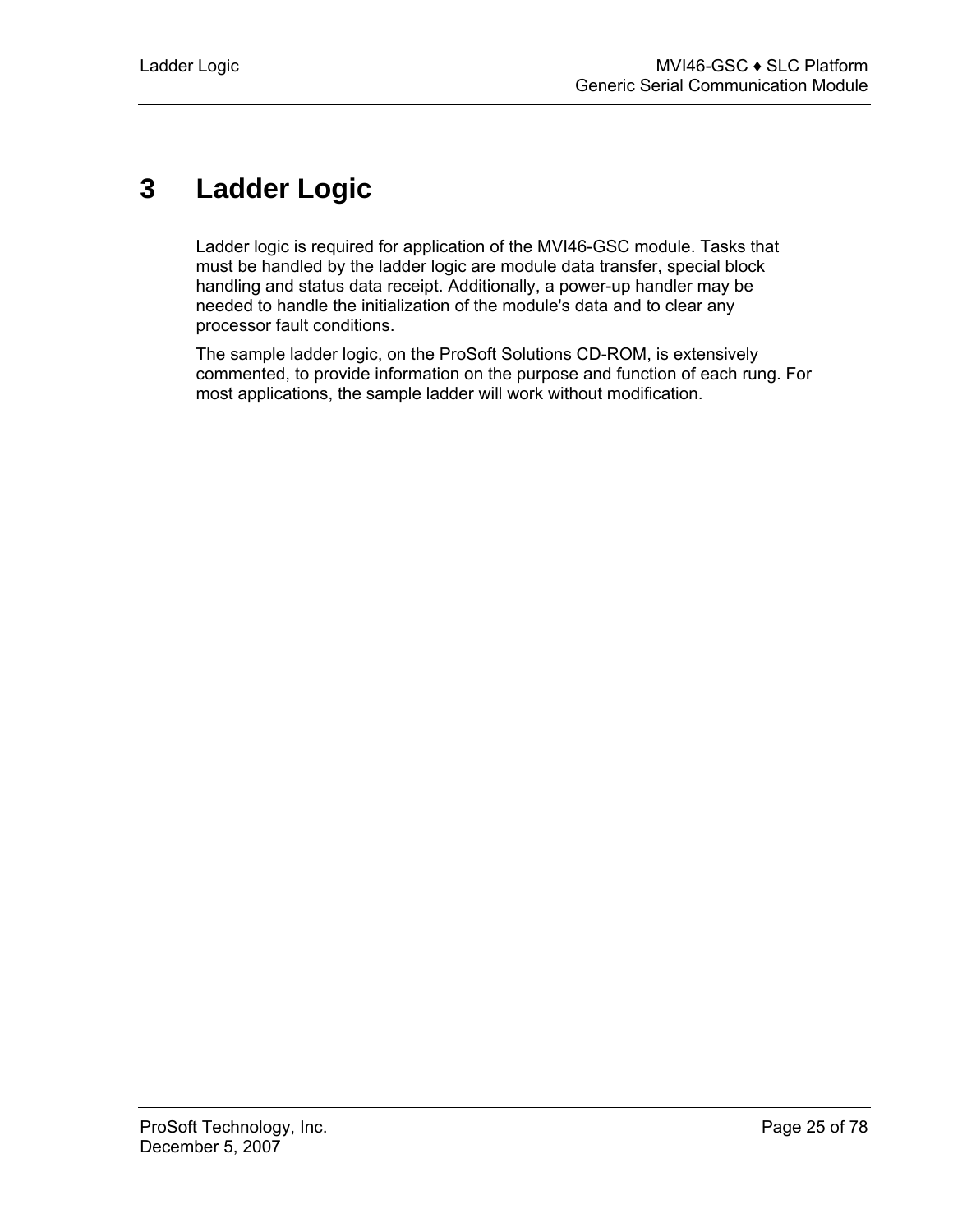# 3 Ladder Logic

Ladder logic is required for application of the MVI46-GSC module. Tasks that must be handled by the ladder logic are module data transfer, special block handling and status data receipt. Additionally, a power-up handler may be needed to handle the initialization of the module's data and to clear any processor fault conditions.

The sample ladder logic, on the ProSoft Solutions CD-ROM, is extensively commented, to provide information on the purpose and function of each rung. For most applications, the sample ladder will work without modification.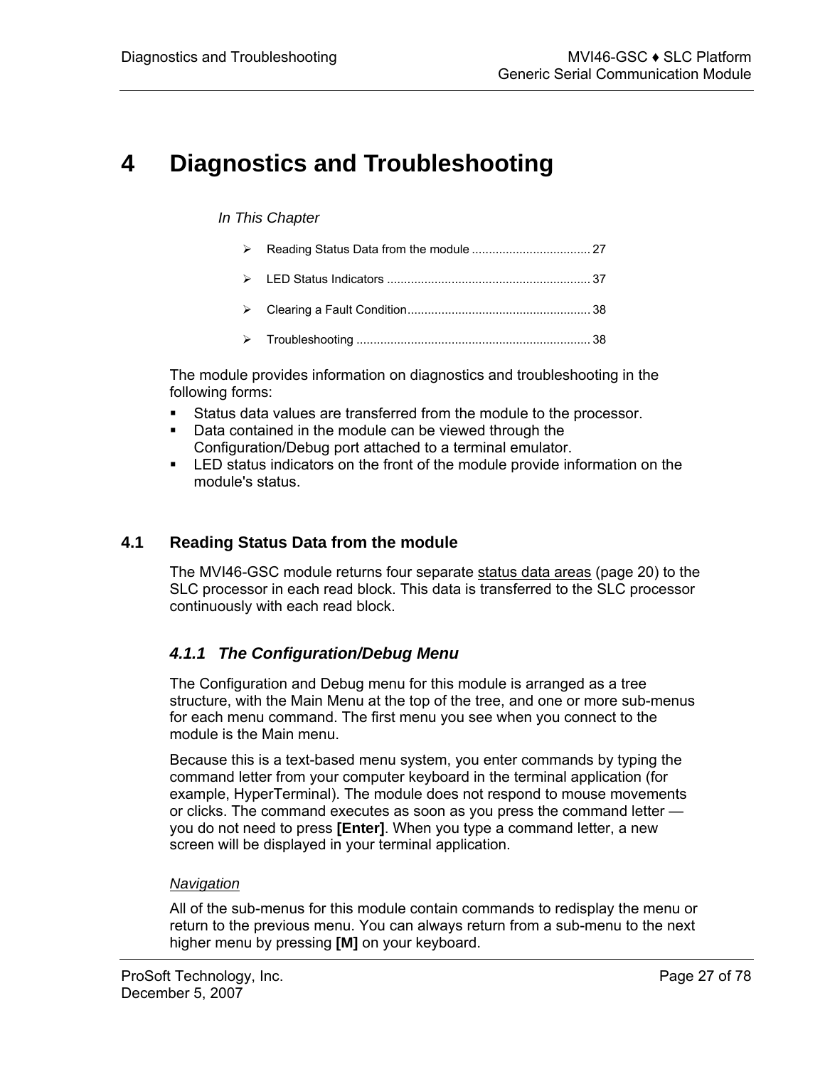# 4 Diagnostics and Troubleshooting

*In This Chapter*

- Reading Status Data from the module ................................... 27
- LED Status Indicators ............................................................ 37
- Clearing a Fault Condition...................................................... 38
- Troubleshooting ..................................................................... 38

The module provides information on diagnostics and troubleshooting in the following forms:

- Status data values are transferred from the module to the processor.
- Data contained in the module can be viewed through the Configuration/Debug port attached to a terminal emulator.
- LED status indicators on the front of the module provide information on the module's status.

## 4.1 Reading Status Data from the module

The MVI46-GSC module returns four separate status data areas (page 20) to the SLC processor in each read block. This data is transferred to the SLC processor continuously with each read block.

### *4.1.1 The Configuration/Debug Menu*

The Configuration and Debug menu for this module is arranged as a tree structure, with the Main Menu at the top of the tree, and one or more sub-menus for each menu command. The first menu you see when you connect to the module is the Main menu.

Because this is a text-based menu system, you enter commands by typing the command letter from your computer keyboard in the terminal application (for example, HyperTerminal). The module does not respond to mouse movements or clicks. The command executes as soon as you press the command letter — you do not need to press **[Enter]**. When you type a command letter, a new screen will be displayed in your terminal application.

*Navigation*

All of the sub-menus for this module contain commands to redisplay the menu or return to the previous menu. You can always return from a sub-menu to the next higher menu by pressing **[M]** on your keyboard.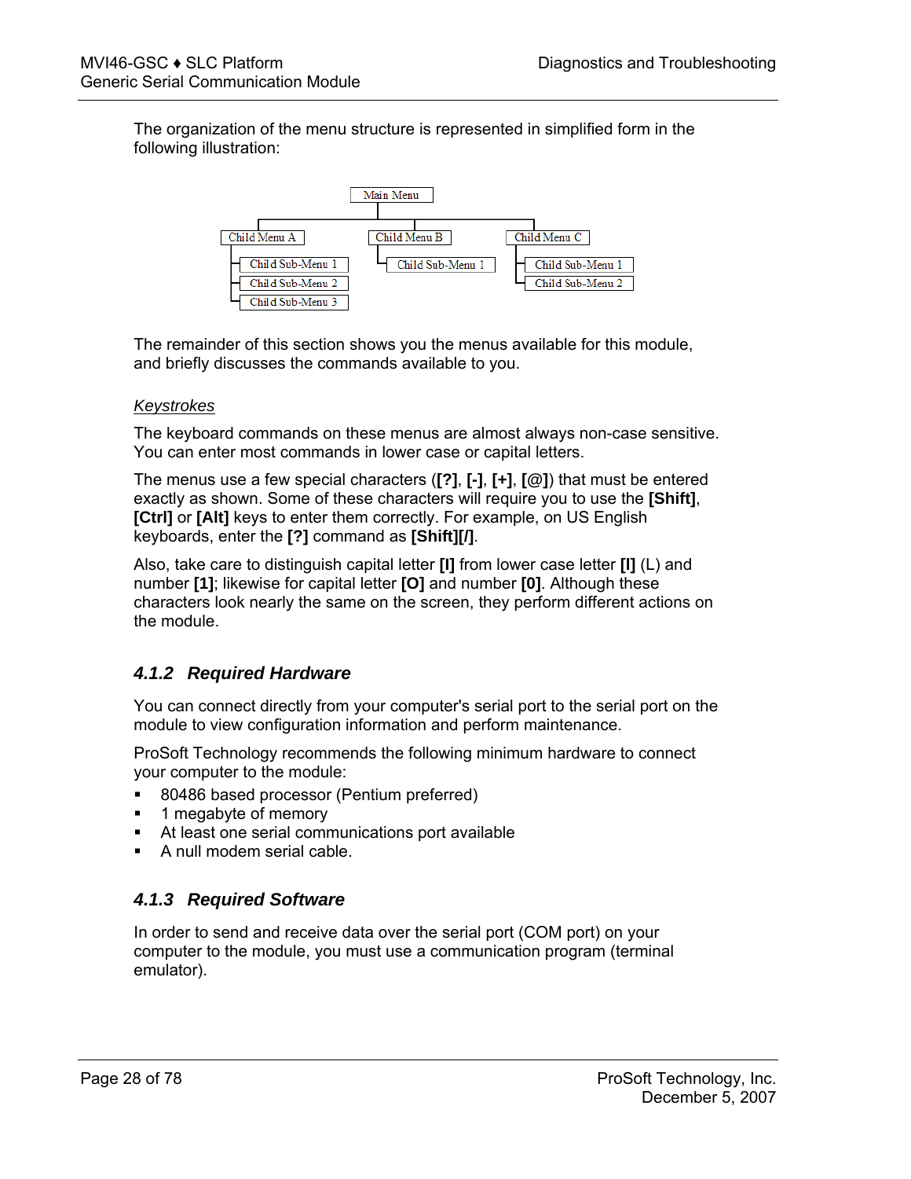The organization of the menu structure is represented in simplified form in the following illustration:

```
                    Main Menu
                        |
     ---------------------------------------------
     |                       |                    |
Child Menu A           Child Menu B          Child Menu C
  |- Child Sub-Menu 1    |- Child Sub-Menu 1   |- Child Sub-Menu 1
  |- Child Sub-Menu 2                          |- Child Sub-Menu 2
  |- Child Sub-Menu 3
```

The remainder of this section shows you the menus available for this module, and briefly discusses the commands available to you.

*Keystrokes*

The keyboard commands on these menus are almost always non-case sensitive. You can enter most commands in lower case or capital letters.

The menus use a few special characters (**[?]**, **[-]**, **[+]**, **[@]**) that must be entered exactly as shown. Some of these characters will require you to use the **[Shift]**, **[Ctrl]** or **[Alt]** keys to enter them correctly. For example, on US English keyboards, enter the **[?]** command as **[Shift][/]**.

Also, take care to distinguish capital letter **[I]** from lower case letter **[l]** (L) and number **[1]**; likewise for capital letter **[O]** and number **[0]**. Although these characters look nearly the same on the screen, they perform different actions on the module.

### 4.1.2 Required Hardware

You can connect directly from your computer's serial port to the serial port on the module to view configuration information and perform maintenance.

ProSoft Technology recommends the following minimum hardware to connect your computer to the module:

- 80486 based processor (Pentium preferred)
- 1 megabyte of memory
- At least one serial communications port available
- A null modem serial cable.

### 4.1.3 Required Software

In order to send and receive data over the serial port (COM port) on your computer to the module, you must use a communication program (terminal emulator).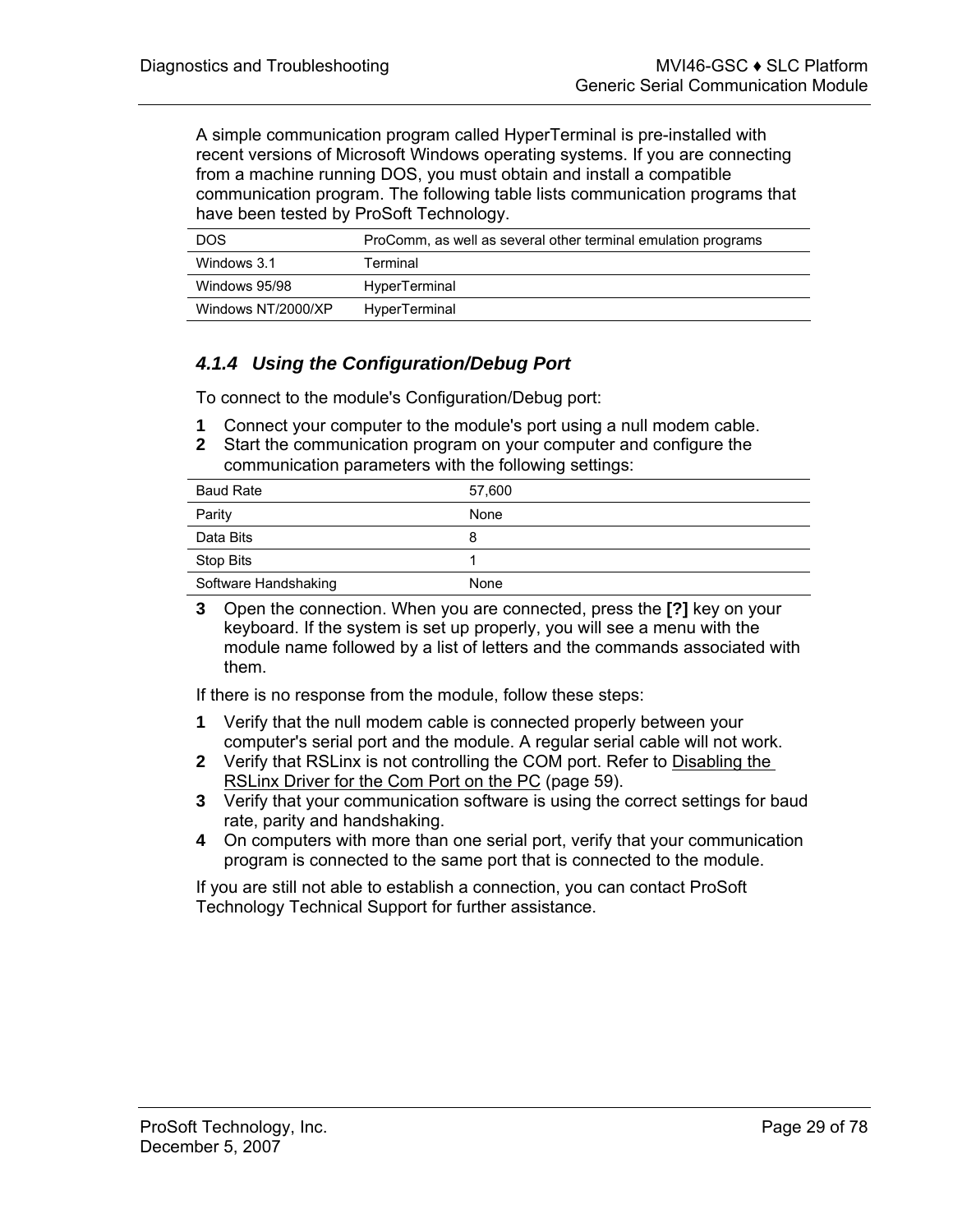A simple communication program called HyperTerminal is pre-installed with recent versions of Microsoft Windows operating systems. If you are connecting from a machine running DOS, you must obtain and install a compatible communication program. The following table lists communication programs that have been tested by ProSoft Technology.

| DOS | ProComm, as well as several other terminal emulation programs |
|---|---|
| Windows 3.1 | Terminal |
| Windows 95/98 | HyperTerminal |
| Windows NT/2000/XP | HyperTerminal |

### *4.1.4 Using the Configuration/Debug Port*

To connect to the module's Configuration/Debug port:

1. Connect your computer to the module's port using a null modem cable.
2. Start the communication program on your computer and configure the communication parameters with the following settings:

| Baud Rate | 57,600 |
|---|---|
| Parity | None |
| Data Bits | 8 |
| Stop Bits | 1 |
| Software Handshaking | None |

3. Open the connection. When you are connected, press the **[?]** key on your keyboard. If the system is set up properly, you will see a menu with the module name followed by a list of letters and the commands associated with them.

If there is no response from the module, follow these steps:

1. Verify that the null modem cable is connected properly between your computer's serial port and the module. A regular serial cable will not work.
2. Verify that RSLinx is not controlling the COM port. Refer to Disabling the RSLinx Driver for the Com Port on the PC (page 59).
3. Verify that your communication software is using the correct settings for baud rate, parity and handshaking.
4. On computers with more than one serial port, verify that your communication program is connected to the same port that is connected to the module.

If you are still not able to establish a connection, you can contact ProSoft Technology Technical Support for further assistance.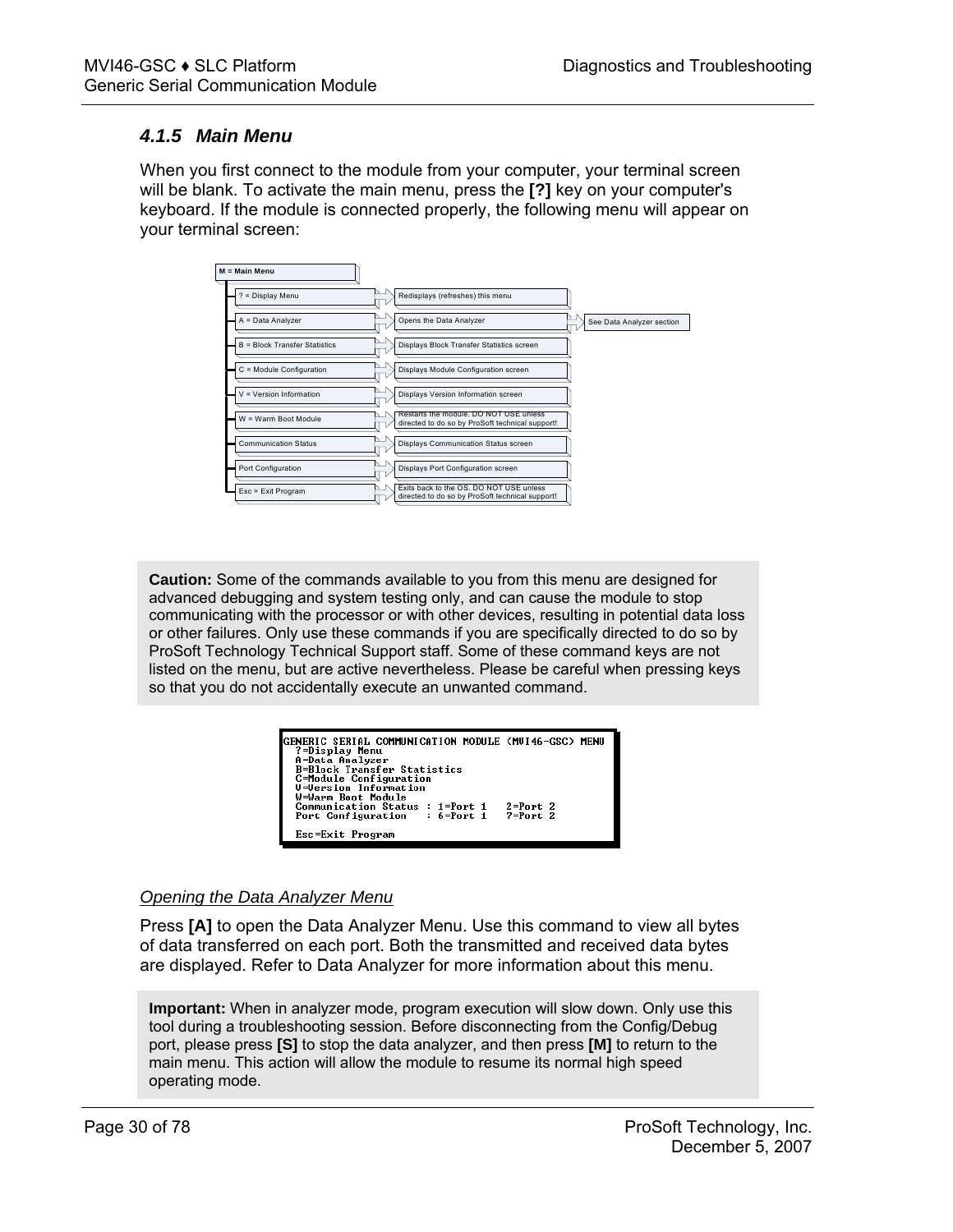### 4.1.5 Main Menu

When you first connect to the module from your computer, your terminal screen will be blank. To activate the main menu, press the **[?]** key on your computer's keyboard. If the module is connected properly, the following menu will appear on your terminal screen:

M = Main Menu

- ? = Display Menu → Redisplays (refreshes) this menu
- A = Data Analyzer → Opens the Data Analyzer → See Data Analyzer section
- B = Block Transfer Statistics → Displays Block Transfer Statistics screen
- C = Module Configuration → Displays Module Configuration screen
- V = Version Information → Displays Version Information screen
- W = Warm Boot Module → Restarts the module. DO NOT USE unless directed to do so by ProSoft technical support!
- Communication Status → Displays Communication Status screen
- Port Configuration → Displays Port Configuration screen
- Esc = Exit Program → Exits back to the OS. DO NOT USE unless directed to do so by ProSoft technical support!

> **Caution:** Some of the commands available to you from this menu are designed for advanced debugging and system testing only, and can cause the module to stop communicating with the processor or with other devices, resulting in potential data loss or other failures. Only use these commands if you are specifically directed to do so by ProSoft Technology Technical Support staff. Some of these command keys are not listed on the menu, but are active nevertheless. Please be careful when pressing keys so that you do not accidentally execute an unwanted command.

```
GENERIC SERIAL COMMUNICATION MODULE (MVI46-GSC) MENU
  ?=Display Menu
  A=Data Analyzer
  B=Block Transfer Statistics
  C=Module Configuration
  V=Version Information
  W=Warm Boot Module
  Communication Status : 1=Port 1   2=Port 2
  Port Configuration   : 6=Port 1   7=Port 2

  Esc=Exit Program
```

*Opening the Data Analyzer Menu*

Press **[A]** to open the Data Analyzer Menu. Use this command to view all bytes of data transferred on each port. Both the transmitted and received data bytes are displayed. Refer to Data Analyzer for more information about this menu.

> **Important:** When in analyzer mode, program execution will slow down. Only use this tool during a troubleshooting session. Before disconnecting from the Config/Debug port, please press **[S]** to stop the data analyzer, and then press **[M]** to return to the main menu. This action will allow the module to resume its normal high speed operating mode.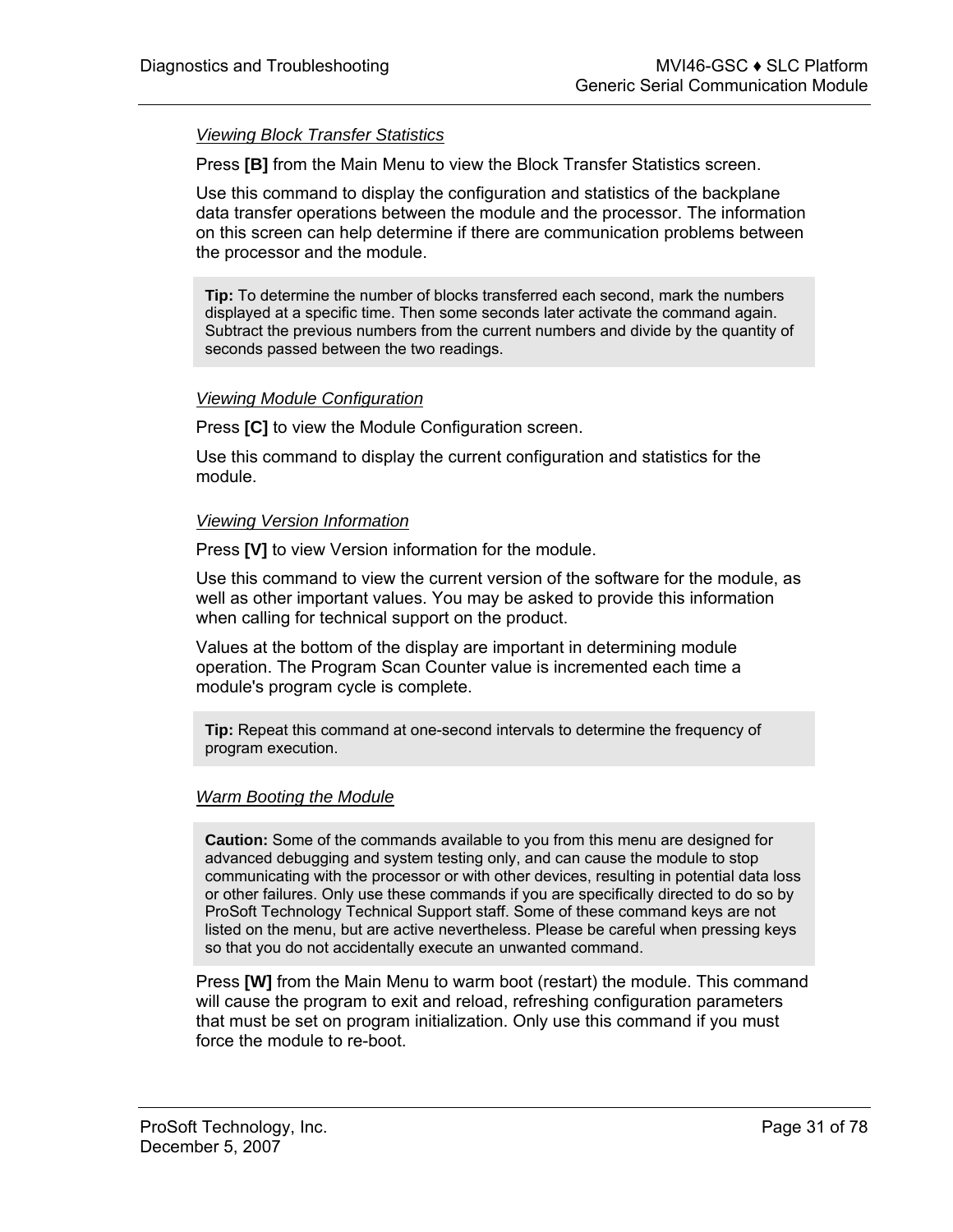### *Viewing Block Transfer Statistics*

Press **[B]** from the Main Menu to view the Block Transfer Statistics screen.

Use this command to display the configuration and statistics of the backplane data transfer operations between the module and the processor. The information on this screen can help determine if there are communication problems between the processor and the module.

> **Tip:** To determine the number of blocks transferred each second, mark the numbers displayed at a specific time. Then some seconds later activate the command again. Subtract the previous numbers from the current numbers and divide by the quantity of seconds passed between the two readings.

### *Viewing Module Configuration*

Press **[C]** to view the Module Configuration screen.

Use this command to display the current configuration and statistics for the module.

### *Viewing Version Information*

Press **[V]** to view Version information for the module.

Use this command to view the current version of the software for the module, as well as other important values. You may be asked to provide this information when calling for technical support on the product.

Values at the bottom of the display are important in determining module operation. The Program Scan Counter value is incremented each time a module's program cycle is complete.

> **Tip:** Repeat this command at one-second intervals to determine the frequency of program execution.

### *Warm Booting the Module*

> **Caution:** Some of the commands available to you from this menu are designed for advanced debugging and system testing only, and can cause the module to stop communicating with the processor or with other devices, resulting in potential data loss or other failures. Only use these commands if you are specifically directed to do so by ProSoft Technology Technical Support staff. Some of these command keys are not listed on the menu, but are active nevertheless. Please be careful when pressing keys so that you do not accidentally execute an unwanted command.

Press **[W]** from the Main Menu to warm boot (restart) the module. This command will cause the program to exit and reload, refreshing configuration parameters that must be set on program initialization. Only use this command if you must force the module to re-boot.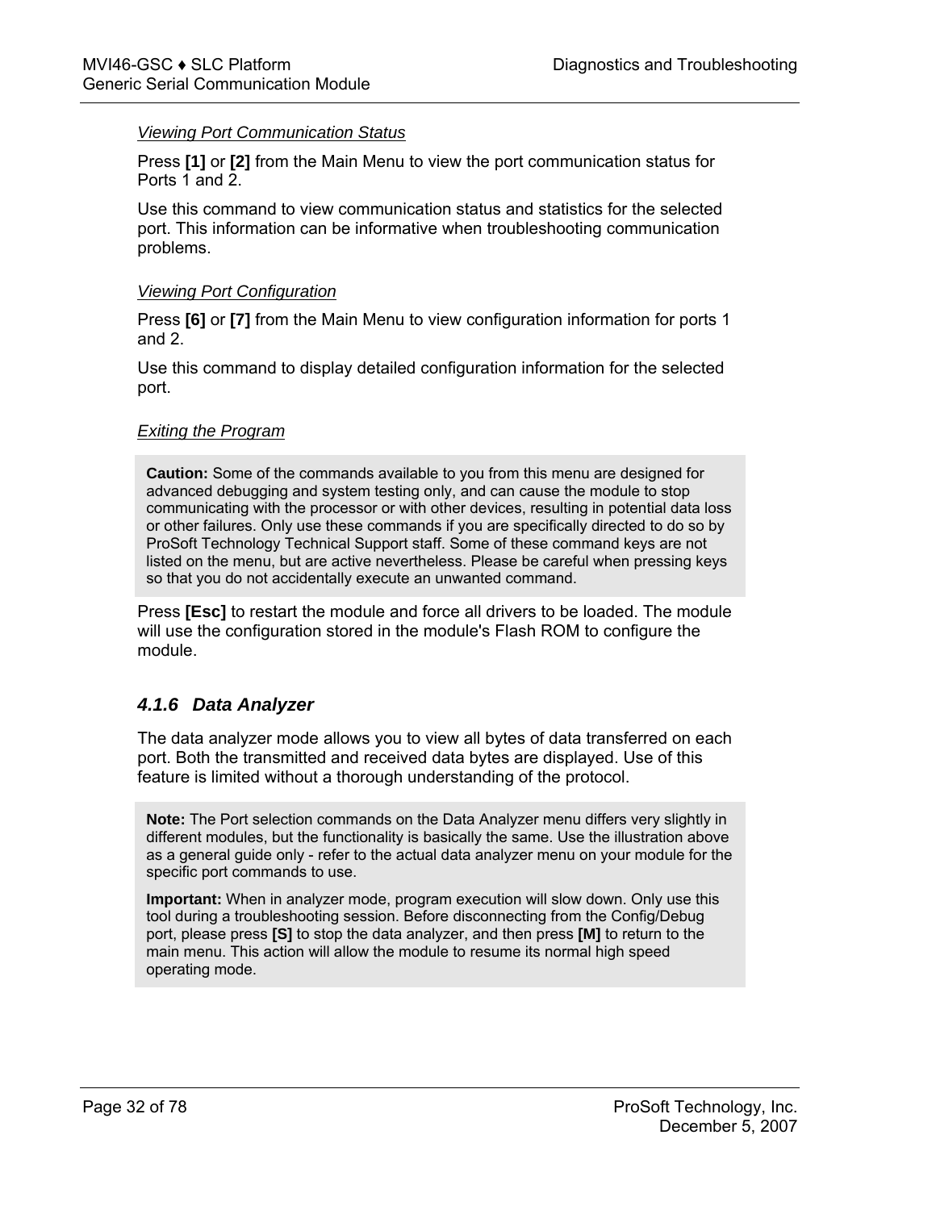*Viewing Port Communication Status*

Press **[1]** or **[2]** from the Main Menu to view the port communication status for Ports 1 and 2.

Use this command to view communication status and statistics for the selected port. This information can be informative when troubleshooting communication problems.

*Viewing Port Configuration*

Press **[6]** or **[7]** from the Main Menu to view configuration information for ports 1 and 2.

Use this command to display detailed configuration information for the selected port.

*Exiting the Program*

> **Caution:** Some of the commands available to you from this menu are designed for advanced debugging and system testing only, and can cause the module to stop communicating with the processor or with other devices, resulting in potential data loss or other failures. Only use these commands if you are specifically directed to do so by ProSoft Technology Technical Support staff. Some of these command keys are not listed on the menu, but are active nevertheless. Please be careful when pressing keys so that you do not accidentally execute an unwanted command.

Press **[Esc]** to restart the module and force all drivers to be loaded. The module will use the configuration stored in the module's Flash ROM to configure the module.

### *4.1.6 Data Analyzer*

The data analyzer mode allows you to view all bytes of data transferred on each port. Both the transmitted and received data bytes are displayed. Use of this feature is limited without a thorough understanding of the protocol.

> **Note:** The Port selection commands on the Data Analyzer menu differs very slightly in different modules, but the functionality is basically the same. Use the illustration above as a general guide only - refer to the actual data analyzer menu on your module for the specific port commands to use.
>
> **Important:** When in analyzer mode, program execution will slow down. Only use this tool during a troubleshooting session. Before disconnecting from the Config/Debug port, please press **[S]** to stop the data analyzer, and then press **[M]** to return to the main menu. This action will allow the module to resume its normal high speed operating mode.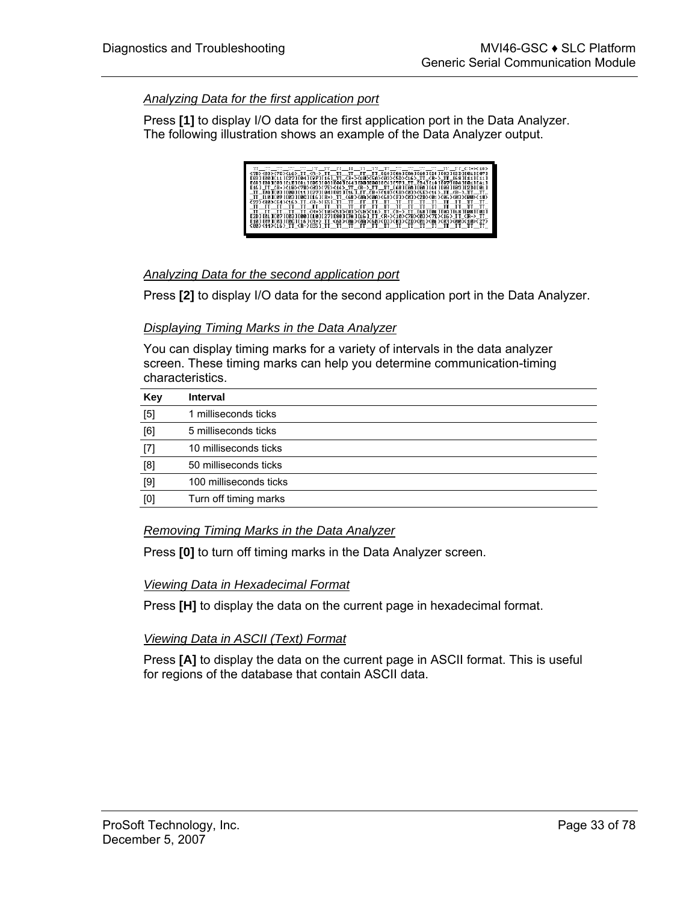### *Analyzing Data for the first application port*

Press **[1]** to display I/O data for the first application port in the Data Analyzer. The following illustration shows an example of the Data Analyzer output.

### *Analyzing Data for the second application port*

Press **[2]** to display I/O data for the second application port in the Data Analyzer.

### *Displaying Timing Marks in the Data Analyzer*

You can display timing marks for a variety of intervals in the data analyzer screen. These timing marks can help you determine communication-timing characteristics.

| Key | Interval |
|---|---|
| [5] | 1 milliseconds ticks |
| [6] | 5 milliseconds ticks |
| [7] | 10 milliseconds ticks |
| [8] | 50 milliseconds ticks |
| [9] | 100 milliseconds ticks |
| [0] | Turn off timing marks |

### *Removing Timing Marks in the Data Analyzer*

Press **[0]** to turn off timing marks in the Data Analyzer screen.

### *Viewing Data in Hexadecimal Format*

Press **[H]** to display the data on the current page in hexadecimal format.

### *Viewing Data in ASCII (Text) Format*

Press **[A]** to display the data on the current page in ASCII format. This is useful for regions of the database that contain ASCII data.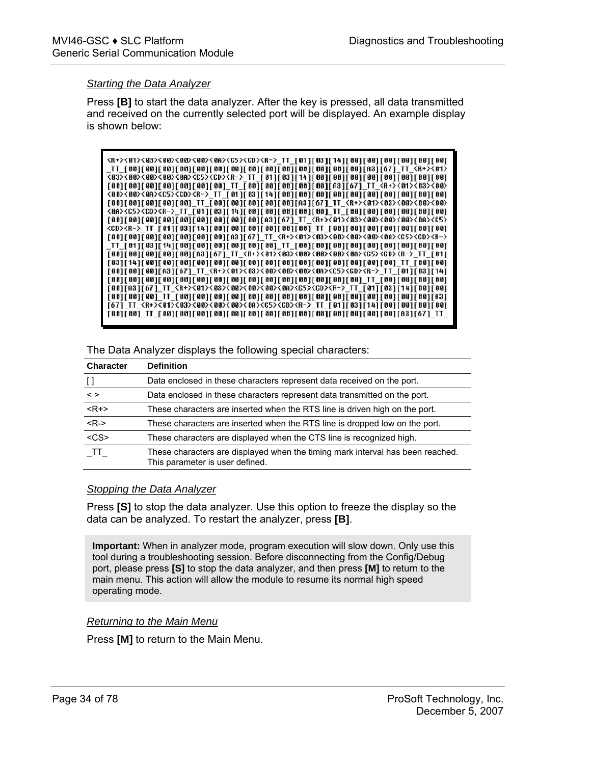### *Starting the Data Analyzer*

Press **[B]** to start the data analyzer. After the key is pressed, all data transmitted and received on the currently selected port will be displayed. An example display is shown below:

```
<R+><01><03><00><00><00><0A><C5><CD><R->_TT_[01][03][14][00][00][00][00][00][00]
_TT_[00][00][00][00][00][00][00][00][00][00][00][00][00][A3][67]_TT_<R+><01>
<03><00><00><00><0A><C5><CD><R->_TT_[01][03][14][00][00][00][00][00][00][00][00]
[00][00][00][00][00][00][00]_TT_[00][00][00][00][00][A3][67]_TT_<R+><01><03><00>
<00><00><0A><C5><CD><R->_TT_[01][03][14][00][00][00][00][00][00][00][00][00][00]
[00][00][00][00][00]_TT_[00][00][00][00][00][00][A3][67]_TT_<R+><01><03><00><00>
<0A><C5><CD><R->_TT_[01][03][14][00][00][00][00][00]_TT_[00][00][00][00][00][00]
[00][00][00][00][00][00][00][00][A3][67]_TT_<R+><01><03><00><00><00><0A><C5>
<CD><R->_TT_[01][03][14][00][00][00][00][00][00]_TT_[00][00][00][00][00][00][00]
[00][00][00][00][00][00][00][A3][67]_TT_<R+><01><03><00><00><00><0A><C5><CD><R->
_TT_[01][03][14][00][00][00][00][00][00]_TT_[00][00][00][00][00][00][00][00][00]
[00][00][00][00][00][A3][67]_TT_<R+><01><03><00><00><00><0A><C5><CD><R->_TT_[01]
[03][14][00][00][00][00][00][00][00][00][00][00][00][00][00][00][00]_TT_[00][00]
[00][00][00][A3][67]_TT_<R+><01><03><00><00><00><0A><C5><CD><R->_TT_[01][03][14]
[00][00][00][00][00][00][00][00][00][00][00][00][00][00][00]_TT_[00][00][00][00]
[00][A3][67]_TT_<R+><01><03><00><00><00><0A><C5><CD><R->_TT_[01][03][14][00][00]
[00][00][00]_TT_[00][00][00][00][00][00][00][00][00][00][00][00][00][00][00][A3]
[67]_TT_<R+><01><03><00><00><00><0A><C5><CD><R->_TT_[01][03][14][00][00][00][00]
[00][00]_TT_[00][00][00][00][00][00][00][00][00][00][00][00][00][00][00][A3][67]_TT_
```

The Data Analyzer displays the following special characters:

| Character | Definition |
|---|---|
| [ ] | Data enclosed in these characters represent data received on the port. |
| < > | Data enclosed in these characters represent data transmitted on the port. |
| <R+> | These characters are inserted when the RTS line is driven high on the port. |
| <R-> | These characters are inserted when the RTS line is dropped low on the port. |
| <CS> | These characters are displayed when the CTS line is recognized high. |
| _TT_ | These characters are displayed when the timing mark interval has been reached. This parameter is user defined. |

### *Stopping the Data Analyzer*

Press **[S]** to stop the data analyzer. Use this option to freeze the display so the data can be analyzed. To restart the analyzer, press **[B]**.

**Important:** When in analyzer mode, program execution will slow down. Only use this tool during a troubleshooting session. Before disconnecting from the Config/Debug port, please press **[S]** to stop the data analyzer, and then press **[M]** to return to the main menu. This action will allow the module to resume its normal high speed operating mode.

### *Returning to the Main Menu*

Press **[M]** to return to the Main Menu.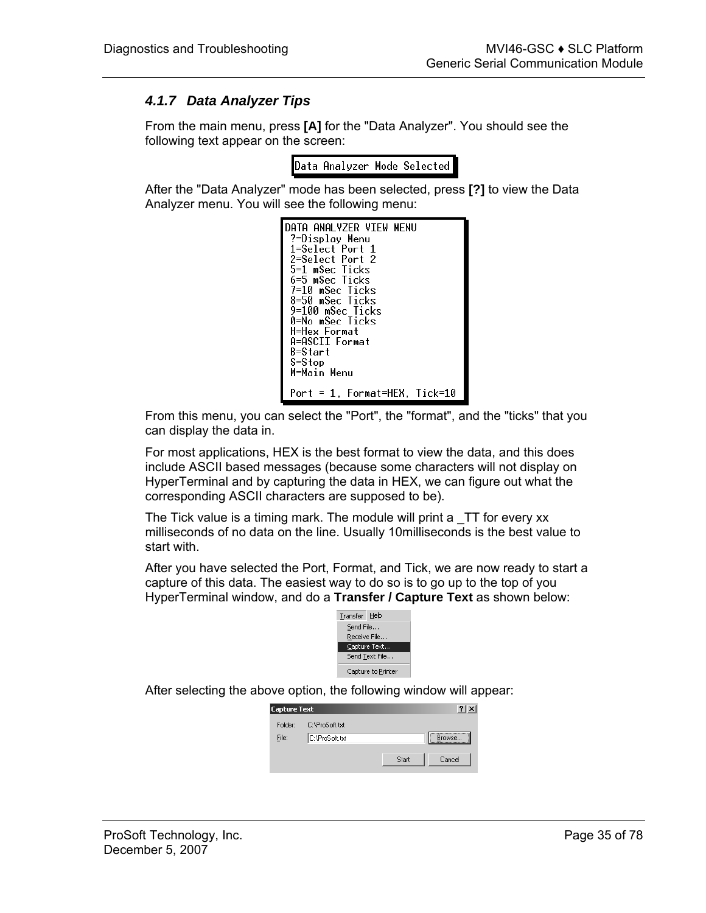### 4.1.7 Data Analyzer Tips

From the main menu, press **[A]** for the "Data Analyzer". You should see the following text appear on the screen:

```
Data Analyzer Mode Selected
```

After the "Data Analyzer" mode has been selected, press **[?]** to view the Data Analyzer menu. You will see the following menu:

```
DATA ANALYZER VIEW MENU
 ?=Display Menu
 1=Select Port 1
 2=Select Port 2
 5=1 mSec Ticks
 6=5 mSec Ticks
 7=10 mSec Ticks
 8=50 mSec Ticks
 9=100 mSec Ticks
 0=No mSec Ticks
 H=Hex Format
 A=ASCII Format
 B=Start
 S=Stop
 M=Main Menu

 Port = 1, Format=HEX, Tick=10
```

From this menu, you can select the "Port", the "format", and the "ticks" that you can display the data in.

For most applications, HEX is the best format to view the data, and this does include ASCII based messages (because some characters will not display on HyperTerminal and by capturing the data in HEX, we can figure out what the corresponding ASCII characters are supposed to be).

The Tick value is a timing mark. The module will print a _TT for every xx milliseconds of no data on the line. Usually 10milliseconds is the best value to start with.

After you have selected the Port, Format, and Tick, we are now ready to start a capture of this data. The easiest way to do so is to go up to the top of you HyperTerminal window, and do a **Transfer / Capture Text** as shown below:

```
Transfer  Help
  Send File...
  Receive File...
  Capture Text...
  Send Text File...
  Capture to Printer
```

After selecting the above option, the following window will appear:

```
Capture Text
Folder:  C:\ProSoft.txt
File:    C:\ProSoft.txt        [Browse...]
                      [Start]  [Cancel]
```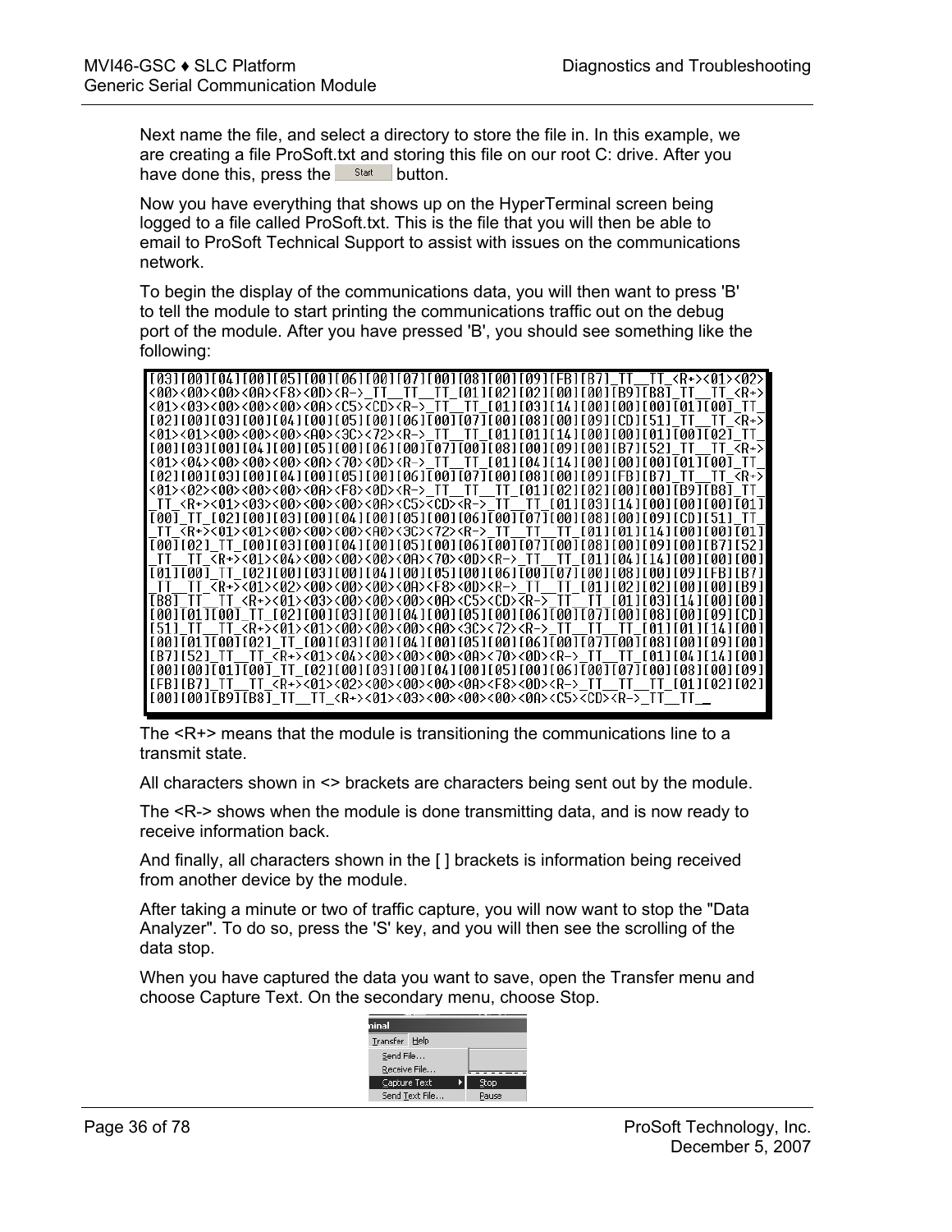Next name the file, and select a directory to store the file in. In this example, we are creating a file ProSoft.txt and storing this file on our root C: drive. After you have done this, press the Start button.

Now you have everything that shows up on the HyperTerminal screen being logged to a file called ProSoft.txt. This is the file that you will then be able to email to ProSoft Technical Support to assist with issues on the communications network.

To begin the display of the communications data, you will then want to press 'B' to tell the module to start printing the communications traffic out on the debug port of the module. After you have pressed 'B', you should see something like the following:

```
[03][00][04][00][05][00][06][00][07][00][08][00][09][FB][B7]_TT__TT_<R+><01><02>
<00><00><00><0A><F8><0D><R->_TT__TT__TT_[01][02][02][00][00][B9][B8]_TT__TT_<R+>
<01><03><00><00><00><0A><C5><CD><R->_TT__TT_[01][03][14][00][00][00][01][00]_TT_
[02][00][03][00][04][00][05][00][06][00][07][00][08][00][09][CD][51]_TT__TT_<R+>
<01><01><00><00><00><A0><3C><72><R->_TT__TT_[01][01][14][00][00][01][00][02]_TT_
[00][03][00][04][00][05][00][06][00][07][00][08][00][09][00][B7][52]_TT__TT_<R+>
<01><04><00><00><00><0A><70><0D><R->_TT__TT_[01][04][14][00][00][00][01][00]_TT_
[02][00][03][00][04][00][05][00][06][00][07][00][08][00][09][FB][B7]_TT__TT_<R+>
<01><02><00><00><00><0A><F8><0D><R->_TT__TT__TT_[01][02][02][00][00][B9][B8]_TT_
_TT_<R+><01><03><00><00><00><0A><C5><CD><R->_TT__TT_[01][03][14][00][00][00][01]
[00]_TT_[02][00][03][00][04][00][05][00][06][00][07][00][08][00][09][CD][51]_TT_
_TT_<R+><01><01><00><00><00><A0><3C><72><R->_TT__TT__TT_[01][01][14][00][00][01]
[00][02]_TT_[00][03][00][04][00][05][00][06][00][07][00][08][00][09][00][B7][52]
_TT__TT_<R+><01><04><00><00><00><0A><70><0D><R->_TT__TT_[01][04][14][00][00][00]
[01][00]_TT_[02][00][03][00][04][00][05][00][06][00][07][00][08][00][09][FB][B7]
_TT__TT_<R+><01><02><00><00><00><0A><F8><0D><R->_TT__TT_[01][02][02][00][00][B9]
[B8]_TT__TT_<R+><01><03><00><00><00><0A><C5><CD><R->_TT__TT_[01][03][14][00][00]
[00][01][00]_TT_[02][00][03][00][04][00][05][00][06][00][07][00][08][00][09][CD]
[51]_TT__TT_<R+><01><01><00><00><00><A0><3C><72><R->_TT__TT__TT_[01][01][14][00]
[00][01][00][02]_TT_[00][03][00][04][00][05][00][06][00][07][00][08][00][09][00]
[B7][52]_TT__TT_<R+><01><04><00><00><00><0A><70><0D><R->_TT__TT_[01][04][14][00]
[00][00][01][00]_TT_[02][00][03][00][04][00][05][00][06][00][07][00][08][00][09]
[FB][B7]_TT__TT_<R+><01><02><00><00><00><0A><F8><0D><R->_TT__TT__TT_[01][02][02]
[00][00][B9][B8]_TT__TT_<R+><01><03><00><00><00><0A><C5><CD><R->_TT__TT_
```

The <R+> means that the module is transitioning the communications line to a transmit state.

All characters shown in <> brackets are characters being sent out by the module.

The <R-> shows when the module is done transmitting data, and is now ready to receive information back.

And finally, all characters shown in the [ ] brackets is information being received from another device by the module.

After taking a minute or two of traffic capture, you will now want to stop the "Data Analyzer". To do so, press the 'S' key, and you will then see the scrolling of the data stop.

When you have captured the data you want to save, open the Transfer menu and choose Capture Text. On the secondary menu, choose Stop.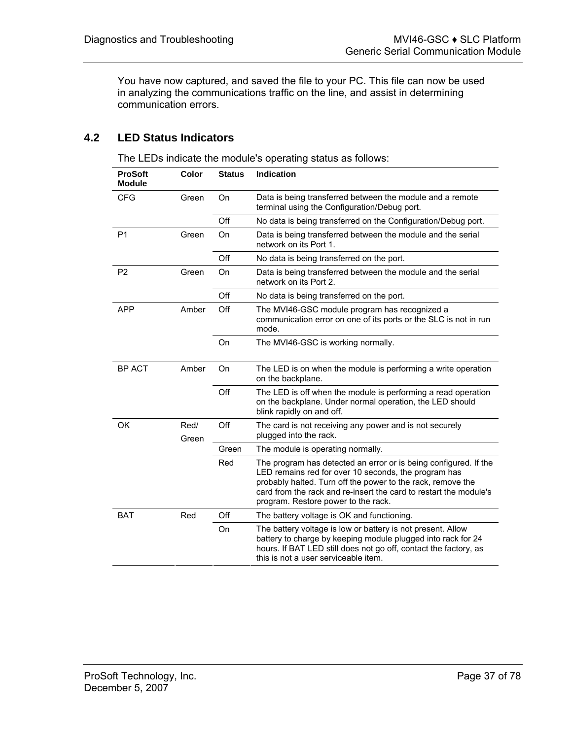You have now captured, and saved the file to your PC. This file can now be used in analyzing the communications traffic on the line, and assist in determining communication errors.

## 4.2 LED Status Indicators

The LEDs indicate the module's operating status as follows:

| ProSoft Module | Color | Status | Indication |
|---|---|---|---|
| CFG | Green | On | Data is being transferred between the module and a remote terminal using the Configuration/Debug port. |
| | | Off | No data is being transferred on the Configuration/Debug port. |
| P1 | Green | On | Data is being transferred between the module and the serial network on its Port 1. |
| | | Off | No data is being transferred on the port. |
| P2 | Green | On | Data is being transferred between the module and the serial network on its Port 2. |
| | | Off | No data is being transferred on the port. |
| APP | Amber | Off | The MVI46-GSC module program has recognized a communication error on one of its ports or the SLC is not in run mode. |
| | | On | The MVI46-GSC is working normally. |
| BP ACT | Amber | On | The LED is on when the module is performing a write operation on the backplane. |
| | | Off | The LED is off when the module is performing a read operation on the backplane. Under normal operation, the LED should blink rapidly on and off. |
| OK | Red/ Green | Off | The card is not receiving any power and is not securely plugged into the rack. |
| | | Green | The module is operating normally. |
| | | Red | The program has detected an error or is being configured. If the LED remains red for over 10 seconds, the program has probably halted. Turn off the power to the rack, remove the card from the rack and re-insert the card to restart the module's program. Restore power to the rack. |
| BAT | Red | Off | The battery voltage is OK and functioning. |
| | | On | The battery voltage is low or battery is not present. Allow battery to charge by keeping module plugged into rack for 24 hours. If BAT LED still does not go off, contact the factory, as this is not a user serviceable item. |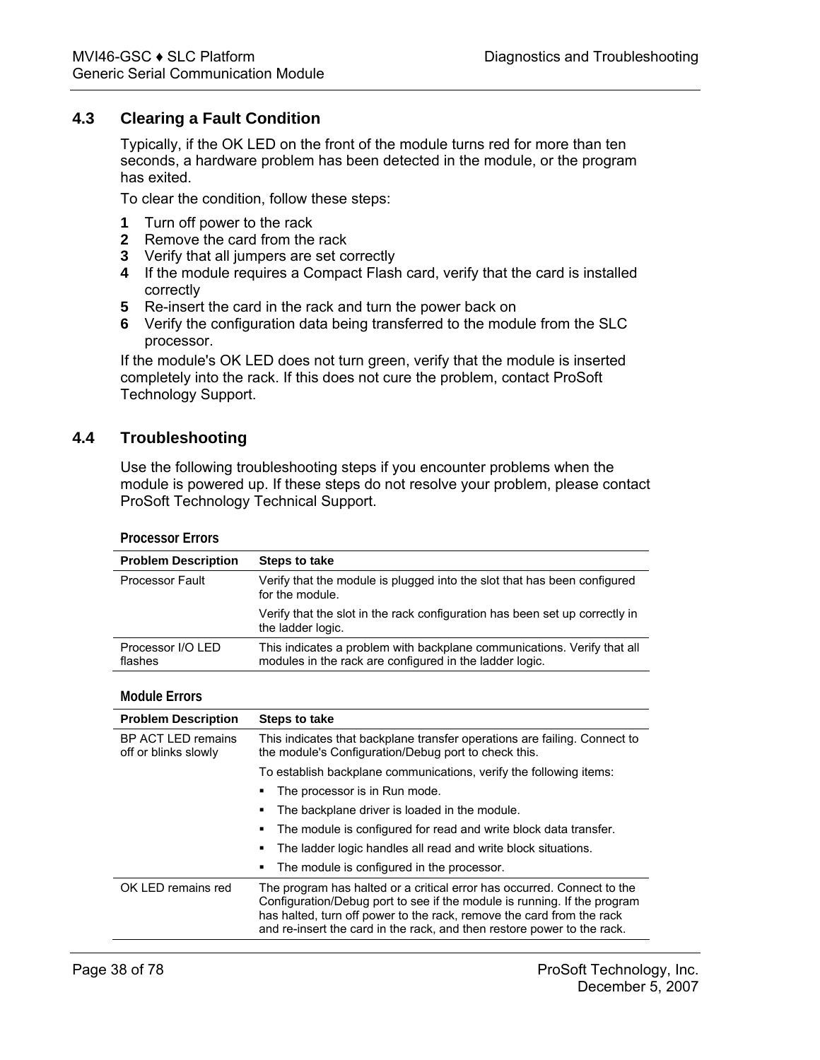## 4.3 Clearing a Fault Condition

Typically, if the OK LED on the front of the module turns red for more than ten seconds, a hardware problem has been detected in the module, or the program has exited.

To clear the condition, follow these steps:

1. Turn off power to the rack
2. Remove the card from the rack
3. Verify that all jumpers are set correctly
4. If the module requires a Compact Flash card, verify that the card is installed correctly
5. Re-insert the card in the rack and turn the power back on
6. Verify the configuration data being transferred to the module from the SLC processor.

If the module's OK LED does not turn green, verify that the module is inserted completely into the rack. If this does not cure the problem, contact ProSoft Technology Support.

## 4.4 Troubleshooting

Use the following troubleshooting steps if you encounter problems when the module is powered up. If these steps do not resolve your problem, please contact ProSoft Technology Technical Support.

**Processor Errors**

| Problem Description | Steps to take |
|---|---|
| Processor Fault | Verify that the module is plugged into the slot that has been configured for the module.<br><br>Verify that the slot in the rack configuration has been set up correctly in the ladder logic. |
| Processor I/O LED flashes | This indicates a problem with backplane communications. Verify that all modules in the rack are configured in the ladder logic. |

**Module Errors**

| Problem Description | Steps to take |
|---|---|
| BP ACT LED remains off or blinks slowly | This indicates that backplane transfer operations are failing. Connect to the module's Configuration/Debug port to check this.<br><br>To establish backplane communications, verify the following items:<br>▪ The processor is in Run mode.<br>▪ The backplane driver is loaded in the module.<br>▪ The module is configured for read and write block data transfer.<br>▪ The ladder logic handles all read and write block situations.<br>▪ The module is configured in the processor. |
| OK LED remains red | The program has halted or a critical error has occurred. Connect to the Configuration/Debug port to see if the module is running. If the program has halted, turn off power to the rack, remove the card from the rack and re-insert the card in the rack, and then restore power to the rack. |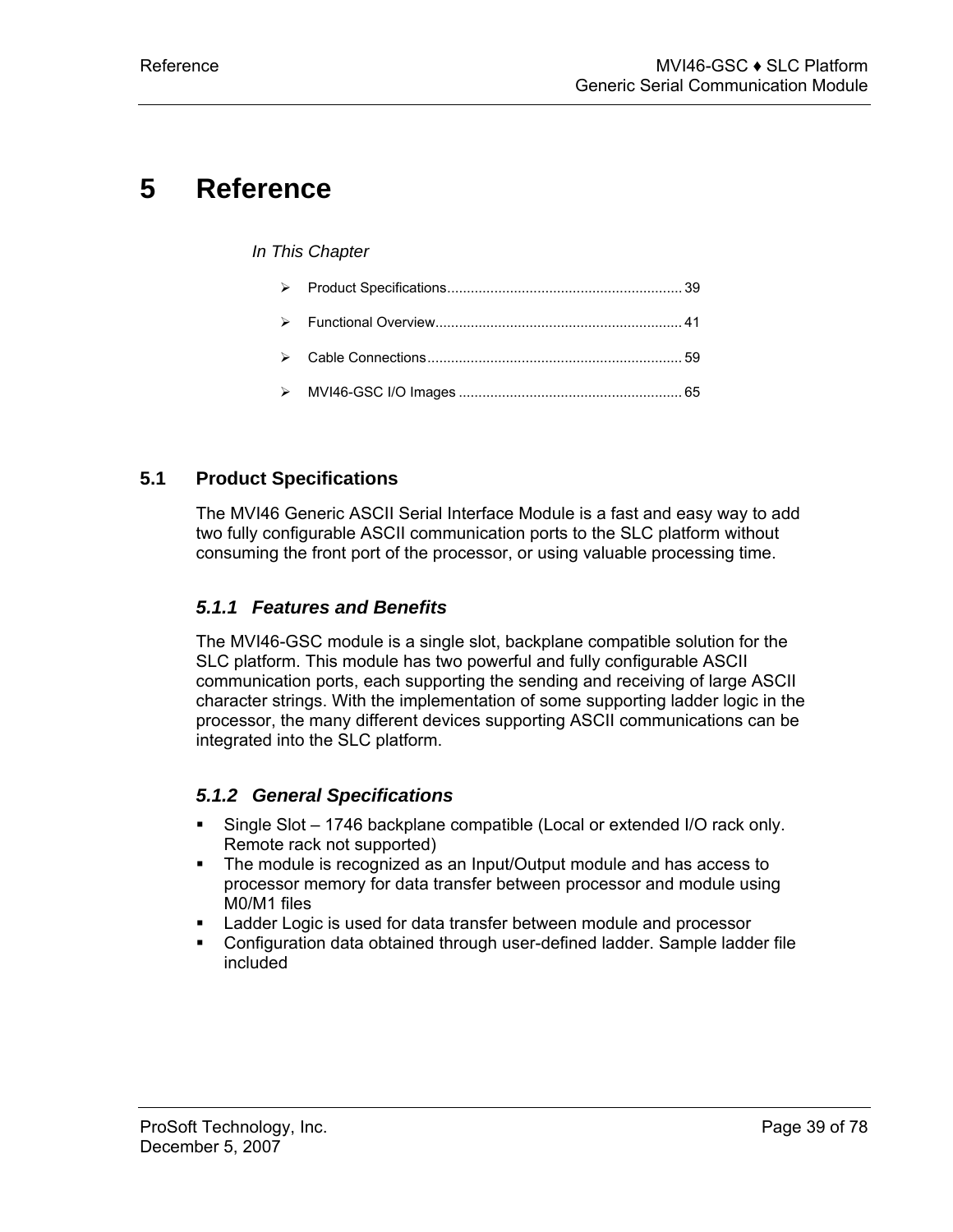# 5 Reference

*In This Chapter*

- Product Specifications ........................................................... 39
- Functional Overview.............................................................. 41
- Cable Connections................................................................ 59
- MVI46-GSC I/O Images ........................................................ 65

## 5.1 Product Specifications

The MVI46 Generic ASCII Serial Interface Module is a fast and easy way to add two fully configurable ASCII communication ports to the SLC platform without consuming the front port of the processor, or using valuable processing time.

### *5.1.1 Features and Benefits*

The MVI46-GSC module is a single slot, backplane compatible solution for the SLC platform. This module has two powerful and fully configurable ASCII communication ports, each supporting the sending and receiving of large ASCII character strings. With the implementation of some supporting ladder logic in the processor, the many different devices supporting ASCII communications can be integrated into the SLC platform.

### *5.1.2 General Specifications*

- Single Slot – 1746 backplane compatible (Local or extended I/O rack only. Remote rack not supported)
- The module is recognized as an Input/Output module and has access to processor memory for data transfer between processor and module using M0/M1 files
- Ladder Logic is used for data transfer between module and processor
- Configuration data obtained through user-defined ladder. Sample ladder file included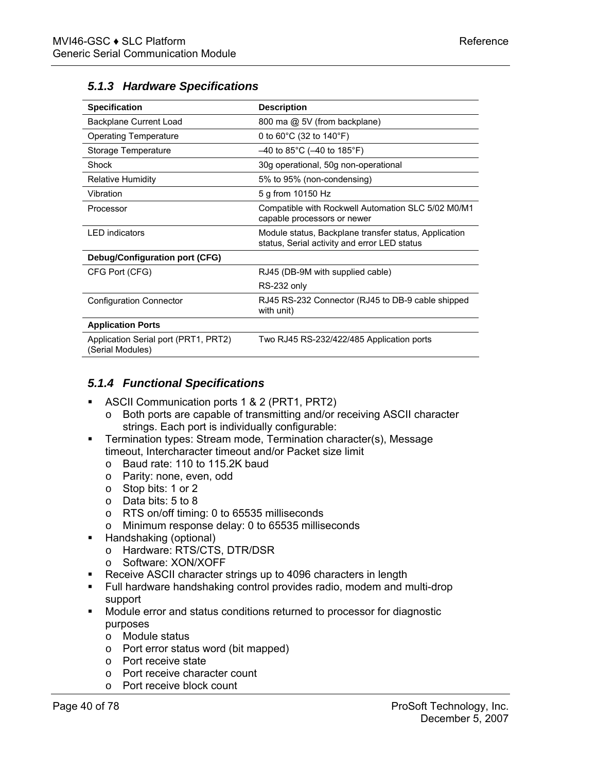### 5.1.3 Hardware Specifications

| Specification | Description |
|---|---|
| Backplane Current Load | 800 ma @ 5V (from backplane) |
| Operating Temperature | 0 to 60°C (32 to 140°F) |
| Storage Temperature | –40 to 85°C (–40 to 185°F) |
| Shock | 30g operational, 50g non-operational |
| Relative Humidity | 5% to 95% (non-condensing) |
| Vibration | 5 g from 10150 Hz |
| Processor | Compatible with Rockwell Automation SLC 5/02 M0/M1 capable processors or newer |
| LED indicators | Module status, Backplane transfer status, Application status, Serial activity and error LED status |
| **Debug/Configuration port (CFG)** | |
| CFG Port (CFG) | RJ45 (DB-9M with supplied cable)<br>RS-232 only |
| Configuration Connector | RJ45 RS-232 Connector (RJ45 to DB-9 cable shipped with unit) |
| **Application Ports** | |
| Application Serial port (PRT1, PRT2) (Serial Modules) | Two RJ45 RS-232/422/485 Application ports |

### 5.1.4 Functional Specifications

- ASCII Communication ports 1 & 2 (PRT1, PRT2)
  - Both ports are capable of transmitting and/or receiving ASCII character strings. Each port is individually configurable:
- Termination types: Stream mode, Termination character(s), Message timeout, Intercharacter timeout and/or Packet size limit
  - Baud rate: 110 to 115.2K baud
  - Parity: none, even, odd
  - Stop bits: 1 or 2
  - Data bits: 5 to 8
  - RTS on/off timing: 0 to 65535 milliseconds
  - Minimum response delay: 0 to 65535 milliseconds
- Handshaking (optional)
  - Hardware: RTS/CTS, DTR/DSR
  - Software: XON/XOFF
- Receive ASCII character strings up to 4096 characters in length
- Full hardware handshaking control provides radio, modem and multi-drop support
- Module error and status conditions returned to processor for diagnostic purposes
  - Module status
  - Port error status word (bit mapped)
  - Port receive state
  - Port receive character count
  - Port receive block count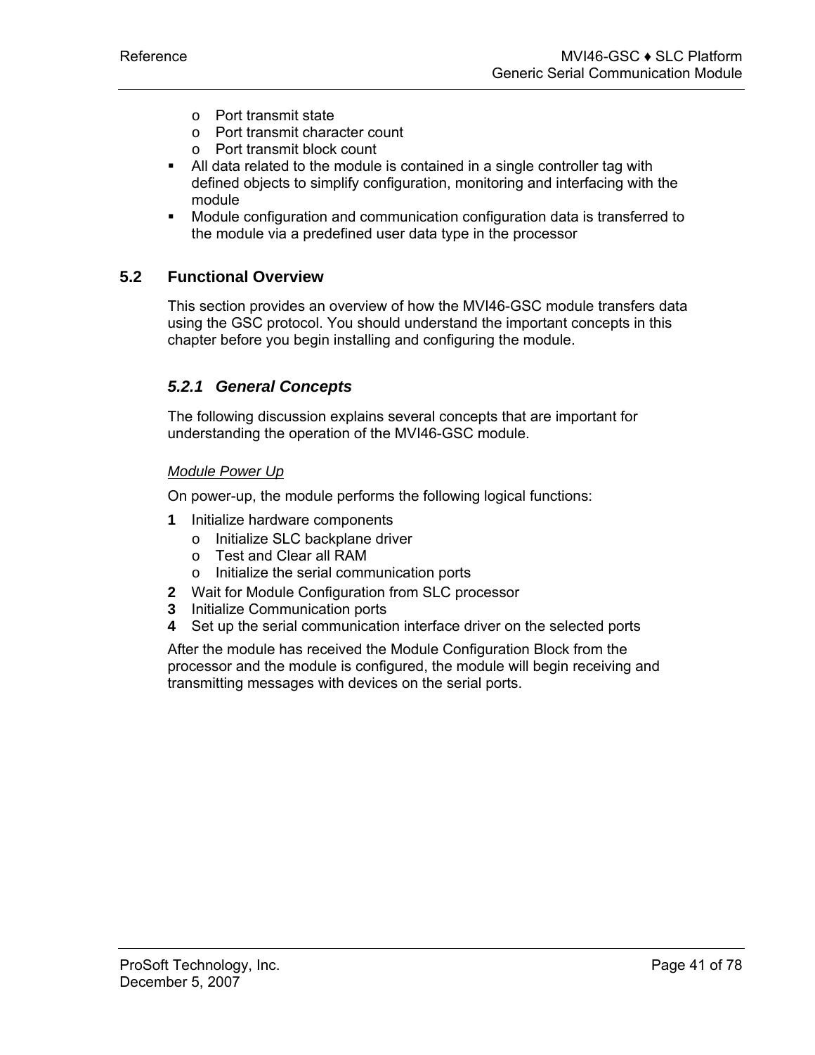- Port transmit state
  - Port transmit character count
  - Port transmit block count
- All data related to the module is contained in a single controller tag with defined objects to simplify configuration, monitoring and interfacing with the module
- Module configuration and communication configuration data is transferred to the module via a predefined user data type in the processor

## 5.2 Functional Overview

This section provides an overview of how the MVI46-GSC module transfers data using the GSC protocol. You should understand the important concepts in this chapter before you begin installing and configuring the module.

### *5.2.1 General Concepts*

The following discussion explains several concepts that are important for understanding the operation of the MVI46-GSC module.

*Module Power Up*

On power-up, the module performs the following logical functions:

1. Initialize hardware components
   - Initialize SLC backplane driver
   - Test and Clear all RAM
   - Initialize the serial communication ports
2. Wait for Module Configuration from SLC processor
3. Initialize Communication ports
4. Set up the serial communication interface driver on the selected ports

After the module has received the Module Configuration Block from the processor and the module is configured, the module will begin receiving and transmitting messages with devices on the serial ports.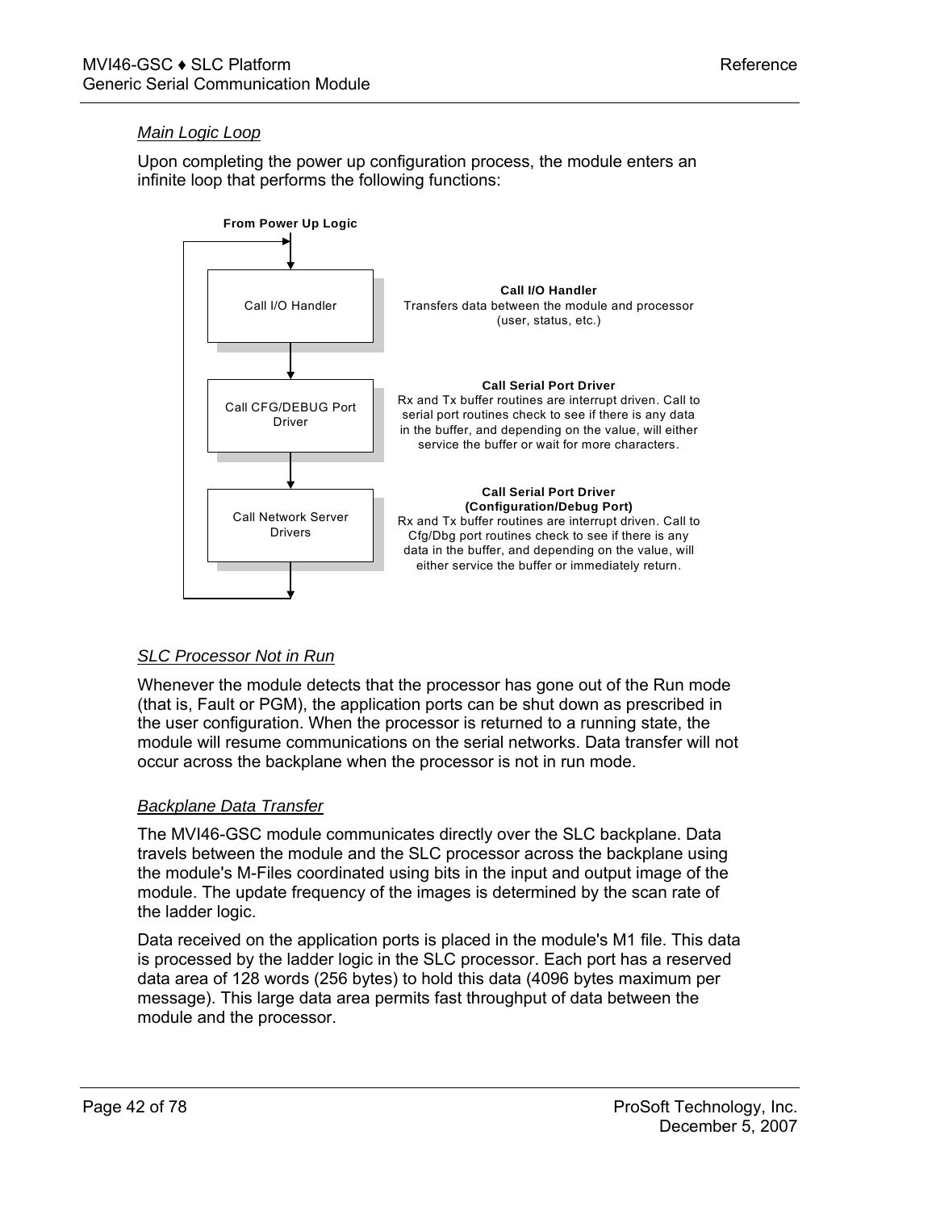### *Main Logic Loop*

Upon completing the power up configuration process, the module enters an infinite loop that performs the following functions:

From Power Up Logic

Call I/O Handler

Call CFG/DEBUG Port Driver

Call Network Server Drivers

**Call I/O Handler**
Transfers data between the module and processor (user, status, etc.)

**Call Serial Port Driver**
Rx and Tx buffer routines are interrupt driven. Call to serial port routines check to see if there is any data in the buffer, and depending on the value, will either service the buffer or wait for more characters.

**Call Serial Port Driver (Configuration/Debug Port)**
Rx and Tx buffer routines are interrupt driven. Call to Cfg/Dbg port routines check to see if there is any data in the buffer, and depending on the value, will either service the buffer or immediately return.

### *SLC Processor Not in Run*

Whenever the module detects that the processor has gone out of the Run mode (that is, Fault or PGM), the application ports can be shut down as prescribed in the user configuration. When the processor is returned to a running state, the module will resume communications on the serial networks. Data transfer will not occur across the backplane when the processor is not in run mode.

### *Backplane Data Transfer*

The MVI46-GSC module communicates directly over the SLC backplane. Data travels between the module and the SLC processor across the backplane using the module's M-Files coordinated using bits in the input and output image of the module. The update frequency of the images is determined by the scan rate of the ladder logic.

Data received on the application ports is placed in the module's M1 file. This data is processed by the ladder logic in the SLC processor. Each port has a reserved data area of 128 words (256 bytes) to hold this data (4096 bytes maximum per message). This large data area permits fast throughput of data between the module and the processor.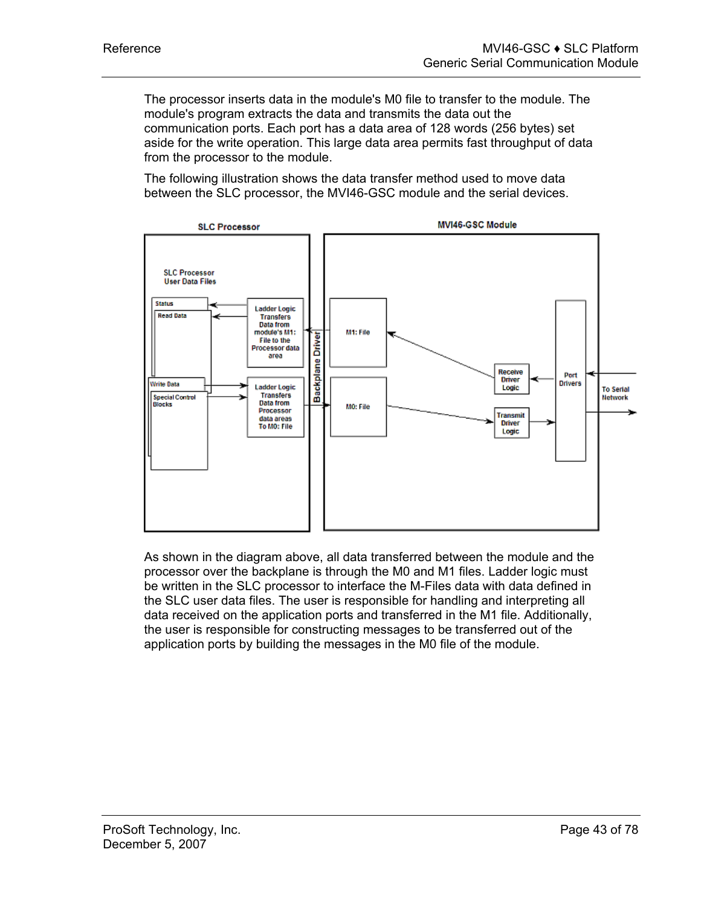The processor inserts data in the module's M0 file to transfer to the module. The module's program extracts the data and transmits the data out the communication ports. Each port has a data area of 128 words (256 bytes) set aside for the write operation. This large data area permits fast throughput of data from the processor to the module.

The following illustration shows the data transfer method used to move data between the SLC processor, the MVI46-GSC module and the serial devices.

As shown in the diagram above, all data transferred between the module and the processor over the backplane is through the M0 and M1 files. Ladder logic must be written in the SLC processor to interface the M-Files data with data defined in the SLC user data files. The user is responsible for handling and interpreting all data received on the application ports and transferred in the M1 file. Additionally, the user is responsible for constructing messages to be transferred out of the application ports by building the messages in the M0 file of the module.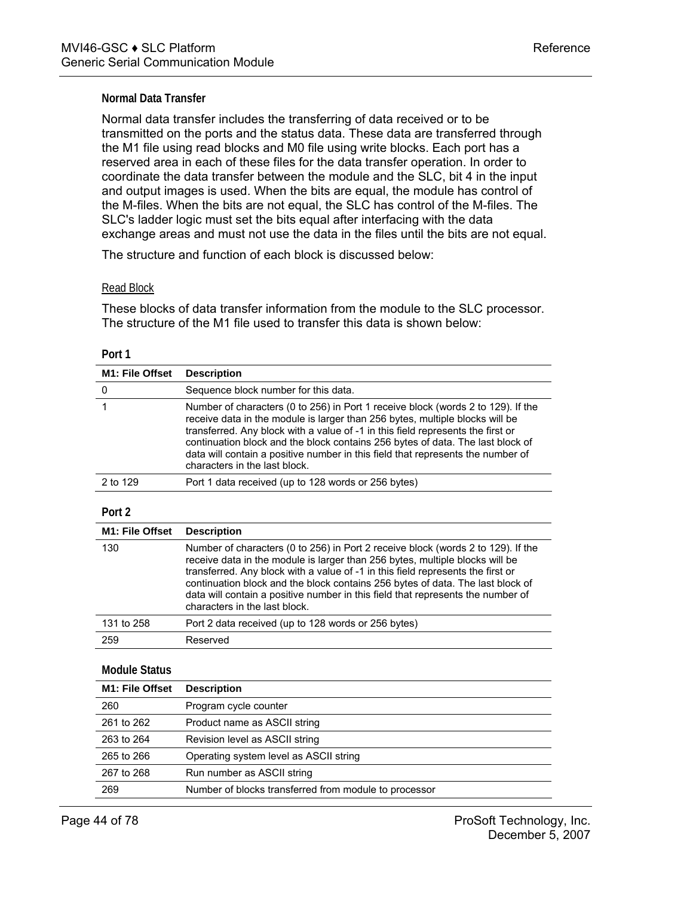### Normal Data Transfer

Normal data transfer includes the transferring of data received or to be transmitted on the ports and the status data. These data are transferred through the M1 file using read blocks and M0 file using write blocks. Each port has a reserved area in each of these files for the data transfer operation. In order to coordinate the data transfer between the module and the SLC, bit 4 in the input and output images is used. When the bits are equal, the module has control of the M-files. When the bits are not equal, the SLC has control of the M-files. The SLC's ladder logic must set the bits equal after interfacing with the data exchange areas and must not use the data in the files until the bits are not equal.

The structure and function of each block is discussed below:

#### Read Block

These blocks of data transfer information from the module to the SLC processor. The structure of the M1 file used to transfer this data is shown below:

**Port 1**

| M1: File Offset | Description |
|---|---|
| 0 | Sequence block number for this data. |
| 1 | Number of characters (0 to 256) in Port 1 receive block (words 2 to 129). If the receive data in the module is larger than 256 bytes, multiple blocks will be transferred. Any block with a value of -1 in this field represents the first or continuation block and the block contains 256 bytes of data. The last block of data will contain a positive number in this field that represents the number of characters in the last block. |
| 2 to 129 | Port 1 data received (up to 128 words or 256 bytes) |

**Port 2**

| M1: File Offset | Description |
|---|---|
| 130 | Number of characters (0 to 256) in Port 2 receive block (words 2 to 129). If the receive data in the module is larger than 256 bytes, multiple blocks will be transferred. Any block with a value of -1 in this field represents the first or continuation block and the block contains 256 bytes of data. The last block of data will contain a positive number in this field that represents the number of characters in the last block. |
| 131 to 258 | Port 2 data received (up to 128 words or 256 bytes) |
| 259 | Reserved |

**Module Status**

| M1: File Offset | Description |
|---|---|
| 260 | Program cycle counter |
| 261 to 262 | Product name as ASCII string |
| 263 to 264 | Revision level as ASCII string |
| 265 to 266 | Operating system level as ASCII string |
| 267 to 268 | Run number as ASCII string |
| 269 | Number of blocks transferred from module to processor |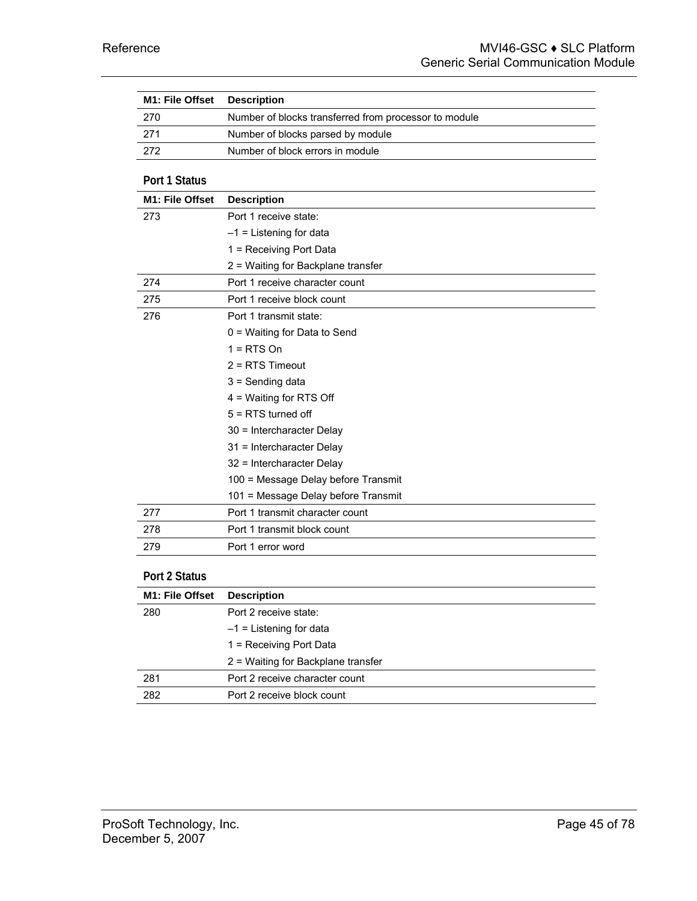| M1: File Offset | Description |
|---|---|
| 270 | Number of blocks transferred from processor to module |
| 271 | Number of blocks parsed by module |
| 272 | Number of block errors in module |

### Port 1 Status

| M1: File Offset | Description |
|---|---|
| 273 | Port 1 receive state:<br>–1 = Listening for data<br>1 = Receiving Port Data<br>2 = Waiting for Backplane transfer |
| 274 | Port 1 receive character count |
| 275 | Port 1 receive block count |
| 276 | Port 1 transmit state:<br>0 = Waiting for Data to Send<br>1 = RTS On<br>2 = RTS Timeout<br>3 = Sending data<br>4 = Waiting for RTS Off<br>5 = RTS turned off<br>30 = Intercharacter Delay<br>31 = Intercharacter Delay<br>32 = Intercharacter Delay<br>100 = Message Delay before Transmit<br>101 = Message Delay before Transmit |
| 277 | Port 1 transmit character count |
| 278 | Port 1 transmit block count |
| 279 | Port 1 error word |

### Port 2 Status

| M1: File Offset | Description |
|---|---|
| 280 | Port 2 receive state:<br>–1 = Listening for data<br>1 = Receiving Port Data<br>2 = Waiting for Backplane transfer |
| 281 | Port 2 receive character count |
| 282 | Port 2 receive block count |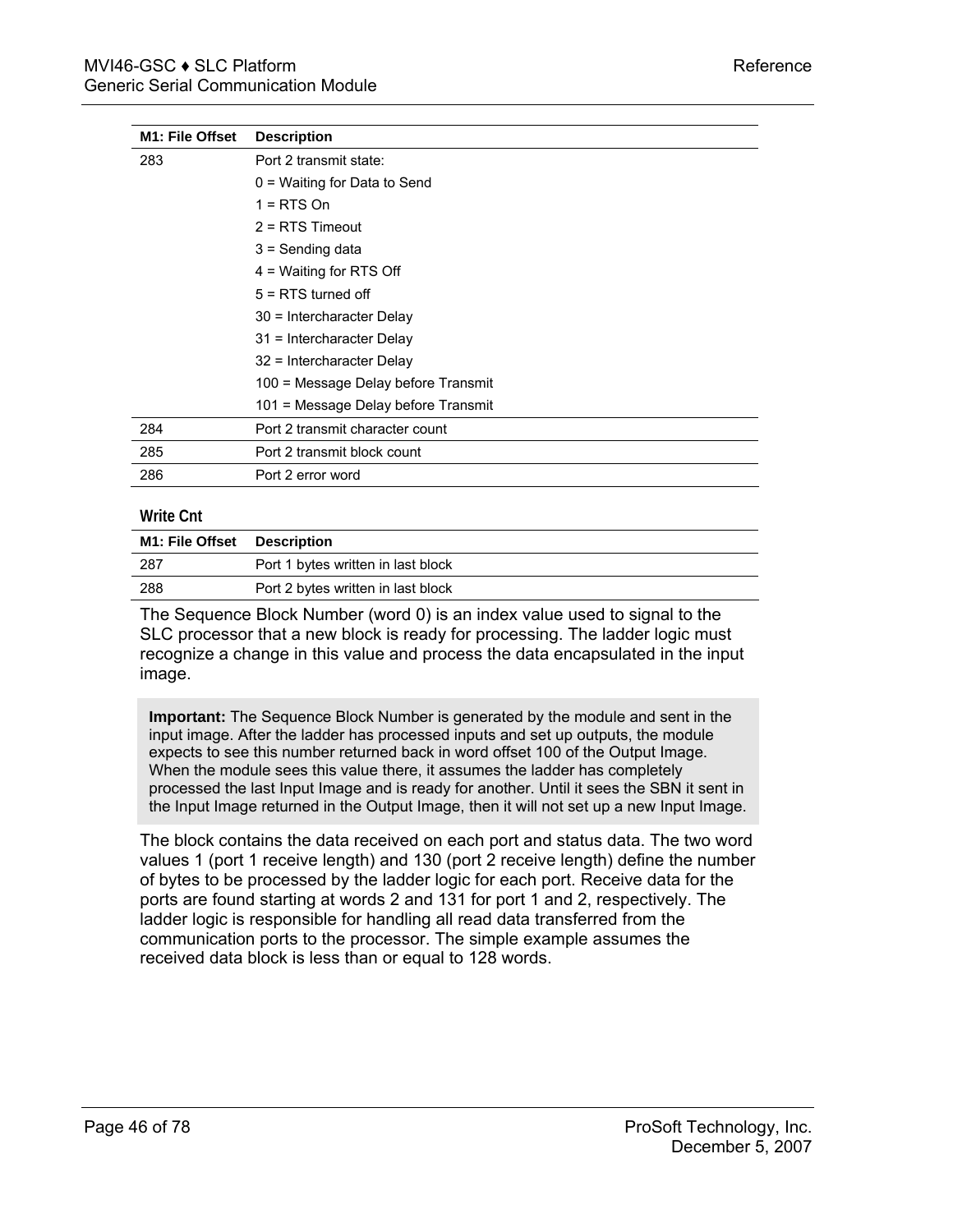| M1: File Offset | Description |
|---|---|
| 283 | Port 2 transmit state:<br>0 = Waiting for Data to Send<br>1 = RTS On<br>2 = RTS Timeout<br>3 = Sending data<br>4 = Waiting for RTS Off<br>5 = RTS turned off<br>30 = Intercharacter Delay<br>31 = Intercharacter Delay<br>32 = Intercharacter Delay<br>100 = Message Delay before Transmit<br>101 = Message Delay before Transmit |
| 284 | Port 2 transmit character count |
| 285 | Port 2 transmit block count |
| 286 | Port 2 error word |

**Write Cnt**

| M1: File Offset | Description |
|---|---|
| 287 | Port 1 bytes written in last block |
| 288 | Port 2 bytes written in last block |

The Sequence Block Number (word 0) is an index value used to signal to the SLC processor that a new block is ready for processing. The ladder logic must recognize a change in this value and process the data encapsulated in the input image.

> **Important:** The Sequence Block Number is generated by the module and sent in the input image. After the ladder has processed inputs and set up outputs, the module expects to see this number returned back in word offset 100 of the Output Image. When the module sees this value there, it assumes the ladder has completely processed the last Input Image and is ready for another. Until it sees the SBN it sent in the Input Image returned in the Output Image, then it will not set up a new Input Image.

The block contains the data received on each port and status data. The two word values 1 (port 1 receive length) and 130 (port 2 receive length) define the number of bytes to be processed by the ladder logic for each port. Receive data for the ports are found starting at words 2 and 131 for port 1 and 2, respectively. The ladder logic is responsible for handling all read data transferred from the communication ports to the processor. The simple example assumes the received data block is less than or equal to 128 words.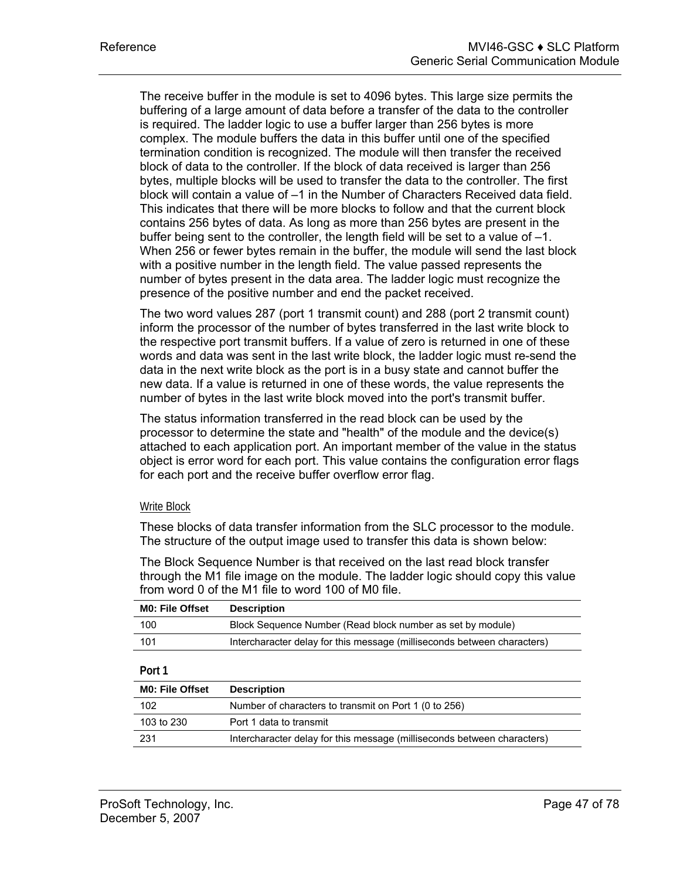The receive buffer in the module is set to 4096 bytes. This large size permits the buffering of a large amount of data before a transfer of the data to the controller is required. The ladder logic to use a buffer larger than 256 bytes is more complex. The module buffers the data in this buffer until one of the specified termination condition is recognized. The module will then transfer the received block of data to the controller. If the block of data received is larger than 256 bytes, multiple blocks will be used to transfer the data to the controller. The first block will contain a value of –1 in the Number of Characters Received data field. This indicates that there will be more blocks to follow and that the current block contains 256 bytes of data. As long as more than 256 bytes are present in the buffer being sent to the controller, the length field will be set to a value of –1. When 256 or fewer bytes remain in the buffer, the module will send the last block with a positive number in the length field. The value passed represents the number of bytes present in the data area. The ladder logic must recognize the presence of the positive number and end the packet received.

The two word values 287 (port 1 transmit count) and 288 (port 2 transmit count) inform the processor of the number of bytes transferred in the last write block to the respective port transmit buffers. If a value of zero is returned in one of these words and data was sent in the last write block, the ladder logic must re-send the data in the next write block as the port is in a busy state and cannot buffer the new data. If a value is returned in one of these words, the value represents the number of bytes in the last write block moved into the port's transmit buffer.

The status information transferred in the read block can be used by the processor to determine the state and "health" of the module and the device(s) attached to each application port. An important member of the value in the status object is error word for each port. This value contains the configuration error flags for each port and the receive buffer overflow error flag.

#### Write Block

These blocks of data transfer information from the SLC processor to the module. The structure of the output image used to transfer this data is shown below:

The Block Sequence Number is that received on the last read block transfer through the M1 file image on the module. The ladder logic should copy this value from word 0 of the M1 file to word 100 of M0 file.

| M0: File Offset | Description |
|---|---|
| 100 | Block Sequence Number (Read block number as set by module) |
| 101 | Intercharacter delay for this message (milliseconds between characters) |

**Port 1**

| M0: File Offset | Description |
|---|---|
| 102 | Number of characters to transmit on Port 1 (0 to 256) |
| 103 to 230 | Port 1 data to transmit |
| 231 | Intercharacter delay for this message (milliseconds between characters) |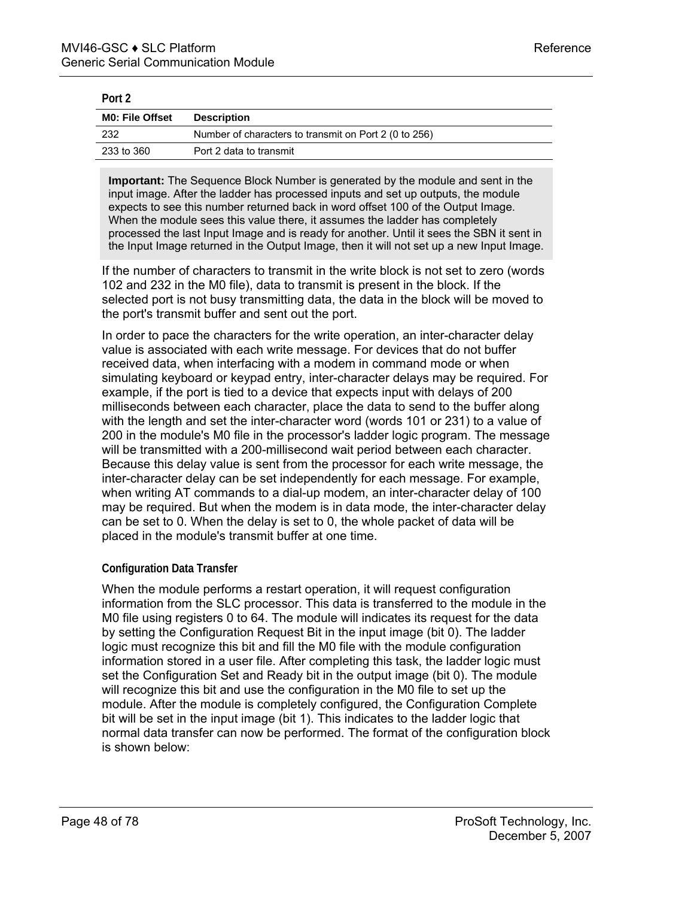**Port 2**

| M0: File Offset | Description |
|---|---|
| 232 | Number of characters to transmit on Port 2 (0 to 256) |
| 233 to 360 | Port 2 data to transmit |

> **Important:** The Sequence Block Number is generated by the module and sent in the input image. After the ladder has processed inputs and set up outputs, the module expects to see this number returned back in word offset 100 of the Output Image. When the module sees this value there, it assumes the ladder has completely processed the last Input Image and is ready for another. Until it sees the SBN it sent in the Input Image returned in the Output Image, then it will not set up a new Input Image.

If the number of characters to transmit in the write block is not set to zero (words 102 and 232 in the M0 file), data to transmit is present in the block. If the selected port is not busy transmitting data, the data in the block will be moved to the port's transmit buffer and sent out the port.

In order to pace the characters for the write operation, an inter-character delay value is associated with each write message. For devices that do not buffer received data, when interfacing with a modem in command mode or when simulating keyboard or keypad entry, inter-character delays may be required. For example, if the port is tied to a device that expects input with delays of 200 milliseconds between each character, place the data to send to the buffer along with the length and set the inter-character word (words 101 or 231) to a value of 200 in the module's M0 file in the processor's ladder logic program. The message will be transmitted with a 200-millisecond wait period between each character. Because this delay value is sent from the processor for each write message, the inter-character delay can be set independently for each message. For example, when writing AT commands to a dial-up modem, an inter-character delay of 100 may be required. But when the modem is in data mode, the inter-character delay can be set to 0. When the delay is set to 0, the whole packet of data will be placed in the module's transmit buffer at one time.

### Configuration Data Transfer

When the module performs a restart operation, it will request configuration information from the SLC processor. This data is transferred to the module in the M0 file using registers 0 to 64. The module will indicates its request for the data by setting the Configuration Request Bit in the input image (bit 0). The ladder logic must recognize this bit and fill the M0 file with the module configuration information stored in a user file. After completing this task, the ladder logic must set the Configuration Set and Ready bit in the output image (bit 0). The module will recognize this bit and use the configuration in the M0 file to set up the module. After the module is completely configured, the Configuration Complete bit will be set in the input image (bit 1). This indicates to the ladder logic that normal data transfer can now be performed. The format of the configuration block is shown below: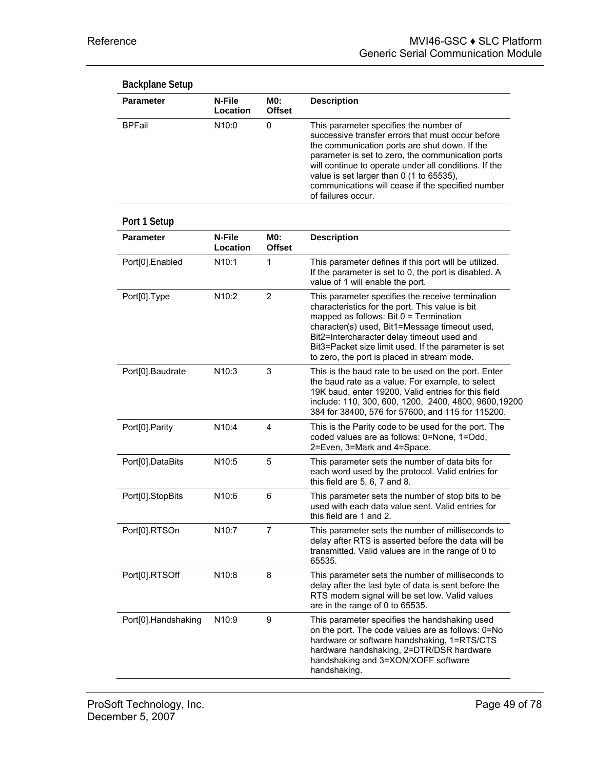### Backplane Setup

| Parameter | N-File Location | M0: Offset | Description |
|---|---|---|---|
| BPFail | N10:0 | 0 | This parameter specifies the number of successive transfer errors that must occur before the communication ports are shut down. If the parameter is set to zero, the communication ports will continue to operate under all conditions. If the value is set larger than 0 (1 to 65535), communications will cease if the specified number of failures occur. |

### Port 1 Setup

| Parameter | N-File Location | M0: Offset | Description |
|---|---|---|---|
| Port[0].Enabled | N10:1 | 1 | This parameter defines if this port will be utilized. If the parameter is set to 0, the port is disabled. A value of 1 will enable the port. |
| Port[0].Type | N10:2 | 2 | This parameter specifies the receive termination characteristics for the port. This value is bit mapped as follows: Bit 0 = Termination character(s) used, Bit1=Message timeout used, Bit2=Intercharacter delay timeout used and Bit3=Packet size limit used. If the parameter is set to zero, the port is placed in stream mode. |
| Port[0].Baudrate | N10:3 | 3 | This is the baud rate to be used on the port. Enter the baud rate as a value. For example, to select 19K baud, enter 19200. Valid entries for this field include: 110, 300, 600, 1200, 2400, 4800, 9600,19200 384 for 38400, 576 for 57600, and 115 for 115200. |
| Port[0].Parity | N10:4 | 4 | This is the Parity code to be used for the port. The coded values are as follows: 0=None, 1=Odd, 2=Even, 3=Mark and 4=Space. |
| Port[0].DataBits | N10:5 | 5 | This parameter sets the number of data bits for each word used by the protocol. Valid entries for this field are 5, 6, 7 and 8. |
| Port[0].StopBits | N10:6 | 6 | This parameter sets the number of stop bits to be used with each data value sent. Valid entries for this field are 1 and 2. |
| Port[0].RTSOn | N10:7 | 7 | This parameter sets the number of milliseconds to delay after RTS is asserted before the data will be transmitted. Valid values are in the range of 0 to 65535. |
| Port[0].RTSOff | N10:8 | 8 | This parameter sets the number of milliseconds to delay after the last byte of data is sent before the RTS modem signal will be set low. Valid values are in the range of 0 to 65535. |
| Port[0].Handshaking | N10:9 | 9 | This parameter specifies the handshaking used on the port. The code values are as follows: 0=No hardware or software handshaking, 1=RTS/CTS hardware handshaking, 2=DTR/DSR hardware handshaking and 3=XON/XOFF software handshaking. |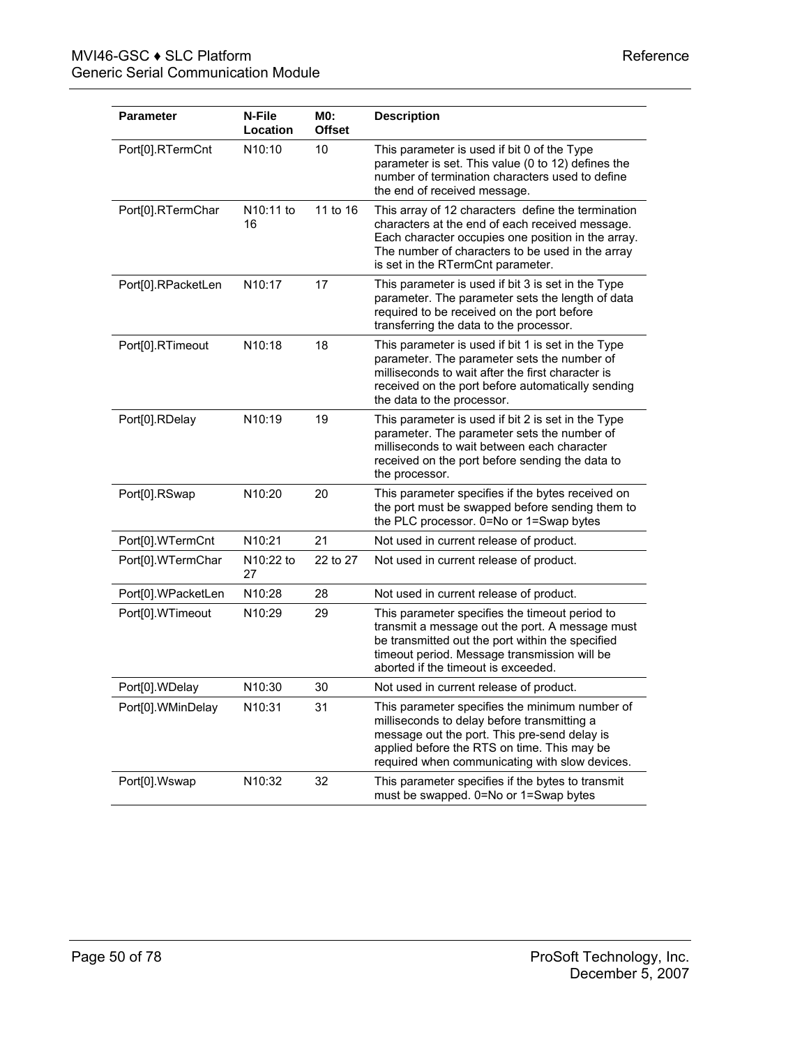| Parameter | N-File Location | M0: Offset | Description |
|---|---|---|---|
| Port[0].RTermCnt | N10:10 | 10 | This parameter is used if bit 0 of the Type parameter is set. This value (0 to 12) defines the number of termination characters used to define the end of received message. |
| Port[0].RTermChar | N10:11 to 16 | 11 to 16 | This array of 12 characters define the termination characters at the end of each received message. Each character occupies one position in the array. The number of characters to be used in the array is set in the RTermCnt parameter. |
| Port[0].RPacketLen | N10:17 | 17 | This parameter is used if bit 3 is set in the Type parameter. The parameter sets the length of data required to be received on the port before transferring the data to the processor. |
| Port[0].RTimeout | N10:18 | 18 | This parameter is used if bit 1 is set in the Type parameter. The parameter sets the number of milliseconds to wait after the first character is received on the port before automatically sending the data to the processor. |
| Port[0].RDelay | N10:19 | 19 | This parameter is used if bit 2 is set in the Type parameter. The parameter sets the number of milliseconds to wait between each character received on the port before sending the data to the processor. |
| Port[0].RSwap | N10:20 | 20 | This parameter specifies if the bytes received on the port must be swapped before sending them to the PLC processor. 0=No or 1=Swap bytes |
| Port[0].WTermCnt | N10:21 | 21 | Not used in current release of product. |
| Port[0].WTermChar | N10:22 to 27 | 22 to 27 | Not used in current release of product. |
| Port[0].WPacketLen | N10:28 | 28 | Not used in current release of product. |
| Port[0].WTimeout | N10:29 | 29 | This parameter specifies the timeout period to transmit a message out the port. A message must be transmitted out the port within the specified timeout period. Message transmission will be aborted if the timeout is exceeded. |
| Port[0].WDelay | N10:30 | 30 | Not used in current release of product. |
| Port[0].WMinDelay | N10:31 | 31 | This parameter specifies the minimum number of milliseconds to delay before transmitting a message out the port. This pre-send delay is applied before the RTS on time. This may be required when communicating with slow devices. |
| Port[0].Wswap | N10:32 | 32 | This parameter specifies if the bytes to transmit must be swapped. 0=No or 1=Swap bytes |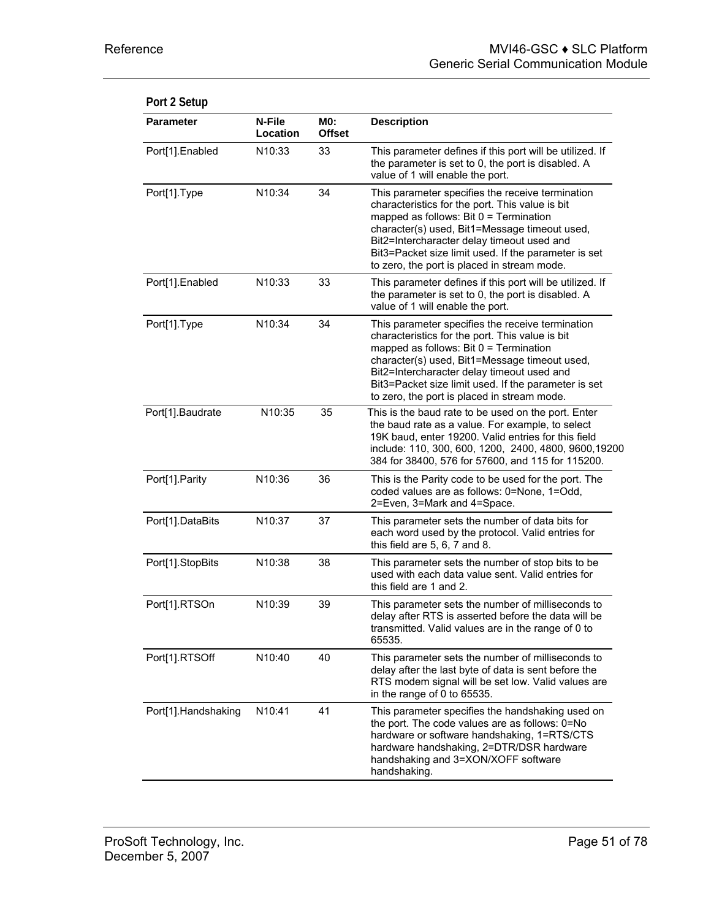### Port 2 Setup

| Parameter | N-File Location | M0: Offset | Description |
|---|---|---|---|
| Port[1].Enabled | N10:33 | 33 | This parameter defines if this port will be utilized. If the parameter is set to 0, the port is disabled. A value of 1 will enable the port. |
| Port[1].Type | N10:34 | 34 | This parameter specifies the receive termination characteristics for the port. This value is bit mapped as follows: Bit 0 = Termination character(s) used, Bit1=Message timeout used, Bit2=Intercharacter delay timeout used and Bit3=Packet size limit used. If the parameter is set to zero, the port is placed in stream mode. |
| Port[1].Enabled | N10:33 | 33 | This parameter defines if this port will be utilized. If the parameter is set to 0, the port is disabled. A value of 1 will enable the port. |
| Port[1].Type | N10:34 | 34 | This parameter specifies the receive termination characteristics for the port. This value is bit mapped as follows: Bit 0 = Termination character(s) used, Bit1=Message timeout used, Bit2=Intercharacter delay timeout used and Bit3=Packet size limit used. If the parameter is set to zero, the port is placed in stream mode. |
| Port[1].Baudrate | N10:35 | 35 | This is the baud rate to be used on the port. Enter the baud rate as a value. For example, to select 19K baud, enter 19200. Valid entries for this field include: 110, 300, 600, 1200, 2400, 4800, 9600,19200 384 for 38400, 576 for 57600, and 115 for 115200. |
| Port[1].Parity | N10:36 | 36 | This is the Parity code to be used for the port. The coded values are as follows: 0=None, 1=Odd, 2=Even, 3=Mark and 4=Space. |
| Port[1].DataBits | N10:37 | 37 | This parameter sets the number of data bits for each word used by the protocol. Valid entries for this field are 5, 6, 7 and 8. |
| Port[1].StopBits | N10:38 | 38 | This parameter sets the number of stop bits to be used with each data value sent. Valid entries for this field are 1 and 2. |
| Port[1].RTSOn | N10:39 | 39 | This parameter sets the number of milliseconds to delay after RTS is asserted before the data will be transmitted. Valid values are in the range of 0 to 65535. |
| Port[1].RTSOff | N10:40 | 40 | This parameter sets the number of milliseconds to delay after the last byte of data is sent before the RTS modem signal will be set low. Valid values are in the range of 0 to 65535. |
| Port[1].Handshaking | N10:41 | 41 | This parameter specifies the handshaking used on the port. The code values are as follows: 0=No hardware or software handshaking, 1=RTS/CTS hardware handshaking, 2=DTR/DSR hardware handshaking and 3=XON/XOFF software handshaking. |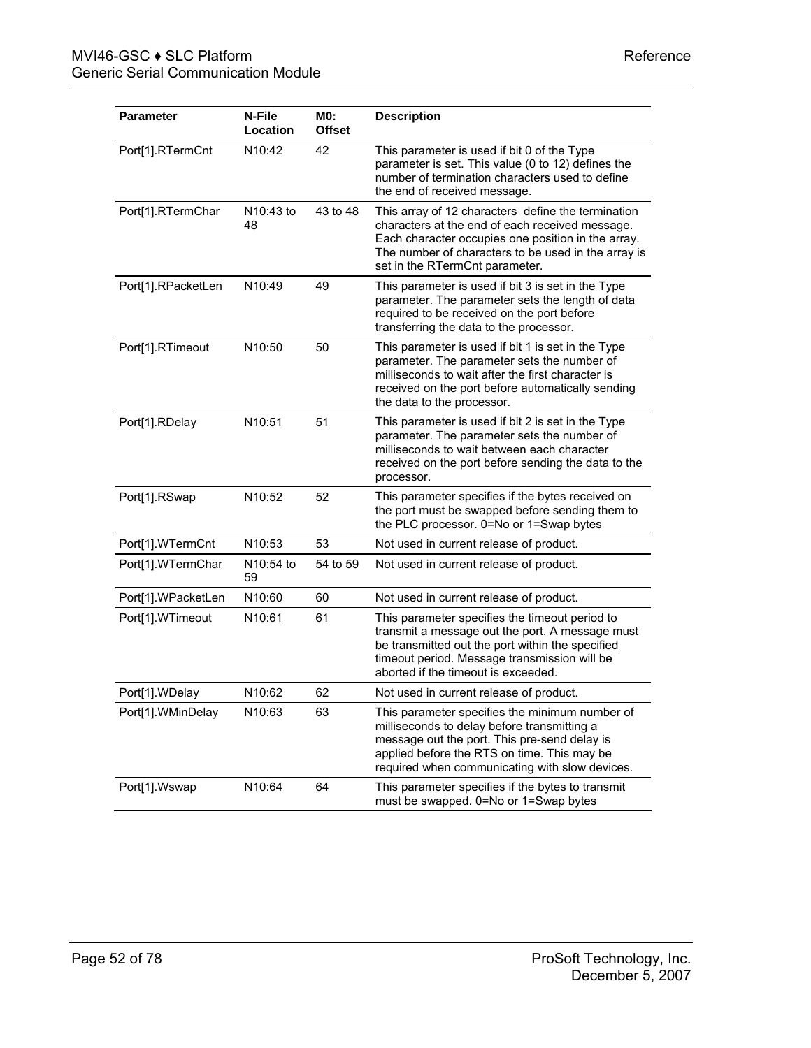| Parameter | N-File Location | M0: Offset | Description |
|---|---|---|---|
| Port[1].RTermCnt | N10:42 | 42 | This parameter is used if bit 0 of the Type parameter is set. This value (0 to 12) defines the number of termination characters used to define the end of received message. |
| Port[1].RTermChar | N10:43 to 48 | 43 to 48 | This array of 12 characters define the termination characters at the end of each received message. Each character occupies one position in the array. The number of characters to be used in the array is set in the RTermCnt parameter. |
| Port[1].RPacketLen | N10:49 | 49 | This parameter is used if bit 3 is set in the Type parameter. The parameter sets the length of data required to be received on the port before transferring the data to the processor. |
| Port[1].RTimeout | N10:50 | 50 | This parameter is used if bit 1 is set in the Type parameter. The parameter sets the number of milliseconds to wait after the first character is received on the port before automatically sending the data to the processor. |
| Port[1].RDelay | N10:51 | 51 | This parameter is used if bit 2 is set in the Type parameter. The parameter sets the number of milliseconds to wait between each character received on the port before sending the data to the processor. |
| Port[1].RSwap | N10:52 | 52 | This parameter specifies if the bytes received on the port must be swapped before sending them to the PLC processor. 0=No or 1=Swap bytes |
| Port[1].WTermCnt | N10:53 | 53 | Not used in current release of product. |
| Port[1].WTermChar | N10:54 to 59 | 54 to 59 | Not used in current release of product. |
| Port[1].WPacketLen | N10:60 | 60 | Not used in current release of product. |
| Port[1].WTimeout | N10:61 | 61 | This parameter specifies the timeout period to transmit a message out the port. A message must be transmitted out the port within the specified timeout period. Message transmission will be aborted if the timeout is exceeded. |
| Port[1].WDelay | N10:62 | 62 | Not used in current release of product. |
| Port[1].WMinDelay | N10:63 | 63 | This parameter specifies the minimum number of milliseconds to delay before transmitting a message out the port. This pre-send delay is applied before the RTS on time. This may be required when communicating with slow devices. |
| Port[1].Wswap | N10:64 | 64 | This parameter specifies if the bytes to transmit must be swapped. 0=No or 1=Swap bytes |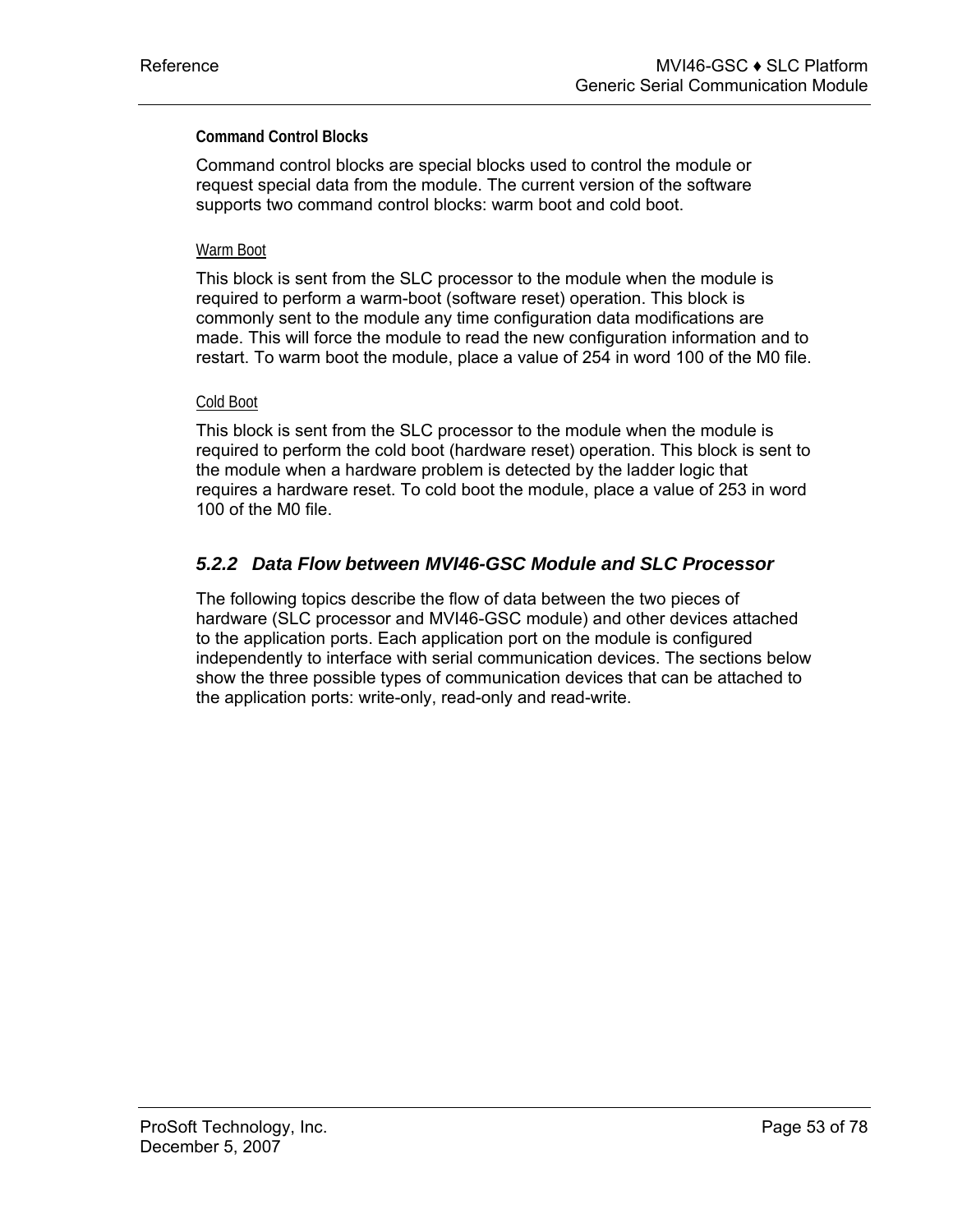#### Command Control Blocks

Command control blocks are special blocks used to control the module or request special data from the module. The current version of the software supports two command control blocks: warm boot and cold boot.

##### Warm Boot

This block is sent from the SLC processor to the module when the module is required to perform a warm-boot (software reset) operation. This block is commonly sent to the module any time configuration data modifications are made. This will force the module to read the new configuration information and to restart. To warm boot the module, place a value of 254 in word 100 of the M0 file.

##### Cold Boot

This block is sent from the SLC processor to the module when the module is required to perform the cold boot (hardware reset) operation. This block is sent to the module when a hardware problem is detected by the ladder logic that requires a hardware reset. To cold boot the module, place a value of 253 in word 100 of the M0 file.

### 5.2.2 Data Flow between MVI46-GSC Module and SLC Processor

The following topics describe the flow of data between the two pieces of hardware (SLC processor and MVI46-GSC module) and other devices attached to the application ports. Each application port on the module is configured independently to interface with serial communication devices. The sections below show the three possible types of communication devices that can be attached to the application ports: write-only, read-only and read-write.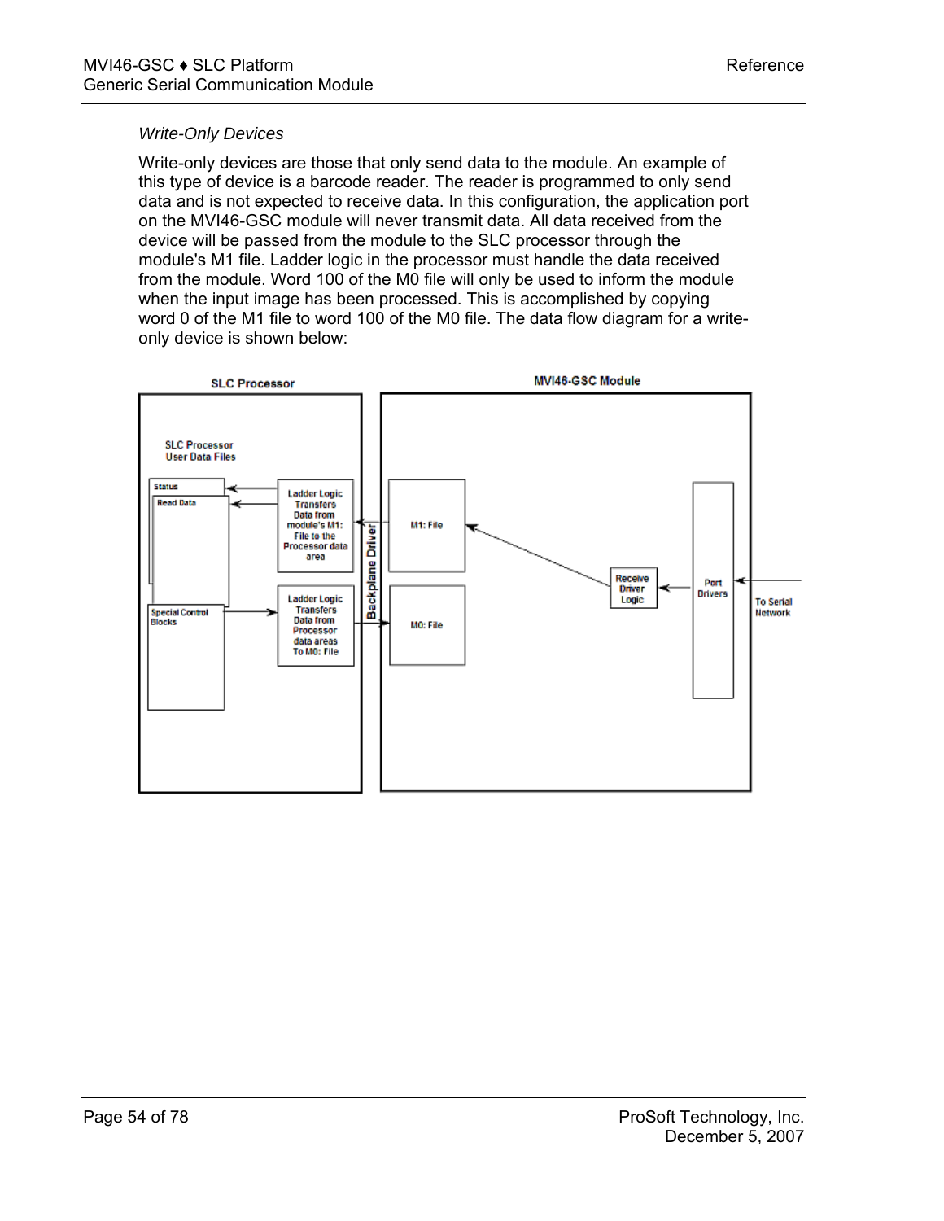#### *Write-Only Devices*

Write-only devices are those that only send data to the module. An example of this type of device is a barcode reader. The reader is programmed to only send data and is not expected to receive data. In this configuration, the application port on the MVI46-GSC module will never transmit data. All data received from the device will be passed from the module to the SLC processor through the module's M1 file. Ladder logic in the processor must handle the data received from the module. Word 100 of the M0 file will only be used to inform the module when the input image has been processed. This is accomplished by copying word 0 of the M1 file to word 100 of the M0 file. The data flow diagram for a write-only device is shown below: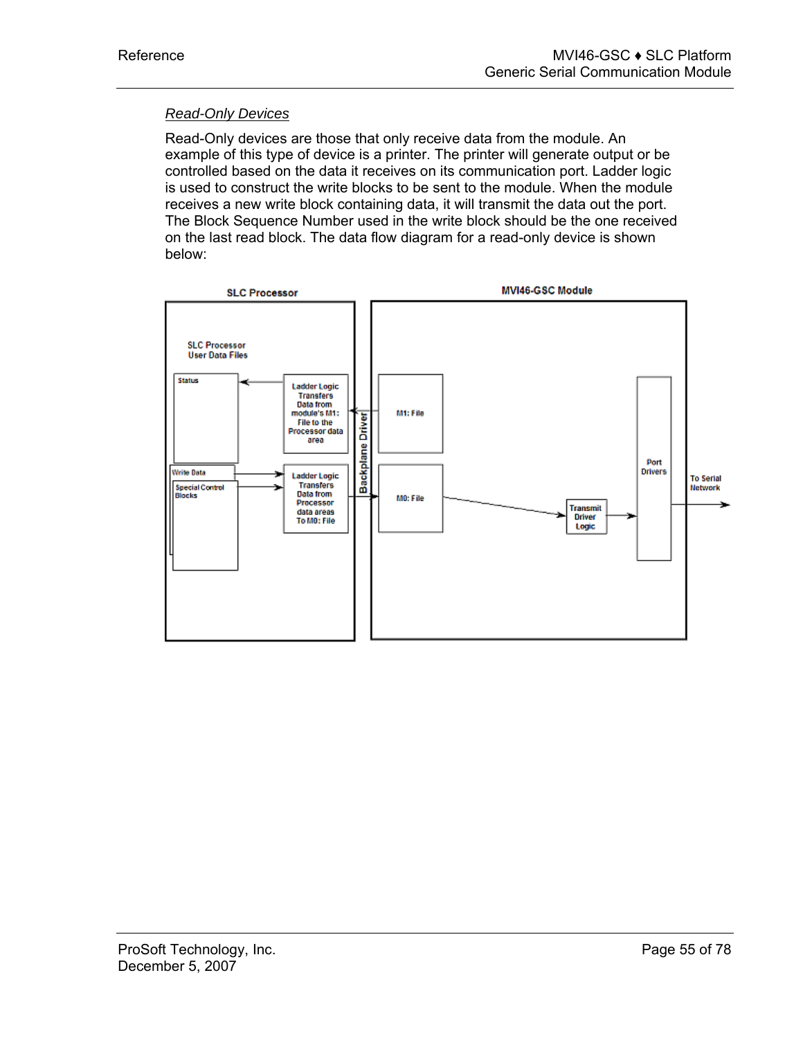*Read-Only Devices*

Read-Only devices are those that only receive data from the module. An example of this type of device is a printer. The printer will generate output or be controlled based on the data it receives on its communication port. Ladder logic is used to construct the write blocks to be sent to the module. When the module receives a new write block containing data, it will transmit the data out the port. The Block Sequence Number used in the write block should be the one received on the last read block. The data flow diagram for a read-only device is shown below:

SLC Processor

MVI46-GSC Module

SLC Processor User Data Files

Status

Ladder Logic Transfers Data from module's M1: File to the Processor data area

M1: File

Backplane Driver

Port Drivers

To Serial Network

Write Data

Special Control Blocks

Ladder Logic Transfers Data from Processor data areas To M0: File

M0: File

Transmit Driver Logic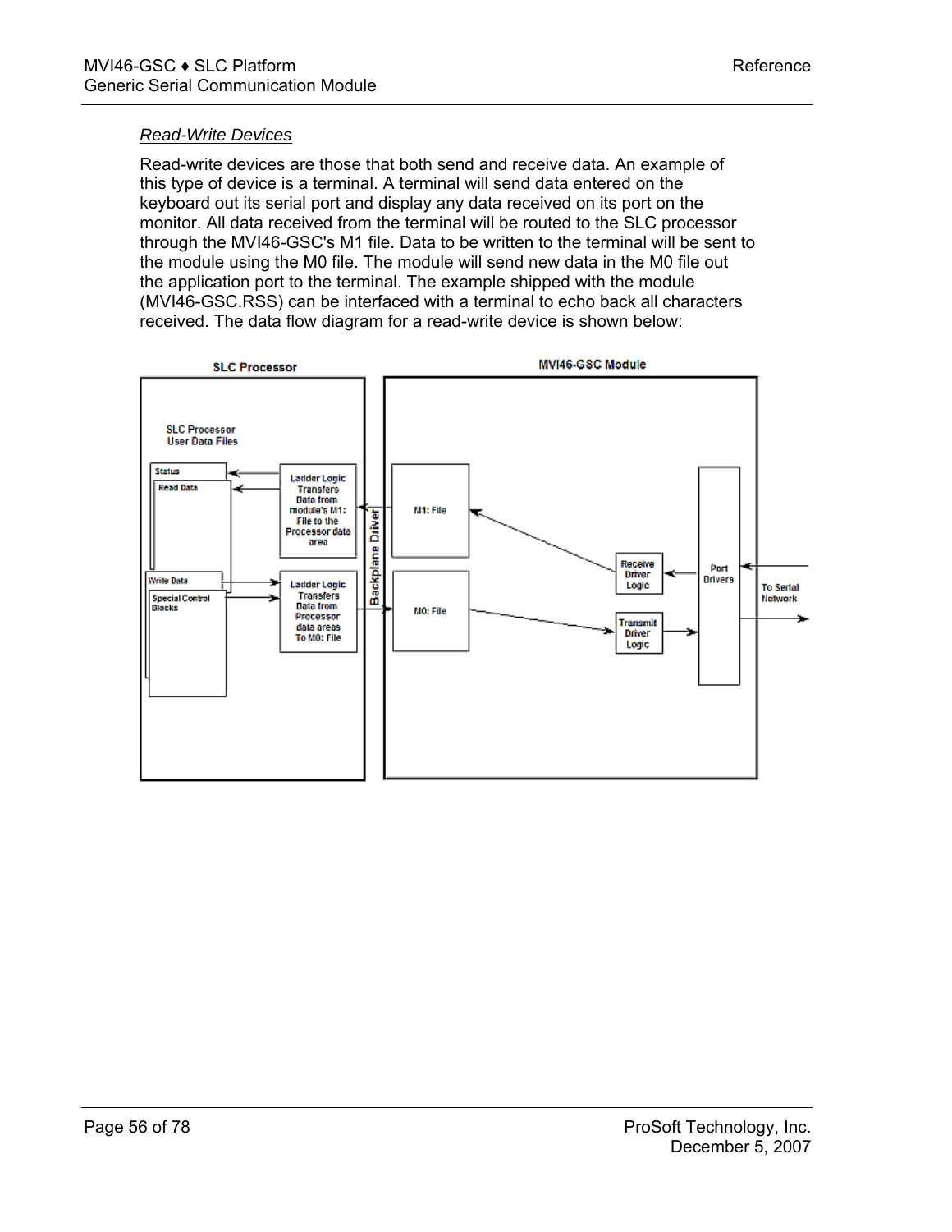### *Read-Write Devices*

Read-write devices are those that both send and receive data. An example of this type of device is a terminal. A terminal will send data entered on the keyboard out its serial port and display any data received on its port on the monitor. All data received from the terminal will be routed to the SLC processor through the MVI46-GSC's M1 file. Data to be written to the terminal will be sent to the module using the M0 file. The module will send new data in the M0 file out the application port to the terminal. The example shipped with the module (MVI46-GSC.RSS) can be interfaced with a terminal to echo back all characters received. The data flow diagram for a read-write device is shown below: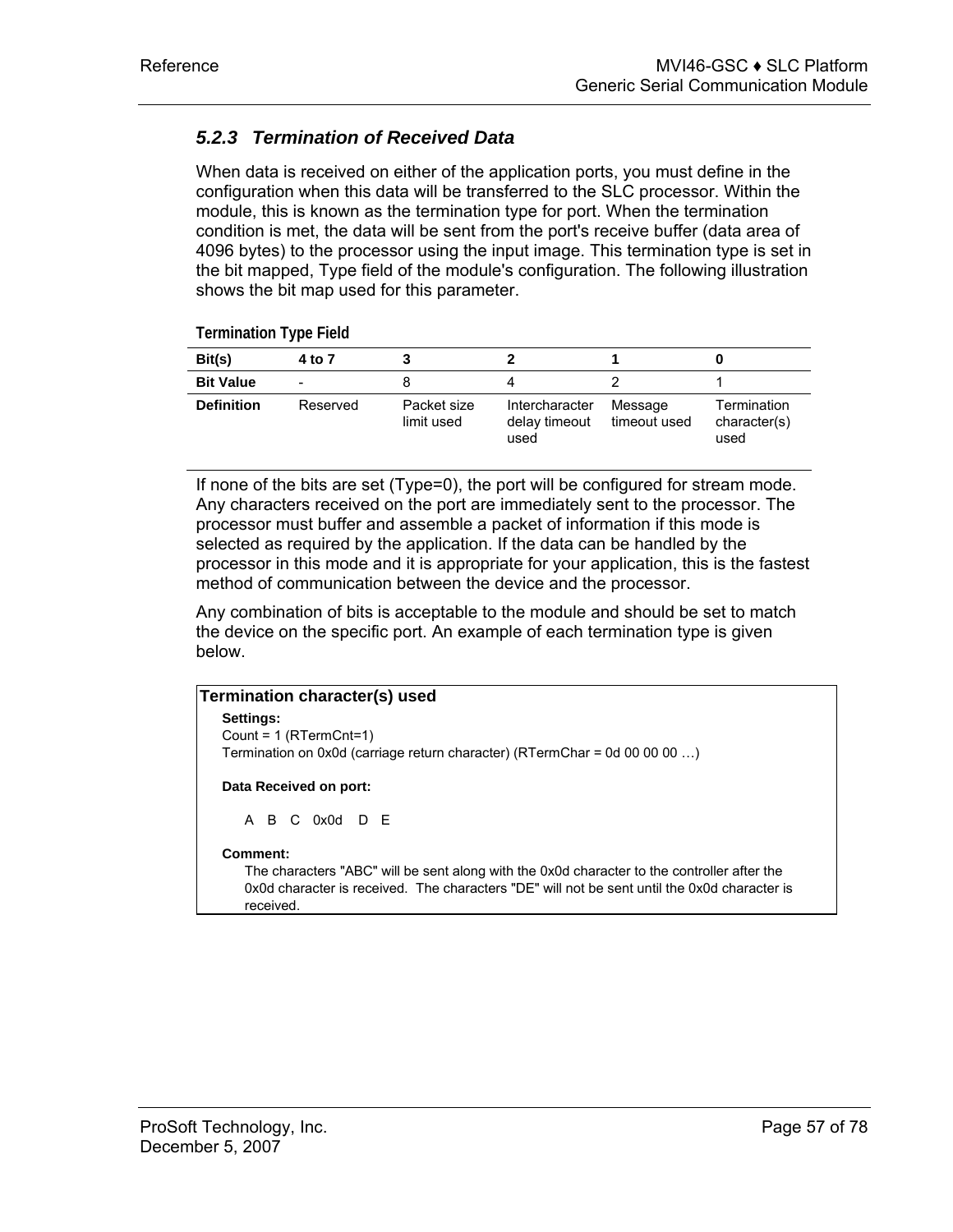### 5.2.3 *Termination of Received Data*

When data is received on either of the application ports, you must define in the configuration when this data will be transferred to the SLC processor. Within the module, this is known as the termination type for port. When the termination condition is met, the data will be sent from the port's receive buffer (data area of 4096 bytes) to the processor using the input image. This termination type is set in the bit mapped, Type field of the module's configuration. The following illustration shows the bit map used for this parameter.

**Termination Type Field**

| Bit(s) | 4 to 7 | 3 | 2 | 1 | 0 |
|---|---|---|---|---|---|
| **Bit Value** | - | 8 | 4 | 2 | 1 |
| **Definition** | Reserved | Packet size limit used | Intercharacter delay timeout used | Message timeout used | Termination character(s) used |

If none of the bits are set (Type=0), the port will be configured for stream mode. Any characters received on the port are immediately sent to the processor. The processor must buffer and assemble a packet of information if this mode is selected as required by the application. If the data can be handled by the processor in this mode and it is appropriate for your application, this is the fastest method of communication between the device and the processor.

Any combination of bits is acceptable to the module and should be set to match the device on the specific port. An example of each termination type is given below.

**Termination character(s) used**

**Settings:**
Count = 1 (RTermCnt=1)
Termination on 0x0d (carriage return character) (RTermChar = 0d 00 00 00 …)

**Data Received on port:**

A B C 0x0d D E

**Comment:**
The characters "ABC" will be sent along with the 0x0d character to the controller after the 0x0d character is received. The characters "DE" will not be sent until the 0x0d character is received.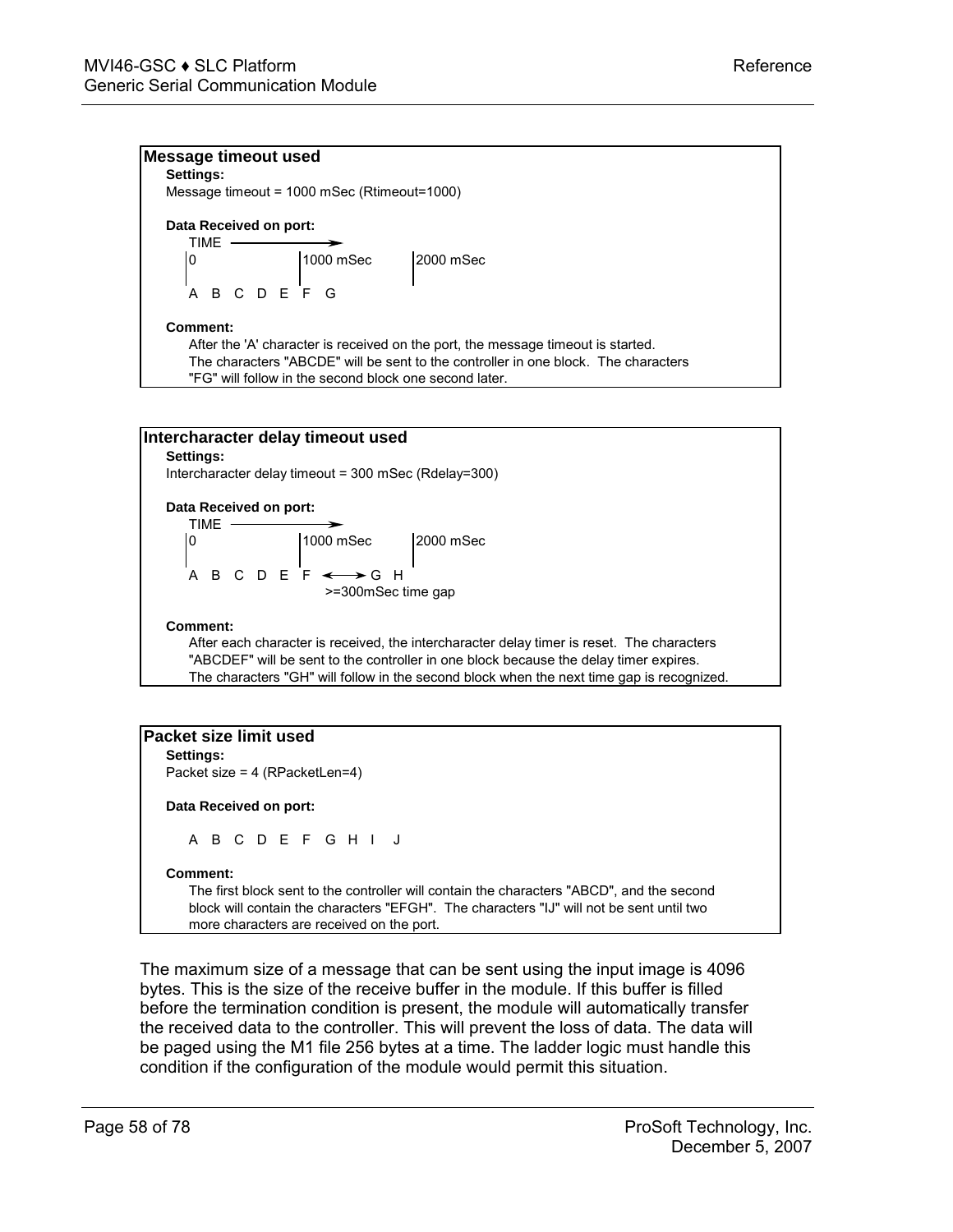**Message timeout used**

**Settings:**

Message timeout = 1000 mSec (Rtimeout=1000)

**Data Received on port:**

```
TIME  ------------->
|0                |1000 mSec        |2000 mSec
A  B  C  D  E  F  G
```

**Comment:**

After the 'A' character is received on the port, the message timeout is started. The characters "ABCDE" will be sent to the controller in one block. The characters "FG" will follow in the second block one second later.

**Intercharacter delay timeout used**

**Settings:**

Intercharacter delay timeout = 300 mSec (Rdelay=300)

**Data Received on port:**

```
TIME  ------------->
|0                |1000 mSec        |2000 mSec
A  B  C  D  E  F  <------>  G  H
                  >=300mSec time gap
```

**Comment:**

After each character is received, the intercharacter delay timer is reset. The characters "ABCDEF" will be sent to the controller in one block because the delay timer expires. The characters "GH" will follow in the second block when the next time gap is recognized.

**Packet size limit used**

**Settings:**

Packet size = 4 (RPacketLen=4)

**Data Received on port:**

```
A  B  C  D  E  F  G  H  I   J
```

**Comment:**

The first block sent to the controller will contain the characters "ABCD", and the second block will contain the characters "EFGH". The characters "IJ" will not be sent until two more characters are received on the port.

The maximum size of a message that can be sent using the input image is 4096 bytes. This is the size of the receive buffer in the module. If this buffer is filled before the termination condition is present, the module will automatically transfer the received data to the controller. This will prevent the loss of data. The data will be paged using the M1 file 256 bytes at a time. The ladder logic must handle this condition if the configuration of the module would permit this situation.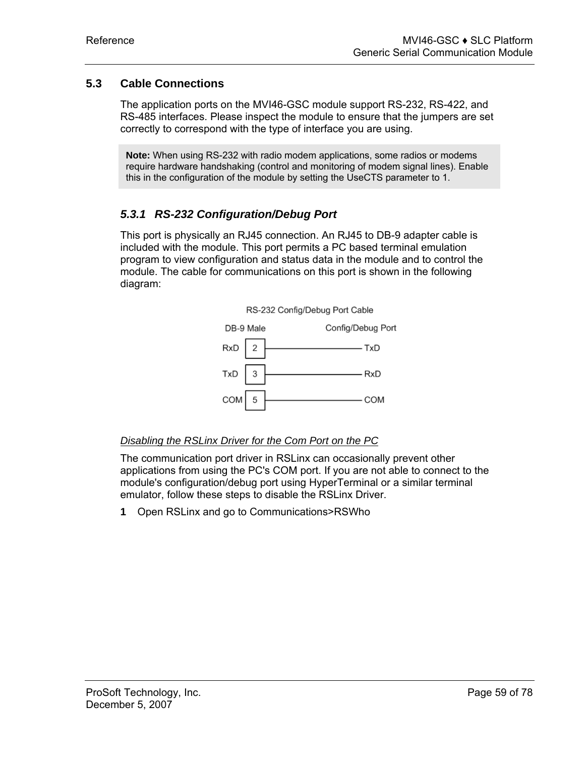## 5.3 Cable Connections

The application ports on the MVI46-GSC module support RS-232, RS-422, and RS-485 interfaces. Please inspect the module to ensure that the jumpers are set correctly to correspond with the type of interface you are using.

> **Note:** When using RS-232 with radio modem applications, some radios or modems require hardware handshaking (control and monitoring of modem signal lines). Enable this in the configuration of the module by setting the UseCTS parameter to 1.

### *5.3.1 RS-232 Configuration/Debug Port*

This port is physically an RJ45 connection. An RJ45 to DB-9 adapter cable is included with the module. This port permits a PC based terminal emulation program to view configuration and status data in the module and to control the module. The cable for communications on this port is shown in the following diagram:

RS-232 Config/Debug Port Cable

| DB-9 Male | | Config/Debug Port |
|---|---|---|
| RxD | 2 | TxD |
| TxD | 3 | RxD |
| COM | 5 | COM |

*Disabling the RSLinx Driver for the Com Port on the PC*

The communication port driver in RSLinx can occasionally prevent other applications from using the PC's COM port. If you are not able to connect to the module's configuration/debug port using HyperTerminal or a similar terminal emulator, follow these steps to disable the RSLinx Driver.

**1** Open RSLinx and go to Communications>RSWho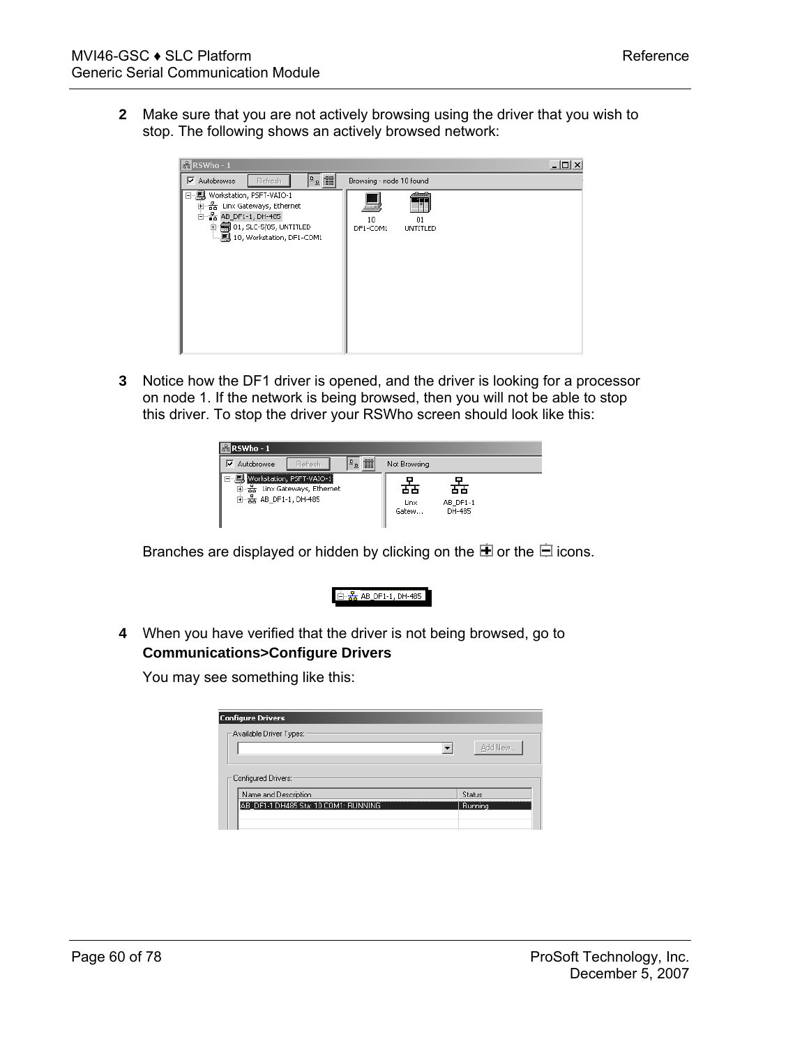2 Make sure that you are not actively browsing using the driver that you wish to stop. The following shows an actively browsed network:

3 Notice how the DF1 driver is opened, and the driver is looking for a processor on node 1. If the network is being browsed, then you will not be able to stop this driver. To stop the driver your RSWho screen should look like this:

Branches are displayed or hidden by clicking on the ⊞ or the ⊟ icons.

4 When you have verified that the driver is not being browsed, go to **Communications>Configure Drivers**

You may see something like this: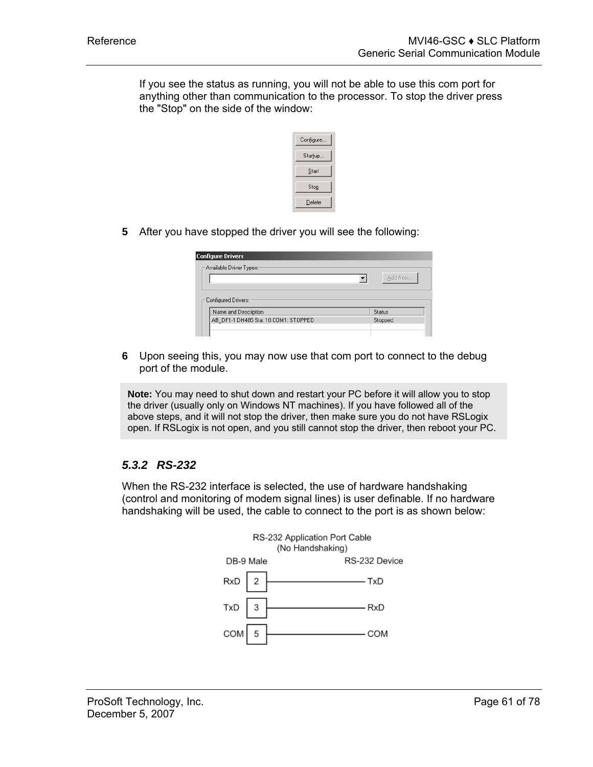If you see the status as running, you will not be able to use this com port for anything other than communication to the processor. To stop the driver press the "Stop" on the side of the window:

5 After you have stopped the driver you will see the following:

6 Upon seeing this, you may now use that com port to connect to the debug port of the module.

> **Note:** You may need to shut down and restart your PC before it will allow you to stop the driver (usually only on Windows NT machines). If you have followed all of the above steps, and it will not stop the driver, then make sure you do not have RSLogix open. If RSLogix is not open, and you still cannot stop the driver, then reboot your PC.

### *5.3.2 RS-232*

When the RS-232 interface is selected, the use of hardware handshaking (control and monitoring of modem signal lines) is user definable. If no hardware handshaking will be used, the cable to connect to the port is as shown below:

RS-232 Application Port Cable (No Handshaking)

| DB-9 Male | | RS-232 Device |
|---|---|---|
| RxD | 2 | TxD |
| TxD | 3 | RxD |
| COM | 5 | COM |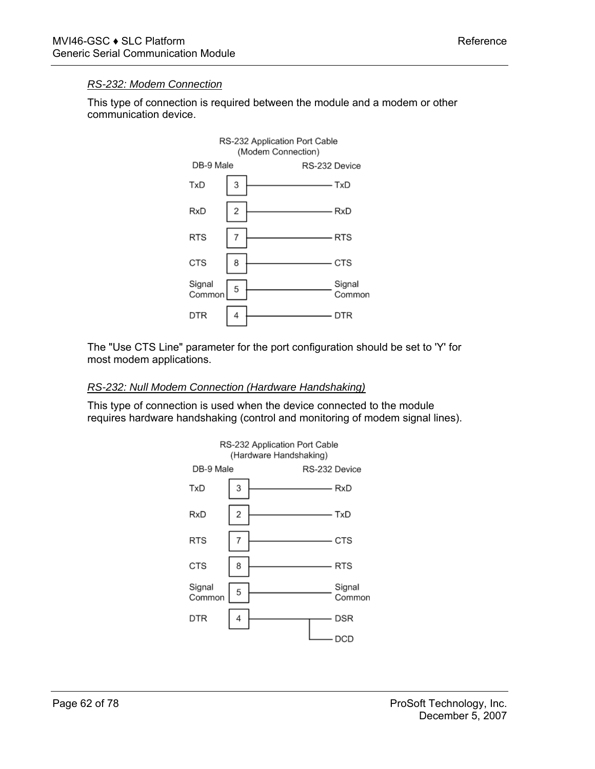*RS-232: Modem Connection*

This type of connection is required between the module and a modem or other communication device.

RS-232 Application Port Cable
(Modem Connection)

| DB-9 Male | Pin | RS-232 Device |
|---|---|---|
| TxD | 3 | TxD |
| RxD | 2 | RxD |
| RTS | 7 | RTS |
| CTS | 8 | CTS |
| Signal Common | 5 | Signal Common |
| DTR | 4 | DTR |

The "Use CTS Line" parameter for the port configuration should be set to 'Y' for most modem applications.

*RS-232: Null Modem Connection (Hardware Handshaking)*

This type of connection is used when the device connected to the module requires hardware handshaking (control and monitoring of modem signal lines).

RS-232 Application Port Cable
(Hardware Handshaking)

| DB-9 Male | Pin | RS-232 Device |
|---|---|---|
| TxD | 3 | RxD |
| RxD | 2 | TxD |
| RTS | 7 | CTS |
| CTS | 8 | RTS |
| Signal Common | 5 | Signal Common |
| DTR | 4 | DSR, DCD |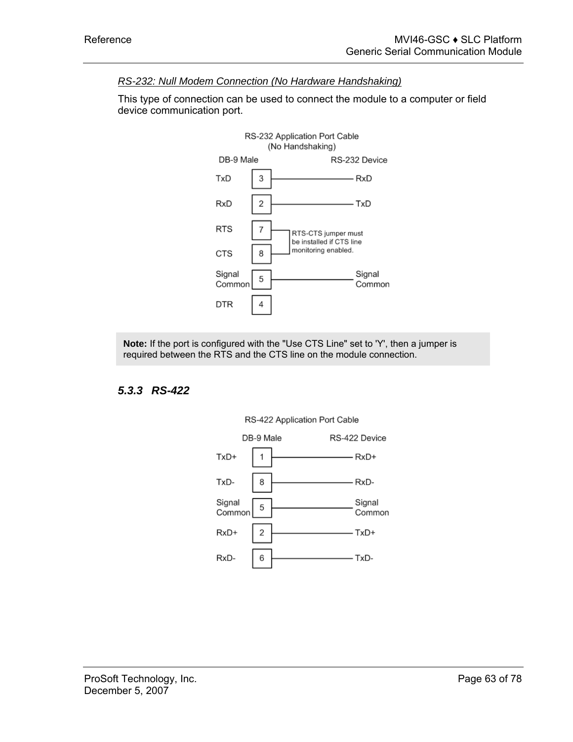*RS-232: Null Modem Connection (No Hardware Handshaking)*

This type of connection can be used to connect the module to a computer or field device communication port.

RS-232 Application Port Cable (No Handshaking)

| DB-9 Male | Pin | RS-232 Device |
|---|---|---|
| TxD | 3 | RxD |
| RxD | 2 | TxD |
| RTS | 7 | RTS-CTS jumper must be installed if CTS line monitoring enabled. |
| CTS | 8 | |
| Signal Common | 5 | Signal Common |
| DTR | 4 | |

> **Note:** If the port is configured with the "Use CTS Line" set to 'Y', then a jumper is required between the RTS and the CTS line on the module connection.

### 5.3.3 RS-422

RS-422 Application Port Cable

| DB-9 Male | Pin | RS-422 Device |
|---|---|---|
| TxD+ | 1 | RxD+ |
| TxD- | 8 | RxD- |
| Signal Common | 5 | Signal Common |
| RxD+ | 2 | TxD+ |
| RxD- | 6 | TxD- |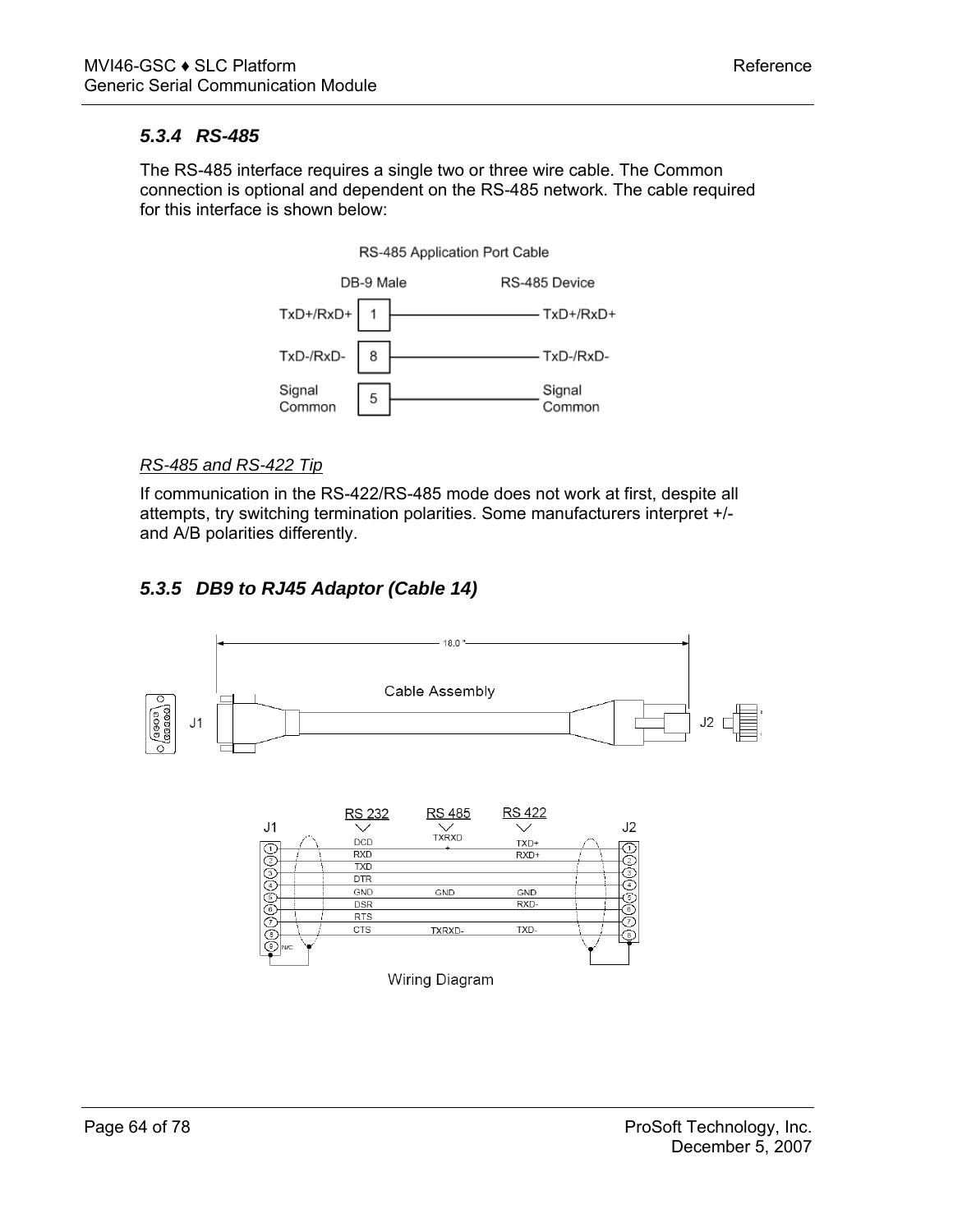### 5.3.4 RS-485

The RS-485 interface requires a single two or three wire cable. The Common connection is optional and dependent on the RS-485 network. The cable required for this interface is shown below:

RS-485 Application Port Cable

| DB-9 Male | | RS-485 Device |
|---|---|---|
| TxD+/RxD+ | 1 | TxD+/RxD+ |
| TxD-/RxD- | 8 | TxD-/RxD- |
| Signal Common | 5 | Signal Common |

*RS-485 and RS-422 Tip*

If communication in the RS-422/RS-485 mode does not work at first, despite all attempts, try switching termination polarities. Some manufacturers interpret +/- and A/B polarities differently.

### 5.3.5 DB9 to RJ45 Adaptor (Cable 14)

18.0 "

Cable Assembly

J1 J2

| J1 | RS 232 | RS 485 | RS 422 | J2 |
|---|---|---|---|---|
| 1 | DCD | TXRXD | TXD+ | 1 |
| 2 | RXD | | RXD+ | 2 |
| 3 | TXD | | | 3 |
| 4 | DTR | | | 4 |
| 5 | GND | GND | GND | 5 |
| 6 | DSR | | RXD- | 6 |
| 7 | RTS | | | 7 |
| 8 | CTS | TXRXD- | TXD- | 8 |
| 9 | N/C | | | |

Wiring Diagram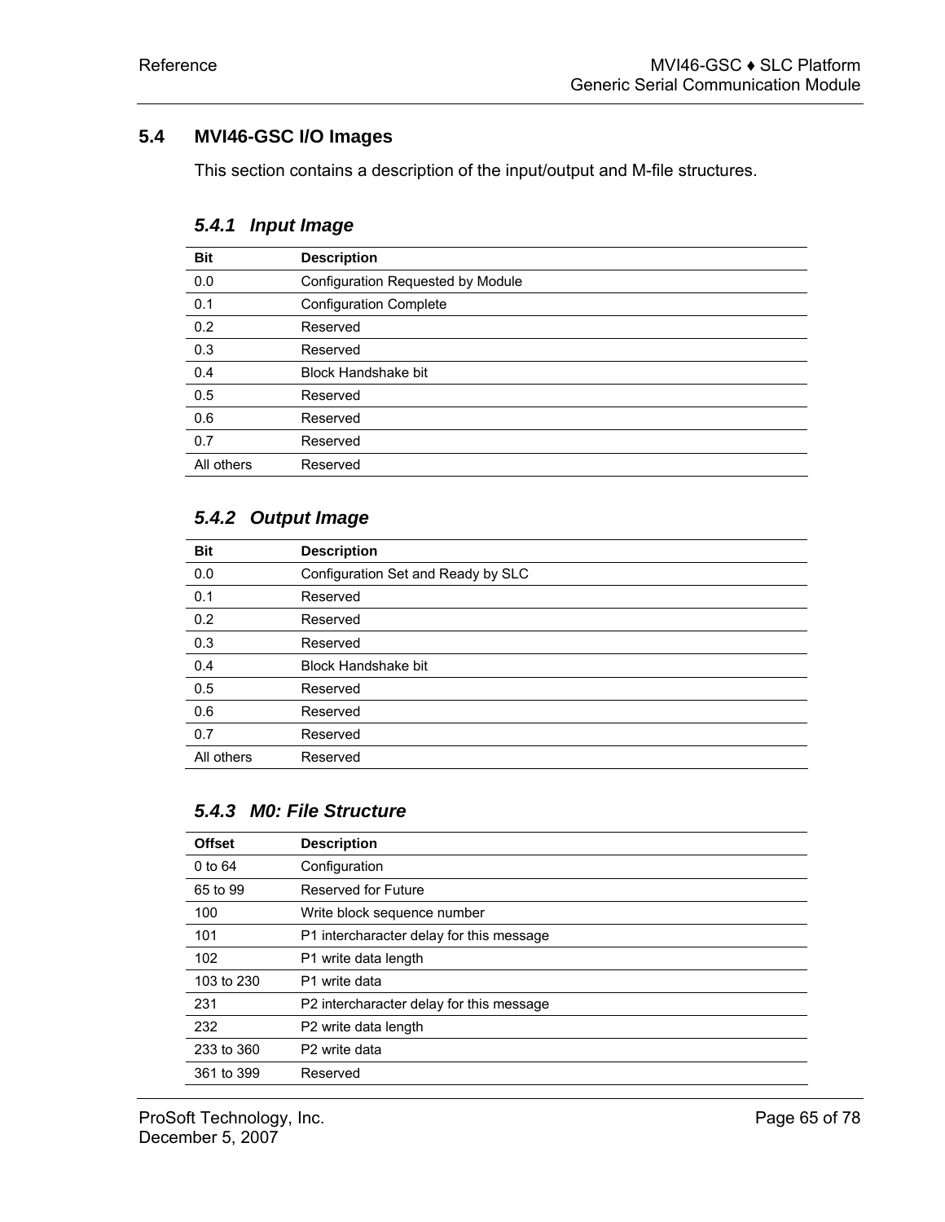## 5.4 MVI46-GSC I/O Images

This section contains a description of the input/output and M-file structures.

### *5.4.1 Input Image*

| Bit | Description |
|---|---|
| 0.0 | Configuration Requested by Module |
| 0.1 | Configuration Complete |
| 0.2 | Reserved |
| 0.3 | Reserved |
| 0.4 | Block Handshake bit |
| 0.5 | Reserved |
| 0.6 | Reserved |
| 0.7 | Reserved |
| All others | Reserved |

### *5.4.2 Output Image*

| Bit | Description |
|---|---|
| 0.0 | Configuration Set and Ready by SLC |
| 0.1 | Reserved |
| 0.2 | Reserved |
| 0.3 | Reserved |
| 0.4 | Block Handshake bit |
| 0.5 | Reserved |
| 0.6 | Reserved |
| 0.7 | Reserved |
| All others | Reserved |

### *5.4.3 M0: File Structure*

| Offset | Description |
|---|---|
| 0 to 64 | Configuration |
| 65 to 99 | Reserved for Future |
| 100 | Write block sequence number |
| 101 | P1 intercharacter delay for this message |
| 102 | P1 write data length |
| 103 to 230 | P1 write data |
| 231 | P2 intercharacter delay for this message |
| 232 | P2 write data length |
| 233 to 360 | P2 write data |
| 361 to 399 | Reserved |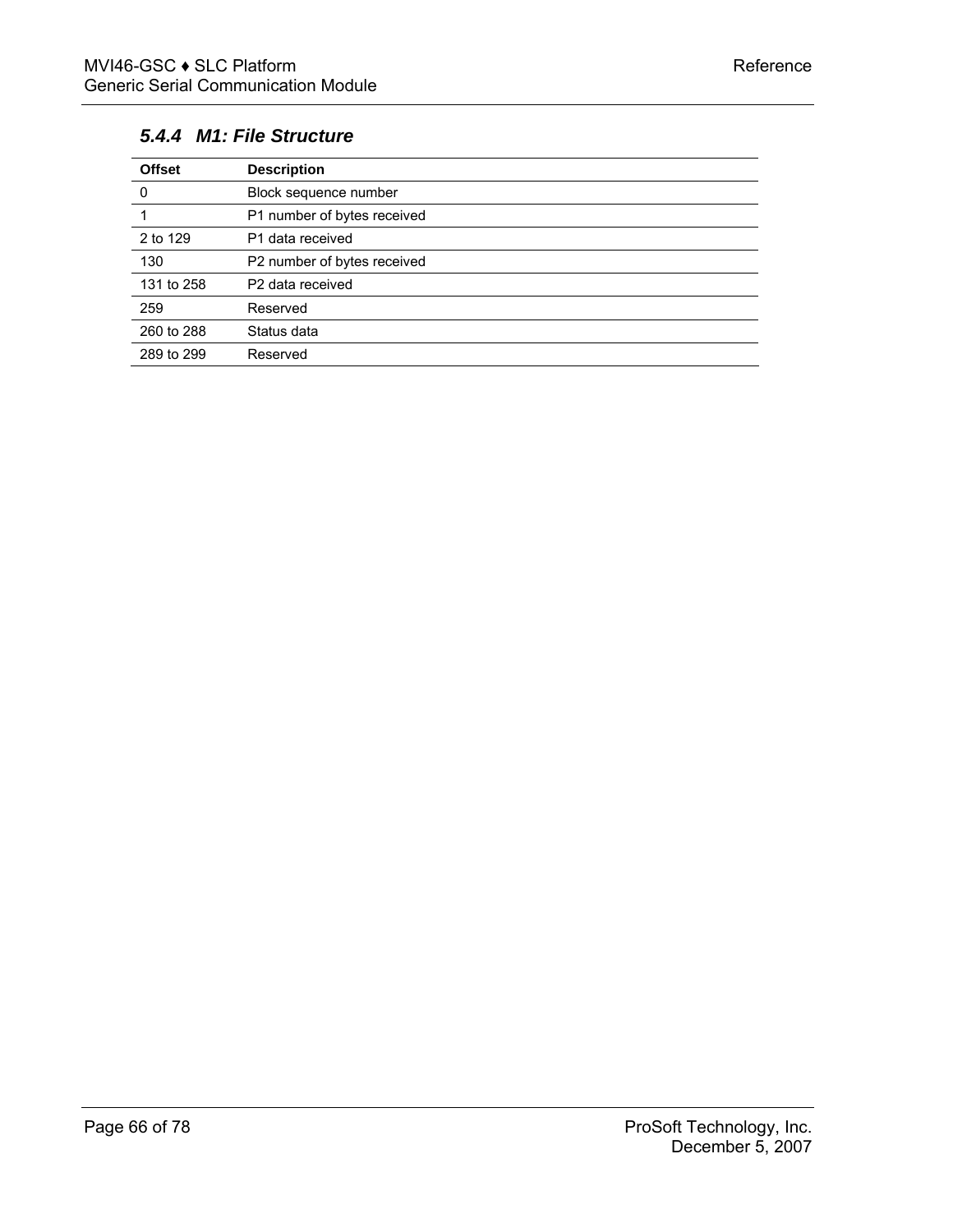### 5.4.4 M1: File Structure

| Offset | Description |
|---|---|
| 0 | Block sequence number |
| 1 | P1 number of bytes received |
| 2 to 129 | P1 data received |
| 130 | P2 number of bytes received |
| 131 to 258 | P2 data received |
| 259 | Reserved |
| 260 to 288 | Status data |
| 289 to 299 | Reserved |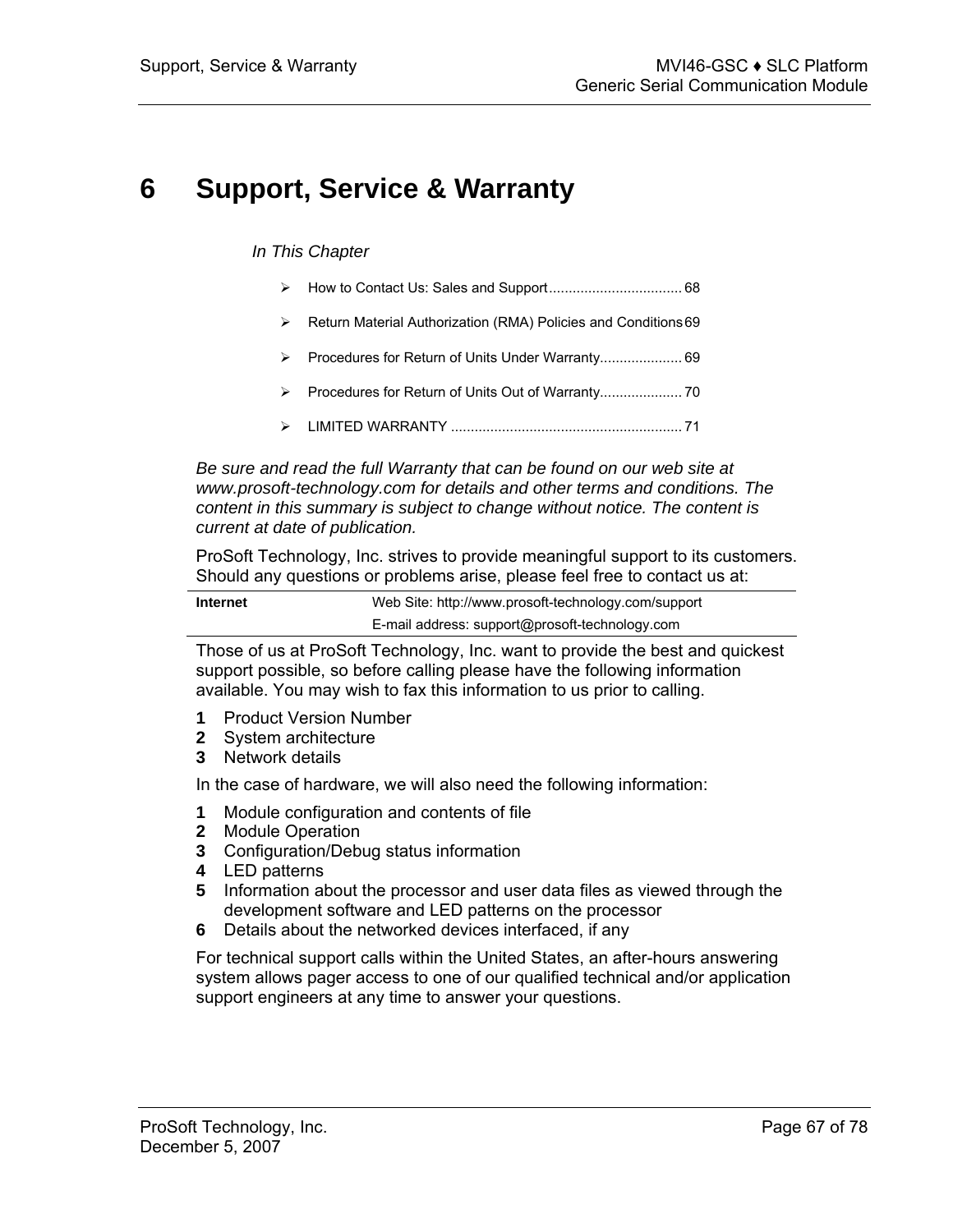# 6 Support, Service & Warranty

*In This Chapter*

- How to Contact Us: Sales and Support ................................. 68
- Return Material Authorization (RMA) Policies and Conditions 69
- Procedures for Return of Units Under Warranty..................... 69
- Procedures for Return of Units Out of Warranty..................... 70
- LIMITED WARRANTY .......................................................... 71

*Be sure and read the full Warranty that can be found on our web site at www.prosoft-technology.com for details and other terms and conditions. The content in this summary is subject to change without notice. The content is current at date of publication.*

ProSoft Technology, Inc. strives to provide meaningful support to its customers. Should any questions or problems arise, please feel free to contact us at:

| **Internet** | Web Site: http://www.prosoft-technology.com/support |
|---|---|
| | E-mail address: support@prosoft-technology.com |

Those of us at ProSoft Technology, Inc. want to provide the best and quickest support possible, so before calling please have the following information available. You may wish to fax this information to us prior to calling.

1. Product Version Number
2. System architecture
3. Network details

In the case of hardware, we will also need the following information:

1. Module configuration and contents of file
2. Module Operation
3. Configuration/Debug status information
4. LED patterns
5. Information about the processor and user data files as viewed through the development software and LED patterns on the processor
6. Details about the networked devices interfaced, if any

For technical support calls within the United States, an after-hours answering system allows pager access to one of our qualified technical and/or application support engineers at any time to answer your questions.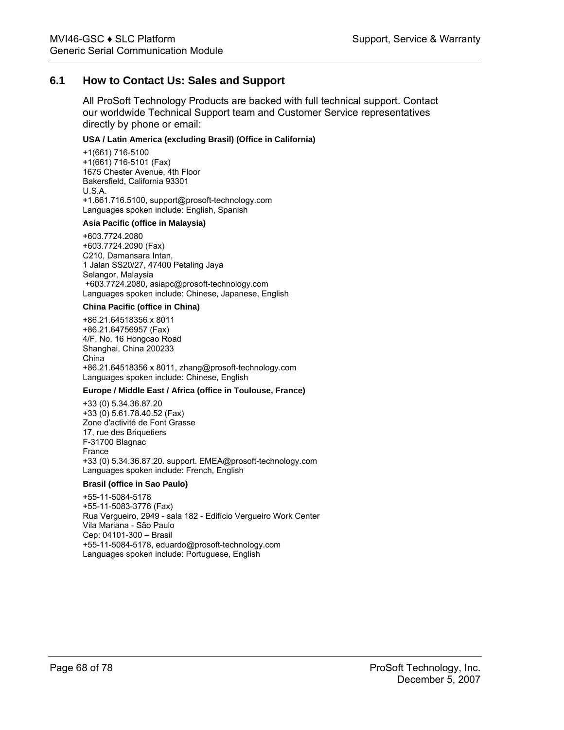## 6.1 How to Contact Us: Sales and Support

All ProSoft Technology Products are backed with full technical support. Contact our worldwide Technical Support team and Customer Service representatives directly by phone or email:

**USA / Latin America (excluding Brasil) (Office in California)**

+1(661) 716-5100
+1(661) 716-5101 (Fax)
1675 Chester Avenue, 4th Floor
Bakersfield, California 93301
U.S.A.
+1.661.716.5100, support@prosoft-technology.com
Languages spoken include: English, Spanish

**Asia Pacific (office in Malaysia)**

+603.7724.2080
+603.7724.2090 (Fax)
C210, Damansara Intan,
1 Jalan SS20/27, 47400 Petaling Jaya
Selangor, Malaysia
+603.7724.2080, asiapc@prosoft-technology.com
Languages spoken include: Chinese, Japanese, English

**China Pacific (office in China)**

+86.21.64518356 x 8011
+86.21.64756957 (Fax)
4/F, No. 16 Hongcao Road
Shanghai, China 200233
China
+86.21.64518356 x 8011, zhang@prosoft-technology.com
Languages spoken include: Chinese, English

**Europe / Middle East / Africa (office in Toulouse, France)**

+33 (0) 5.34.36.87.20
+33 (0) 5.61.78.40.52 (Fax)
Zone d'activité de Font Grasse
17, rue des Briquetiers
F-31700 Blagnac
France
+33 (0) 5.34.36.87.20. support. EMEA@prosoft-technology.com
Languages spoken include: French, English

**Brasil (office in Sao Paulo)**

+55-11-5084-5178
+55-11-5083-3776 (Fax)
Rua Vergueiro, 2949 - sala 182 - Edifício Vergueiro Work Center
Vila Mariana - São Paulo
Cep: 04101-300 – Brasil
+55-11-5084-5178, eduardo@prosoft-technology.com
Languages spoken include: Portuguese, English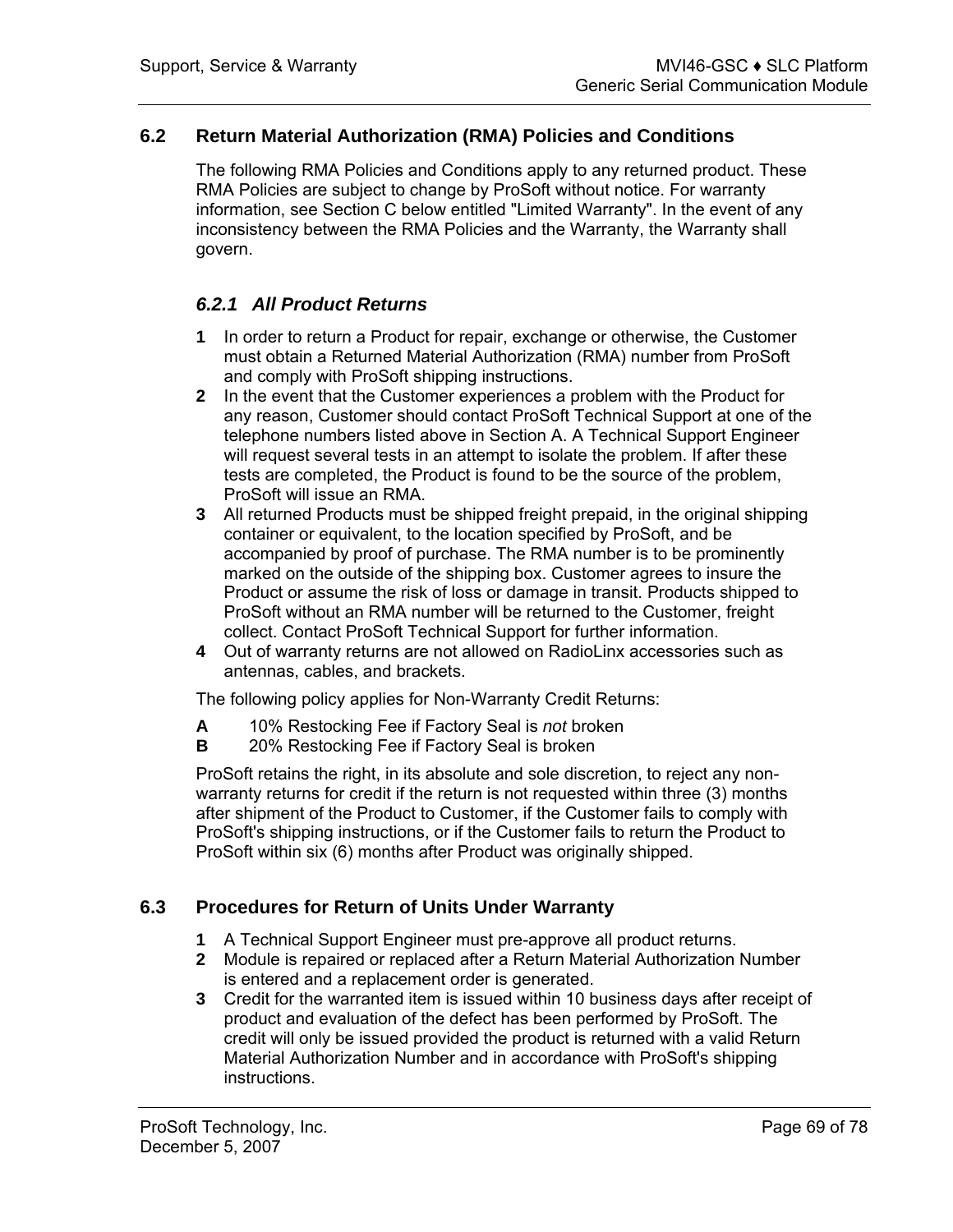## 6.2 Return Material Authorization (RMA) Policies and Conditions

The following RMA Policies and Conditions apply to any returned product. These RMA Policies are subject to change by ProSoft without notice. For warranty information, see Section C below entitled "Limited Warranty". In the event of any inconsistency between the RMA Policies and the Warranty, the Warranty shall govern.

### *6.2.1 All Product Returns*

**1** In order to return a Product for repair, exchange or otherwise, the Customer must obtain a Returned Material Authorization (RMA) number from ProSoft and comply with ProSoft shipping instructions.
**2** In the event that the Customer experiences a problem with the Product for any reason, Customer should contact ProSoft Technical Support at one of the telephone numbers listed above in Section A. A Technical Support Engineer will request several tests in an attempt to isolate the problem. If after these tests are completed, the Product is found to be the source of the problem, ProSoft will issue an RMA.
**3** All returned Products must be shipped freight prepaid, in the original shipping container or equivalent, to the location specified by ProSoft, and be accompanied by proof of purchase. The RMA number is to be prominently marked on the outside of the shipping box. Customer agrees to insure the Product or assume the risk of loss or damage in transit. Products shipped to ProSoft without an RMA number will be returned to the Customer, freight collect. Contact ProSoft Technical Support for further information.
**4** Out of warranty returns are not allowed on RadioLinx accessories such as antennas, cables, and brackets.

The following policy applies for Non-Warranty Credit Returns:

**A** 10% Restocking Fee if Factory Seal is *not* broken
**B** 20% Restocking Fee if Factory Seal is broken

ProSoft retains the right, in its absolute and sole discretion, to reject any non-warranty returns for credit if the return is not requested within three (3) months after shipment of the Product to Customer, if the Customer fails to comply with ProSoft's shipping instructions, or if the Customer fails to return the Product to ProSoft within six (6) months after Product was originally shipped.

## 6.3 Procedures for Return of Units Under Warranty

**1** A Technical Support Engineer must pre-approve all product returns.
**2** Module is repaired or replaced after a Return Material Authorization Number is entered and a replacement order is generated.
**3** Credit for the warranted item is issued within 10 business days after receipt of product and evaluation of the defect has been performed by ProSoft. The credit will only be issued provided the product is returned with a valid Return Material Authorization Number and in accordance with ProSoft's shipping instructions.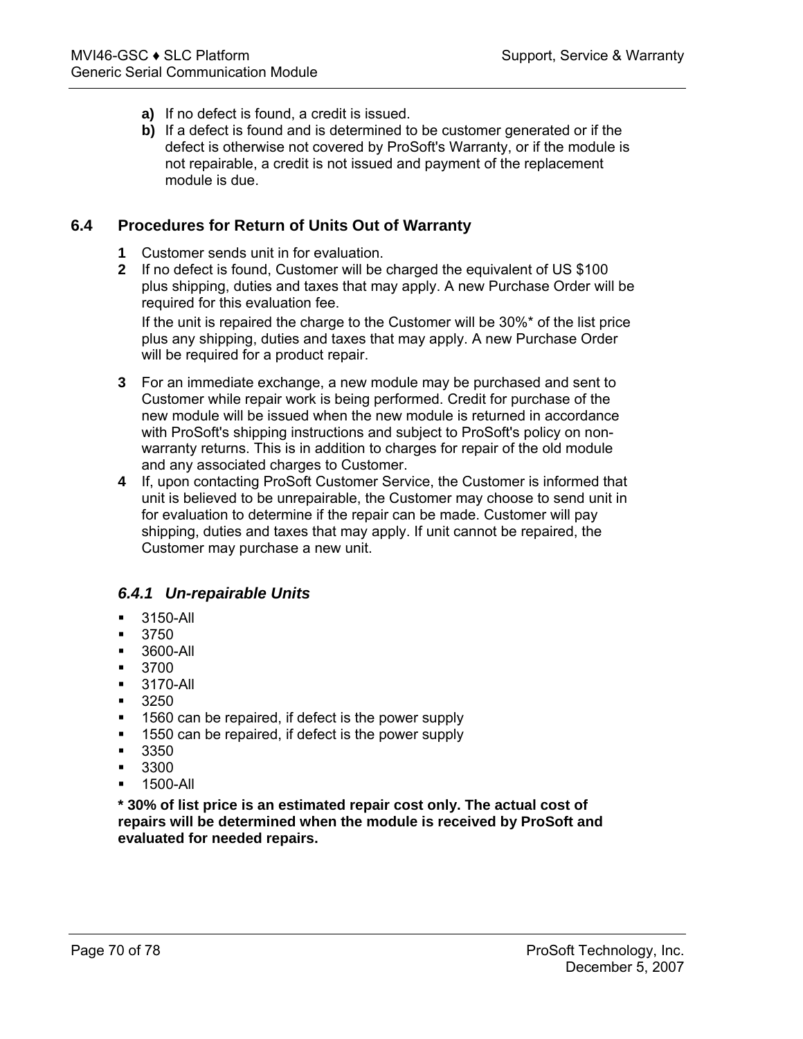**a)** If no defect is found, a credit is issued.

**b)** If a defect is found and is determined to be customer generated or if the defect is otherwise not covered by ProSoft's Warranty, or if the module is not repairable, a credit is not issued and payment of the replacement module is due.

## 6.4 Procedures for Return of Units Out of Warranty

**1** Customer sends unit in for evaluation.

**2** If no defect is found, Customer will be charged the equivalent of US $100 plus shipping, duties and taxes that may apply. A new Purchase Order will be required for this evaluation fee.

If the unit is repaired the charge to the Customer will be 30%* of the list price plus any shipping, duties and taxes that may apply. A new Purchase Order will be required for a product repair.

**3** For an immediate exchange, a new module may be purchased and sent to Customer while repair work is being performed. Credit for purchase of the new module will be issued when the new module is returned in accordance with ProSoft's shipping instructions and subject to ProSoft's policy on non-warranty returns. This is in addition to charges for repair of the old module and any associated charges to Customer.

**4** If, upon contacting ProSoft Customer Service, the Customer is informed that unit is believed to be unrepairable, the Customer may choose to send unit in for evaluation to determine if the repair can be made. Customer will pay shipping, duties and taxes that may apply. If unit cannot be repaired, the Customer may purchase a new unit.

### *6.4.1 Un-repairable Units*

- 3150-All
- 3750
- 3600-All
- 3700
- 3170-All
- 3250
- 1560 can be repaired, if defect is the power supply
- 1550 can be repaired, if defect is the power supply
- 3350
- 3300
- 1500-All

**\* 30% of list price is an estimated repair cost only. The actual cost of repairs will be determined when the module is received by ProSoft and evaluated for needed repairs.**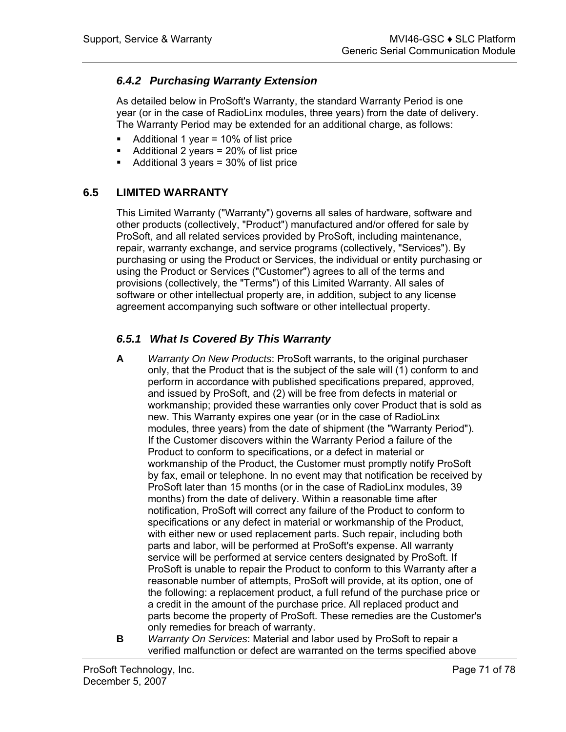### 6.4.2 Purchasing Warranty Extension

As detailed below in ProSoft's Warranty, the standard Warranty Period is one year (or in the case of RadioLinx modules, three years) from the date of delivery. The Warranty Period may be extended for an additional charge, as follows:

- Additional 1 year = 10% of list price
- Additional 2 years = 20% of list price
- Additional 3 years = 30% of list price

## 6.5 LIMITED WARRANTY

This Limited Warranty ("Warranty") governs all sales of hardware, software and other products (collectively, "Product") manufactured and/or offered for sale by ProSoft, and all related services provided by ProSoft, including maintenance, repair, warranty exchange, and service programs (collectively, "Services"). By purchasing or using the Product or Services, the individual or entity purchasing or using the Product or Services ("Customer") agrees to all of the terms and provisions (collectively, the "Terms") of this Limited Warranty. All sales of software or other intellectual property are, in addition, subject to any license agreement accompanying such software or other intellectual property.

### 6.5.1 What Is Covered By This Warranty

**A** *Warranty On New Products*: ProSoft warrants, to the original purchaser only, that the Product that is the subject of the sale will (1) conform to and perform in accordance with published specifications prepared, approved, and issued by ProSoft, and (2) will be free from defects in material or workmanship; provided these warranties only cover Product that is sold as new. This Warranty expires one year (or in the case of RadioLinx modules, three years) from the date of shipment (the "Warranty Period"). If the Customer discovers within the Warranty Period a failure of the Product to conform to specifications, or a defect in material or workmanship of the Product, the Customer must promptly notify ProSoft by fax, email or telephone. In no event may that notification be received by ProSoft later than 15 months (or in the case of RadioLinx modules, 39 months) from the date of delivery. Within a reasonable time after notification, ProSoft will correct any failure of the Product to conform to specifications or any defect in material or workmanship of the Product, with either new or used replacement parts. Such repair, including both parts and labor, will be performed at ProSoft's expense. All warranty service will be performed at service centers designated by ProSoft. If ProSoft is unable to repair the Product to conform to this Warranty after a reasonable number of attempts, ProSoft will provide, at its option, one of the following: a replacement product, a full refund of the purchase price or a credit in the amount of the purchase price. All replaced product and parts become the property of ProSoft. These remedies are the Customer's only remedies for breach of warranty.

**B** *Warranty On Services*: Material and labor used by ProSoft to repair a verified malfunction or defect are warranted on the terms specified above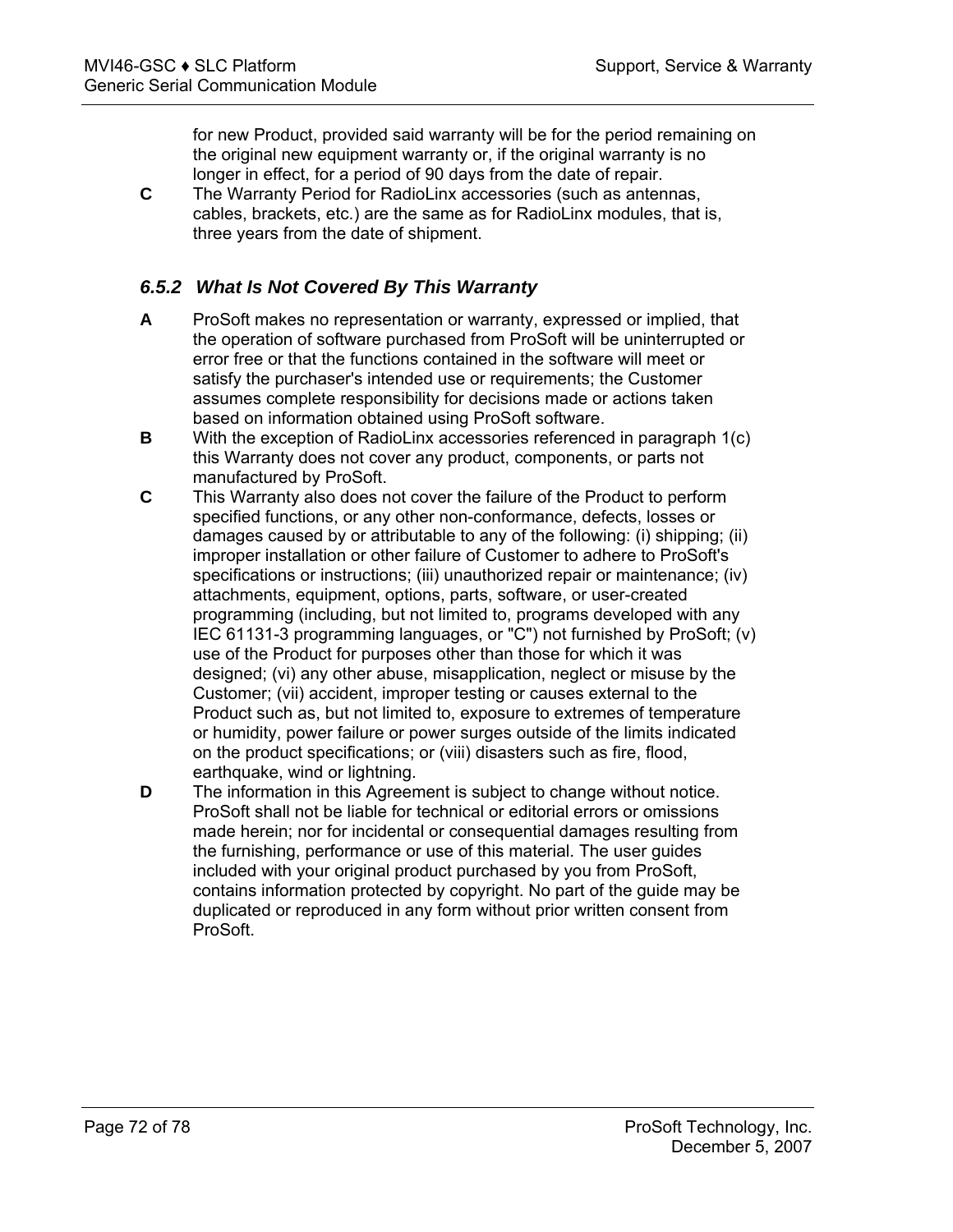for new Product, provided said warranty will be for the period remaining on the original new equipment warranty or, if the original warranty is no longer in effect, for a period of 90 days from the date of repair.

**C** The Warranty Period for RadioLinx accessories (such as antennas, cables, brackets, etc.) are the same as for RadioLinx modules, that is, three years from the date of shipment.

### *6.5.2 What Is Not Covered By This Warranty*

**A** ProSoft makes no representation or warranty, expressed or implied, that the operation of software purchased from ProSoft will be uninterrupted or error free or that the functions contained in the software will meet or satisfy the purchaser's intended use or requirements; the Customer assumes complete responsibility for decisions made or actions taken based on information obtained using ProSoft software.

**B** With the exception of RadioLinx accessories referenced in paragraph 1(c) this Warranty does not cover any product, components, or parts not manufactured by ProSoft.

**C** This Warranty also does not cover the failure of the Product to perform specified functions, or any other non-conformance, defects, losses or damages caused by or attributable to any of the following: (i) shipping; (ii) improper installation or other failure of Customer to adhere to ProSoft's specifications or instructions; (iii) unauthorized repair or maintenance; (iv) attachments, equipment, options, parts, software, or user-created programming (including, but not limited to, programs developed with any IEC 61131-3 programming languages, or "C") not furnished by ProSoft; (v) use of the Product for purposes other than those for which it was designed; (vi) any other abuse, misapplication, neglect or misuse by the Customer; (vii) accident, improper testing or causes external to the Product such as, but not limited to, exposure to extremes of temperature or humidity, power failure or power surges outside of the limits indicated on the product specifications; or (viii) disasters such as fire, flood, earthquake, wind or lightning.

**D** The information in this Agreement is subject to change without notice. ProSoft shall not be liable for technical or editorial errors or omissions made herein; nor for incidental or consequential damages resulting from the furnishing, performance or use of this material. The user guides included with your original product purchased by you from ProSoft, contains information protected by copyright. No part of the guide may be duplicated or reproduced in any form without prior written consent from ProSoft.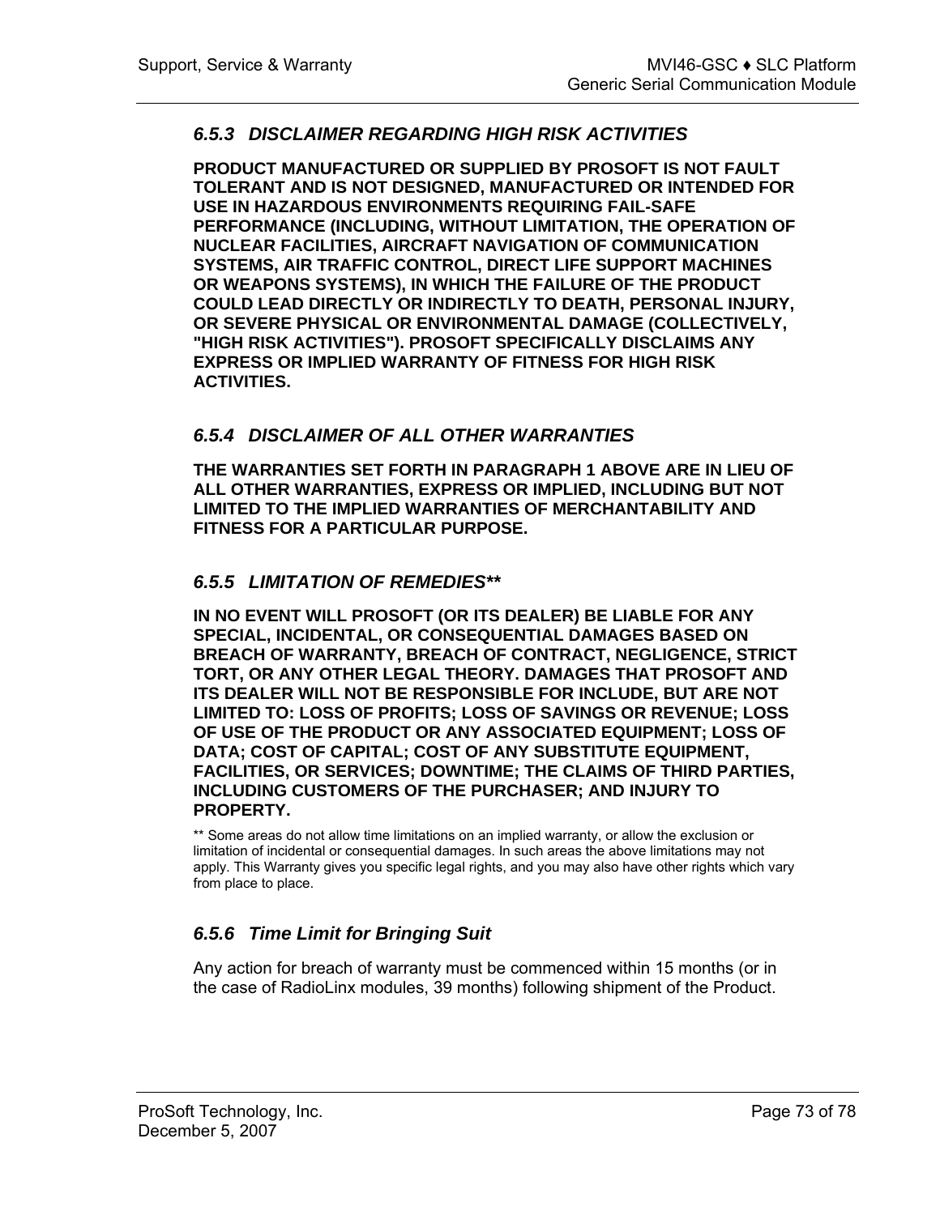### *6.5.3 DISCLAIMER REGARDING HIGH RISK ACTIVITIES*

**PRODUCT MANUFACTURED OR SUPPLIED BY PROSOFT IS NOT FAULT TOLERANT AND IS NOT DESIGNED, MANUFACTURED OR INTENDED FOR USE IN HAZARDOUS ENVIRONMENTS REQUIRING FAIL-SAFE PERFORMANCE (INCLUDING, WITHOUT LIMITATION, THE OPERATION OF NUCLEAR FACILITIES, AIRCRAFT NAVIGATION OF COMMUNICATION SYSTEMS, AIR TRAFFIC CONTROL, DIRECT LIFE SUPPORT MACHINES OR WEAPONS SYSTEMS), IN WHICH THE FAILURE OF THE PRODUCT COULD LEAD DIRECTLY OR INDIRECTLY TO DEATH, PERSONAL INJURY, OR SEVERE PHYSICAL OR ENVIRONMENTAL DAMAGE (COLLECTIVELY, "HIGH RISK ACTIVITIES"). PROSOFT SPECIFICALLY DISCLAIMS ANY EXPRESS OR IMPLIED WARRANTY OF FITNESS FOR HIGH RISK ACTIVITIES.**

### *6.5.4 DISCLAIMER OF ALL OTHER WARRANTIES*

**THE WARRANTIES SET FORTH IN PARAGRAPH 1 ABOVE ARE IN LIEU OF ALL OTHER WARRANTIES, EXPRESS OR IMPLIED, INCLUDING BUT NOT LIMITED TO THE IMPLIED WARRANTIES OF MERCHANTABILITY AND FITNESS FOR A PARTICULAR PURPOSE.**

### *6.5.5 LIMITATION OF REMEDIES***

**IN NO EVENT WILL PROSOFT (OR ITS DEALER) BE LIABLE FOR ANY SPECIAL, INCIDENTAL, OR CONSEQUENTIAL DAMAGES BASED ON BREACH OF WARRANTY, BREACH OF CONTRACT, NEGLIGENCE, STRICT TORT, OR ANY OTHER LEGAL THEORY. DAMAGES THAT PROSOFT AND ITS DEALER WILL NOT BE RESPONSIBLE FOR INCLUDE, BUT ARE NOT LIMITED TO: LOSS OF PROFITS; LOSS OF SAVINGS OR REVENUE; LOSS OF USE OF THE PRODUCT OR ANY ASSOCIATED EQUIPMENT; LOSS OF DATA; COST OF CAPITAL; COST OF ANY SUBSTITUTE EQUIPMENT, FACILITIES, OR SERVICES; DOWNTIME; THE CLAIMS OF THIRD PARTIES, INCLUDING CUSTOMERS OF THE PURCHASER; AND INJURY TO PROPERTY.**

** Some areas do not allow time limitations on an implied warranty, or allow the exclusion or limitation of incidental or consequential damages. In such areas the above limitations may not apply. This Warranty gives you specific legal rights, and you may also have other rights which vary from place to place.

### *6.5.6 Time Limit for Bringing Suit*

Any action for breach of warranty must be commenced within 15 months (or in the case of RadioLinx modules, 39 months) following shipment of the Product.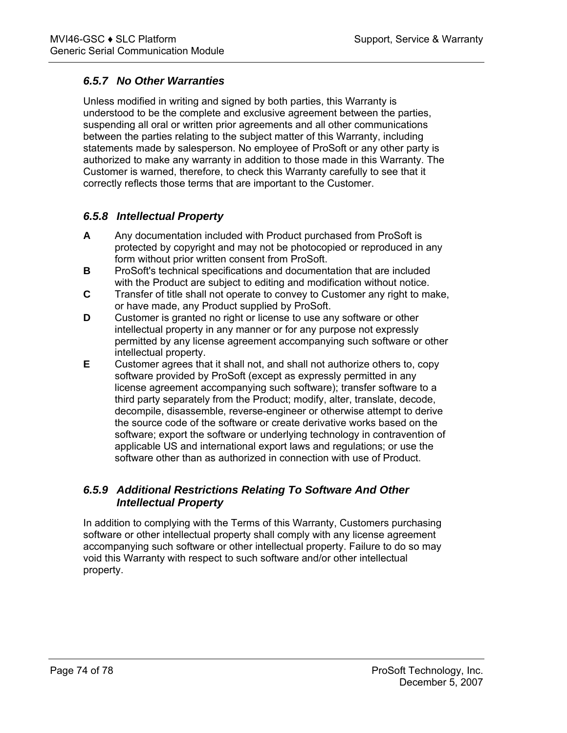### 6.5.7 No Other Warranties

Unless modified in writing and signed by both parties, this Warranty is understood to be the complete and exclusive agreement between the parties, suspending all oral or written prior agreements and all other communications between the parties relating to the subject matter of this Warranty, including statements made by salesperson. No employee of ProSoft or any other party is authorized to make any warranty in addition to those made in this Warranty. The Customer is warned, therefore, to check this Warranty carefully to see that it correctly reflects those terms that are important to the Customer.

### 6.5.8 Intellectual Property

**A** Any documentation included with Product purchased from ProSoft is protected by copyright and may not be photocopied or reproduced in any form without prior written consent from ProSoft.

**B** ProSoft's technical specifications and documentation that are included with the Product are subject to editing and modification without notice.

**C** Transfer of title shall not operate to convey to Customer any right to make, or have made, any Product supplied by ProSoft.

**D** Customer is granted no right or license to use any software or other intellectual property in any manner or for any purpose not expressly permitted by any license agreement accompanying such software or other intellectual property.

**E** Customer agrees that it shall not, and shall not authorize others to, copy software provided by ProSoft (except as expressly permitted in any license agreement accompanying such software); transfer software to a third party separately from the Product; modify, alter, translate, decode, decompile, disassemble, reverse-engineer or otherwise attempt to derive the source code of the software or create derivative works based on the software; export the software or underlying technology in contravention of applicable US and international export laws and regulations; or use the software other than as authorized in connection with use of Product.

### 6.5.9 Additional Restrictions Relating To Software And Other Intellectual Property

In addition to complying with the Terms of this Warranty, Customers purchasing software or other intellectual property shall comply with any license agreement accompanying such software or other intellectual property. Failure to do so may void this Warranty with respect to such software and/or other intellectual property.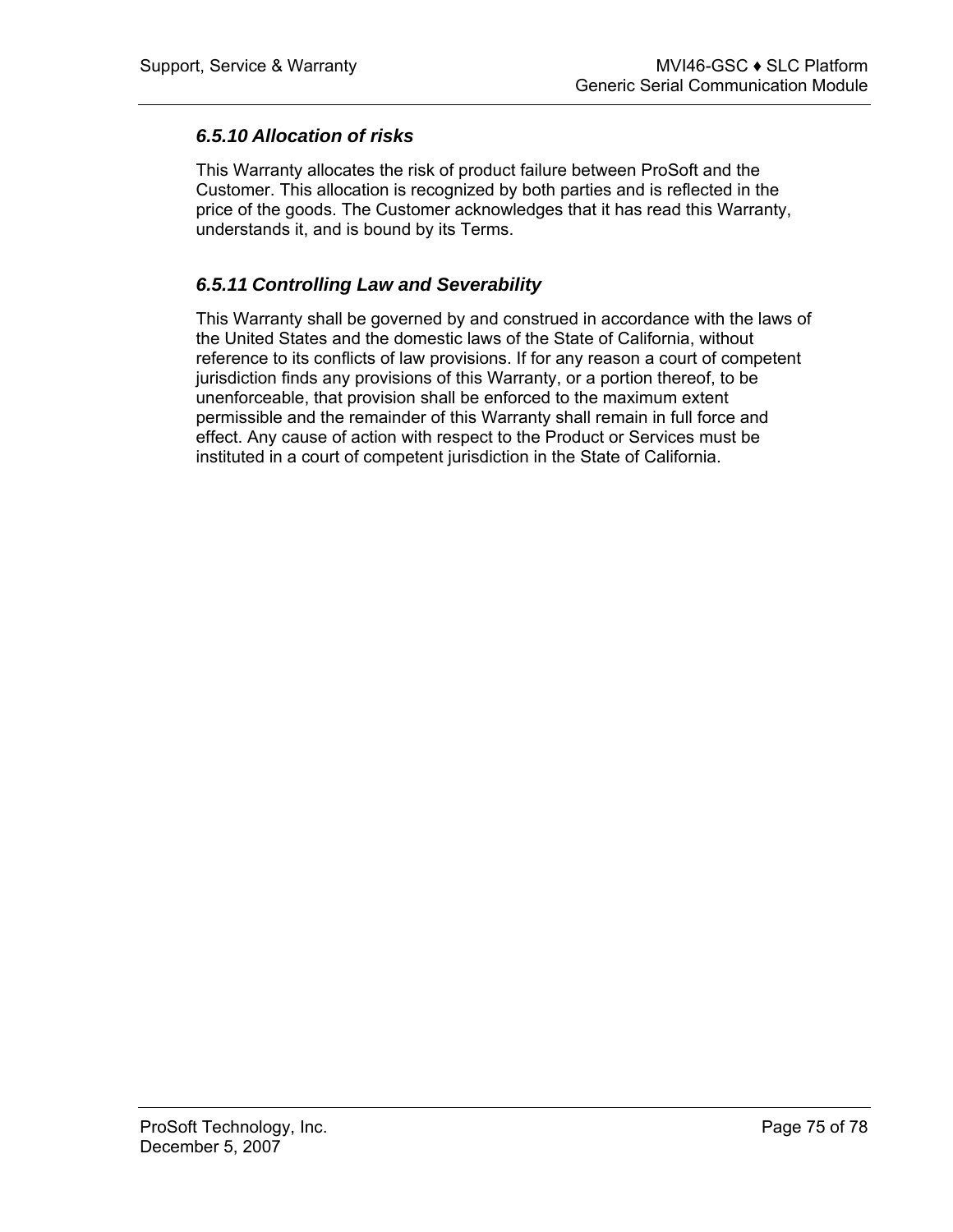### *6.5.10 Allocation of risks*

This Warranty allocates the risk of product failure between ProSoft and the Customer. This allocation is recognized by both parties and is reflected in the price of the goods. The Customer acknowledges that it has read this Warranty, understands it, and is bound by its Terms.

### *6.5.11 Controlling Law and Severability*

This Warranty shall be governed by and construed in accordance with the laws of the United States and the domestic laws of the State of California, without reference to its conflicts of law provisions. If for any reason a court of competent jurisdiction finds any provisions of this Warranty, or a portion thereof, to be unenforceable, that provision shall be enforced to the maximum extent permissible and the remainder of this Warranty shall remain in full force and effect. Any cause of action with respect to the Product or Services must be instituted in a court of competent jurisdiction in the State of California.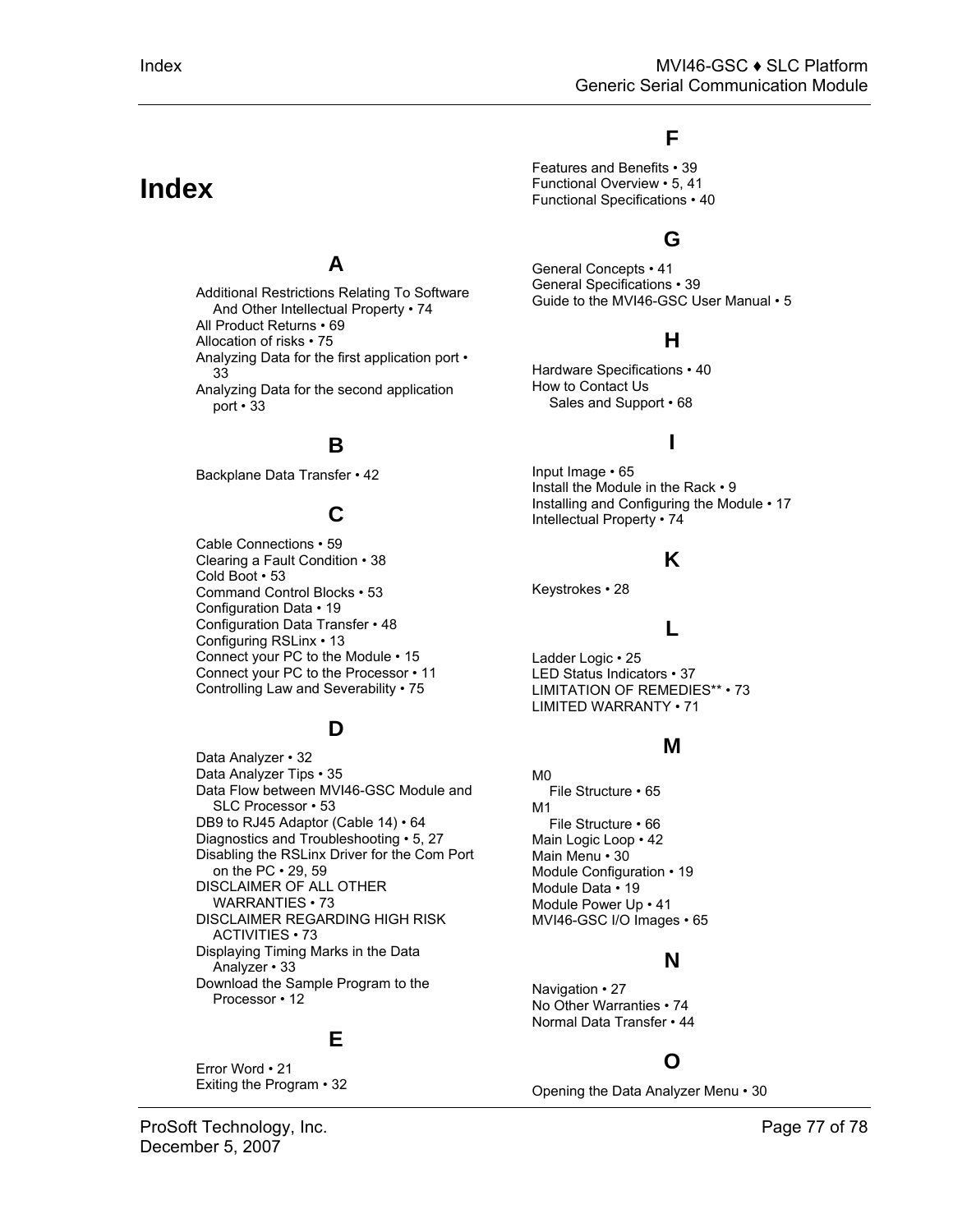# Index

## A

Additional Restrictions Relating To Software And Other Intellectual Property • 74
All Product Returns • 69
Allocation of risks • 75
Analyzing Data for the first application port • 33
Analyzing Data for the second application port • 33

## B

Backplane Data Transfer • 42

## C

Cable Connections • 59
Clearing a Fault Condition • 38
Cold Boot • 53
Command Control Blocks • 53
Configuration Data • 19
Configuration Data Transfer • 48
Configuring RSLinx • 13
Connect your PC to the Module • 15
Connect your PC to the Processor • 11
Controlling Law and Severability • 75

## D

Data Analyzer • 32
Data Analyzer Tips • 35
Data Flow between MVI46-GSC Module and SLC Processor • 53
DB9 to RJ45 Adaptor (Cable 14) • 64
Diagnostics and Troubleshooting • 5, 27
Disabling the RSLinx Driver for the Com Port on the PC • 29, 59
DISCLAIMER OF ALL OTHER WARRANTIES • 73
DISCLAIMER REGARDING HIGH RISK ACTIVITIES • 73
Displaying Timing Marks in the Data Analyzer • 33
Download the Sample Program to the Processor • 12

## E

Error Word • 21
Exiting the Program • 32

## F

Features and Benefits • 39
Functional Overview • 5, 41
Functional Specifications • 40

## G

General Concepts • 41
General Specifications • 39
Guide to the MVI46-GSC User Manual • 5

## H

Hardware Specifications • 40
How to Contact Us
  Sales and Support • 68

## I

Input Image • 65
Install the Module in the Rack • 9
Installing and Configuring the Module • 17
Intellectual Property • 74

## K

Keystrokes • 28

## L

Ladder Logic • 25
LED Status Indicators • 37
LIMITATION OF REMEDIES** • 73
LIMITED WARRANTY • 71

## M

M0
  File Structure • 65
M1
  File Structure • 66
Main Logic Loop • 42
Main Menu • 30
Module Configuration • 19
Module Data • 19
Module Power Up • 41
MVI46-GSC I/O Images • 65

## N

Navigation • 27
No Other Warranties • 74
Normal Data Transfer • 44

## O

Opening the Data Analyzer Menu • 30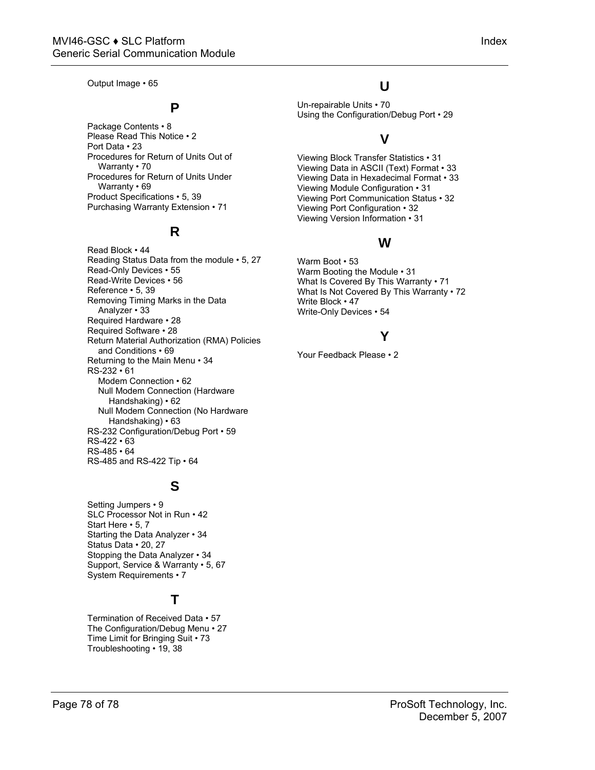Output Image • 65

## P

Package Contents • 8
Please Read This Notice • 2
Port Data • 23
Procedures for Return of Units Out of Warranty • 70
Procedures for Return of Units Under Warranty • 69
Product Specifications • 5, 39
Purchasing Warranty Extension • 71

## R

Read Block • 44
Reading Status Data from the module • 5, 27
Read-Only Devices • 55
Read-Write Devices • 56
Reference • 5, 39
Removing Timing Marks in the Data Analyzer • 33
Required Hardware • 28
Required Software • 28
Return Material Authorization (RMA) Policies and Conditions • 69
Returning to the Main Menu • 34
RS-232 • 61
- Modem Connection • 62
- Null Modem Connection (Hardware Handshaking) • 62
- Null Modem Connection (No Hardware Handshaking) • 63

RS-232 Configuration/Debug Port • 59
RS-422 • 63
RS-485 • 64
RS-485 and RS-422 Tip • 64

## S

Setting Jumpers • 9
SLC Processor Not in Run • 42
Start Here • 5, 7
Starting the Data Analyzer • 34
Status Data • 20, 27
Stopping the Data Analyzer • 34
Support, Service & Warranty • 5, 67
System Requirements • 7

## T

Termination of Received Data • 57
The Configuration/Debug Menu • 27
Time Limit for Bringing Suit • 73
Troubleshooting • 19, 38

## U

Un-repairable Units • 70
Using the Configuration/Debug Port • 29

## V

Viewing Block Transfer Statistics • 31
Viewing Data in ASCII (Text) Format • 33
Viewing Data in Hexadecimal Format • 33
Viewing Module Configuration • 31
Viewing Port Communication Status • 32
Viewing Port Configuration • 32
Viewing Version Information • 31

## W

Warm Boot • 53
Warm Booting the Module • 31
What Is Covered By This Warranty • 71
What Is Not Covered By This Warranty • 72
Write Block • 47
Write-Only Devices • 54

## Y

Your Feedback Please • 2